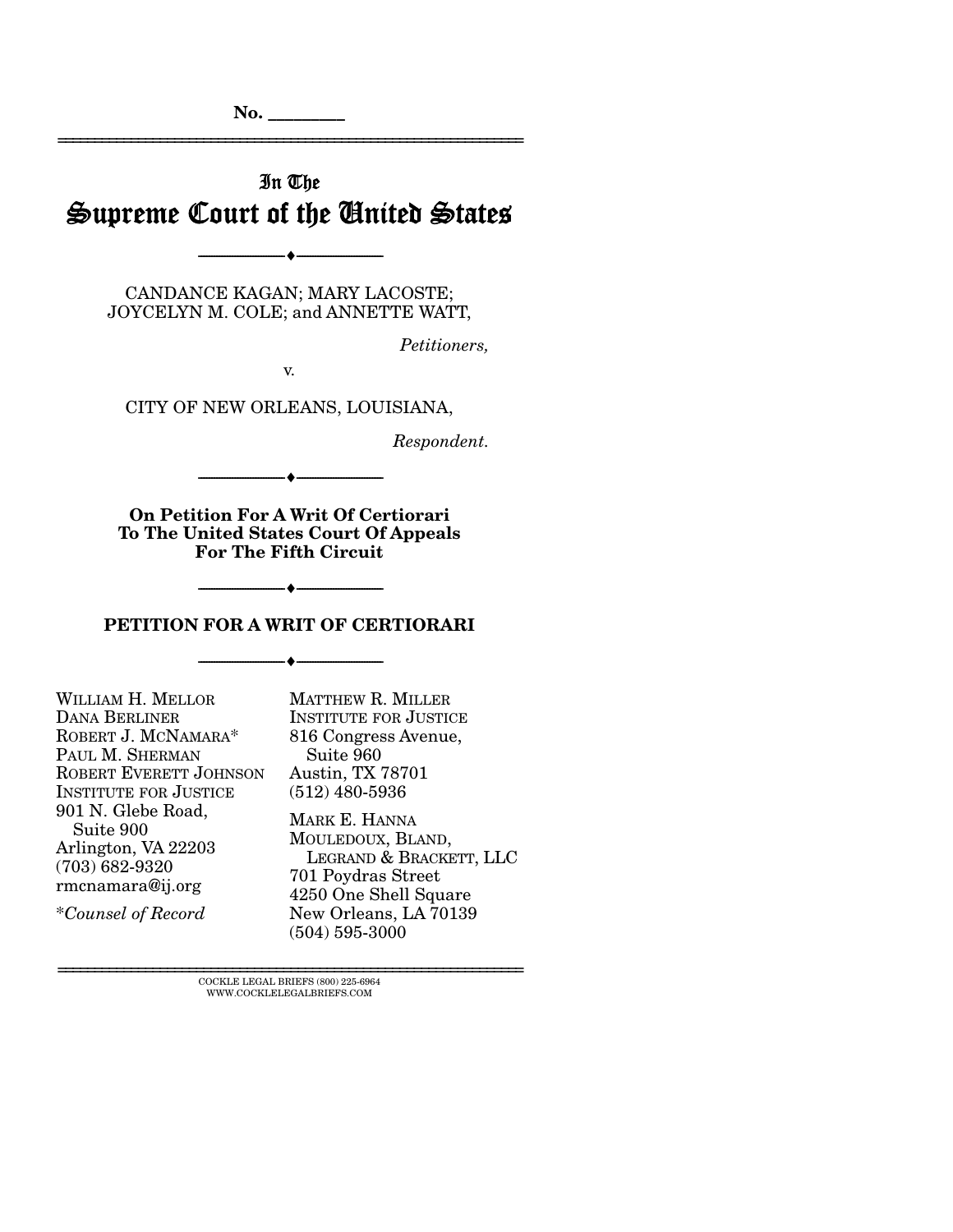No. ________

---

# In The Supreme Court of the United States

---

CANDANCE KAGAN; MARY LACOSTE; JOYCELYN M. COLE; and ANNETTE WATT,

*Petitioners,*

v.

CITY OF NEW ORLEANS, LOUISIANA,

*Respondent.*

---

**On Petition For A Writ Of Certiorari To The United States Court Of Appeals For The Fifth Circuit**

---

## PETITION FOR A WRIT OF CERTIORARI

---

WILLIAM H. MELLOR
DANA BERLINER
ROBERT J. MCNAMARA*
PAUL M. SHERMAN
ROBERT EVERETT JOHNSON
INSTITUTE FOR JUSTICE
901 N. Glebe Road, Suite 900
Arlington, VA 22203
(703) 682-9320
rmcnamara@ij.org

**Counsel of Record*

MATTHEW R. MILLER
INSTITUTE FOR JUSTICE
816 Congress Avenue, Suite 960
Austin, TX 78701
(512) 480-5936

MARK E. HANNA
MOULEDOUX, BLAND, LEGRAND & BRACKETT, LLC
701 Poydras Street
4250 One Shell Square
New Orleans, LA 70139
(504) 595-3000

---

COCKLE LEGAL BRIEFS (800) 225-6964
WWW.COCKLELEGALBRIEFS.COM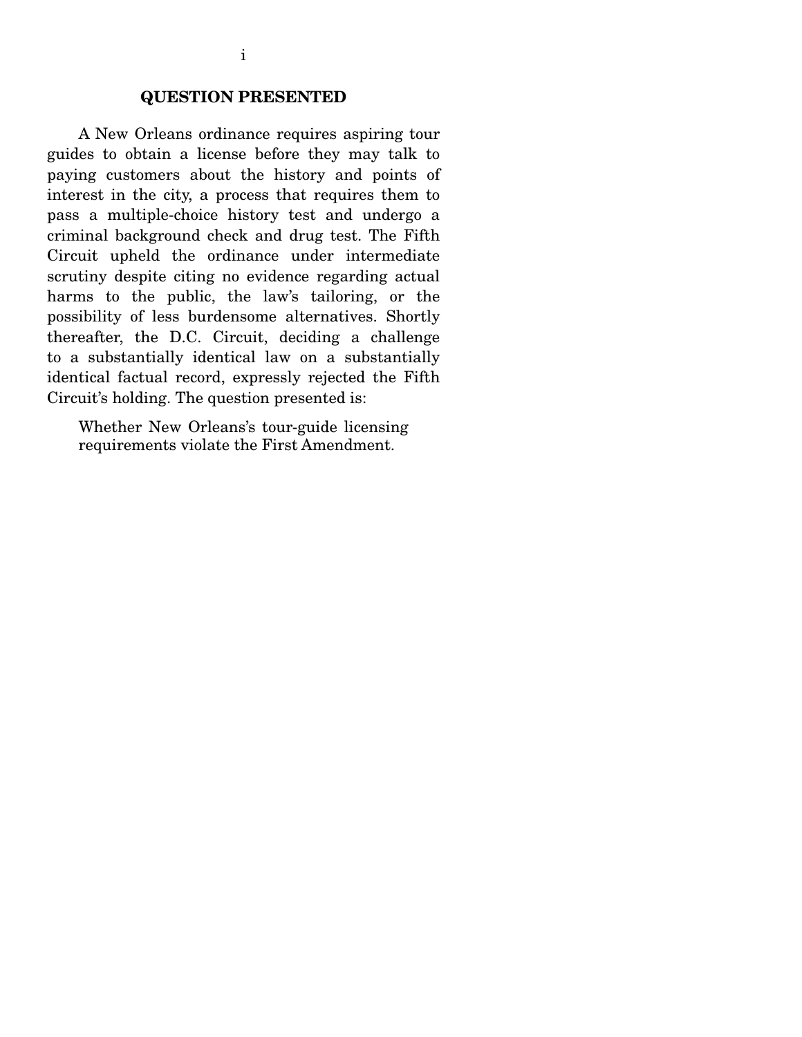## QUESTION PRESENTED

A New Orleans ordinance requires aspiring tour guides to obtain a license before they may talk to paying customers about the history and points of interest in the city, a process that requires them to pass a multiple-choice history test and undergo a criminal background check and drug test. The Fifth Circuit upheld the ordinance under intermediate scrutiny despite citing no evidence regarding actual harms to the public, the law's tailoring, or the possibility of less burdensome alternatives. Shortly thereafter, the D.C. Circuit, deciding a challenge to a substantially identical law on a substantially identical factual record, expressly rejected the Fifth Circuit's holding. The question presented is:

> Whether New Orleans's tour-guide licensing requirements violate the First Amendment.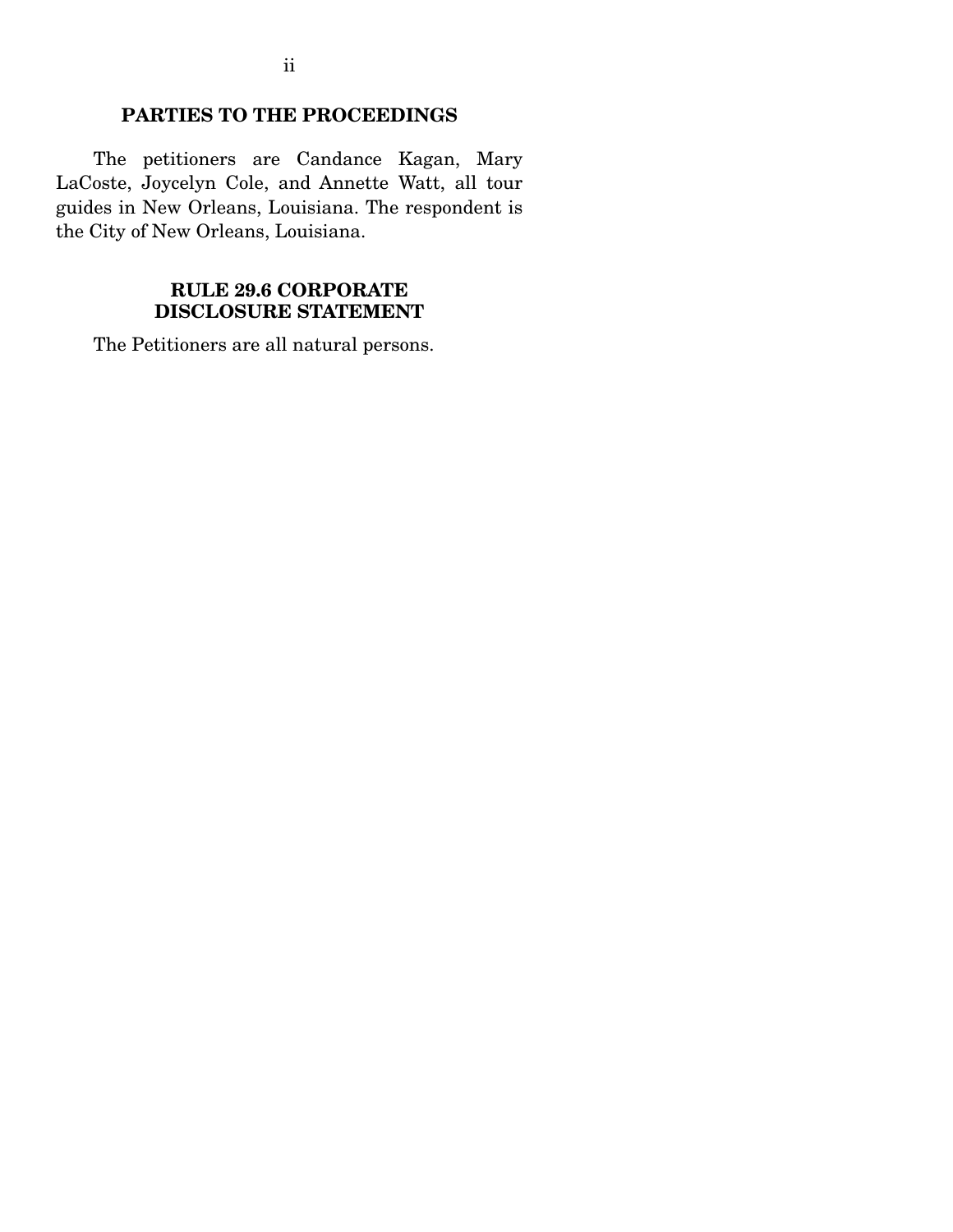## PARTIES TO THE PROCEEDINGS

The petitioners are Candance Kagan, Mary LaCoste, Joycelyn Cole, and Annette Watt, all tour guides in New Orleans, Louisiana. The respondent is the City of New Orleans, Louisiana.

## RULE 29.6 CORPORATE DISCLOSURE STATEMENT

The Petitioners are all natural persons.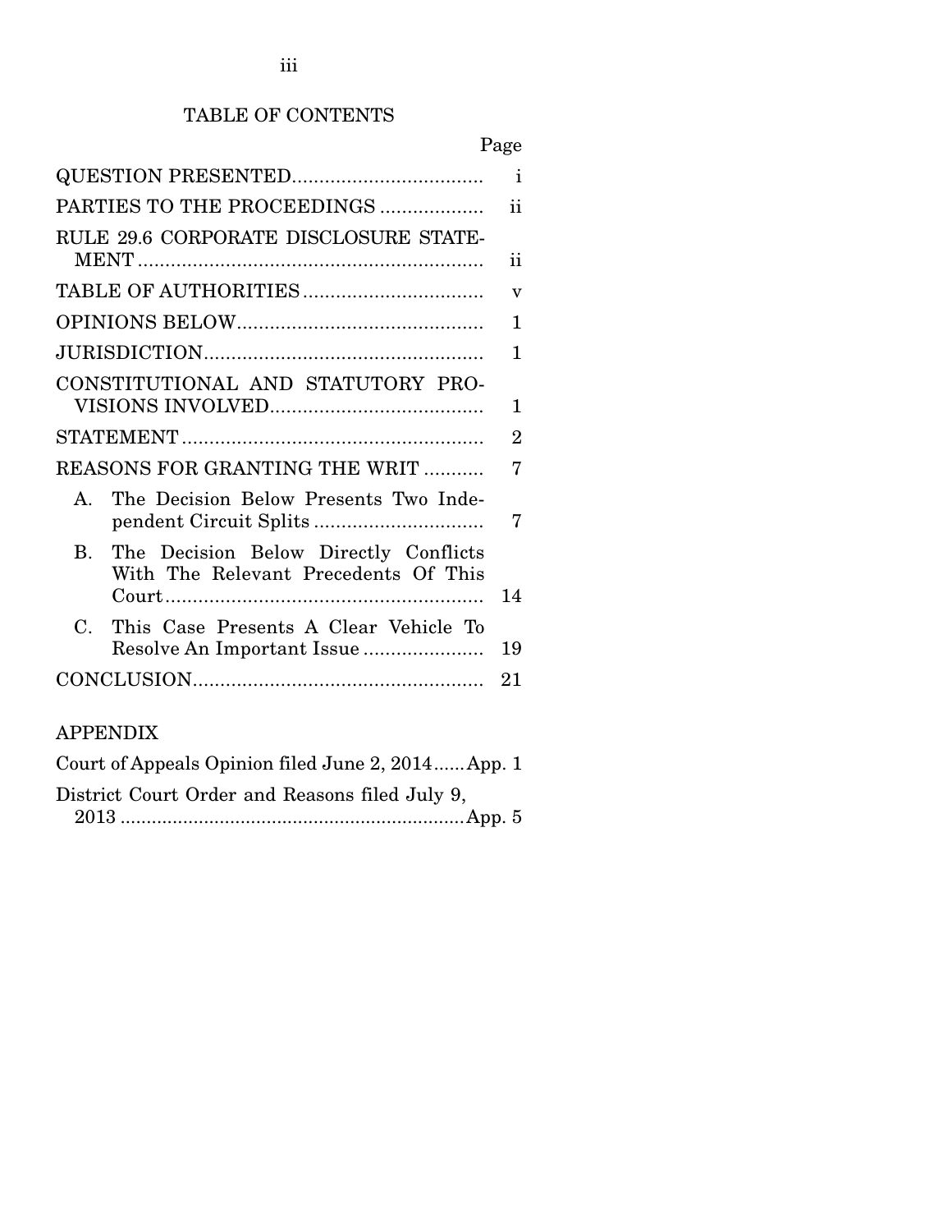# TABLE OF CONTENTS

| | Page |
|---|---|
| QUESTION PRESENTED | i |
| PARTIES TO THE PROCEEDINGS | ii |
| RULE 29.6 CORPORATE DISCLOSURE STATEMENT | ii |
| TABLE OF AUTHORITIES | v |
| OPINIONS BELOW | 1 |
| JURISDICTION | 1 |
| CONSTITUTIONAL AND STATUTORY PROVISIONS INVOLVED | 1 |
| STATEMENT | 2 |
| REASONS FOR GRANTING THE WRIT | 7 |
| A. The Decision Below Presents Two Independent Circuit Splits | 7 |
| B. The Decision Below Directly Conflicts With The Relevant Precedents Of This Court | 14 |
| C. This Case Presents A Clear Vehicle To Resolve An Important Issue | 19 |
| CONCLUSION | 21 |

## APPENDIX

| | |
|---|---|
| Court of Appeals Opinion filed June 2, 2014 | App. 1 |
| District Court Order and Reasons filed July 9, 2013 | App. 5 |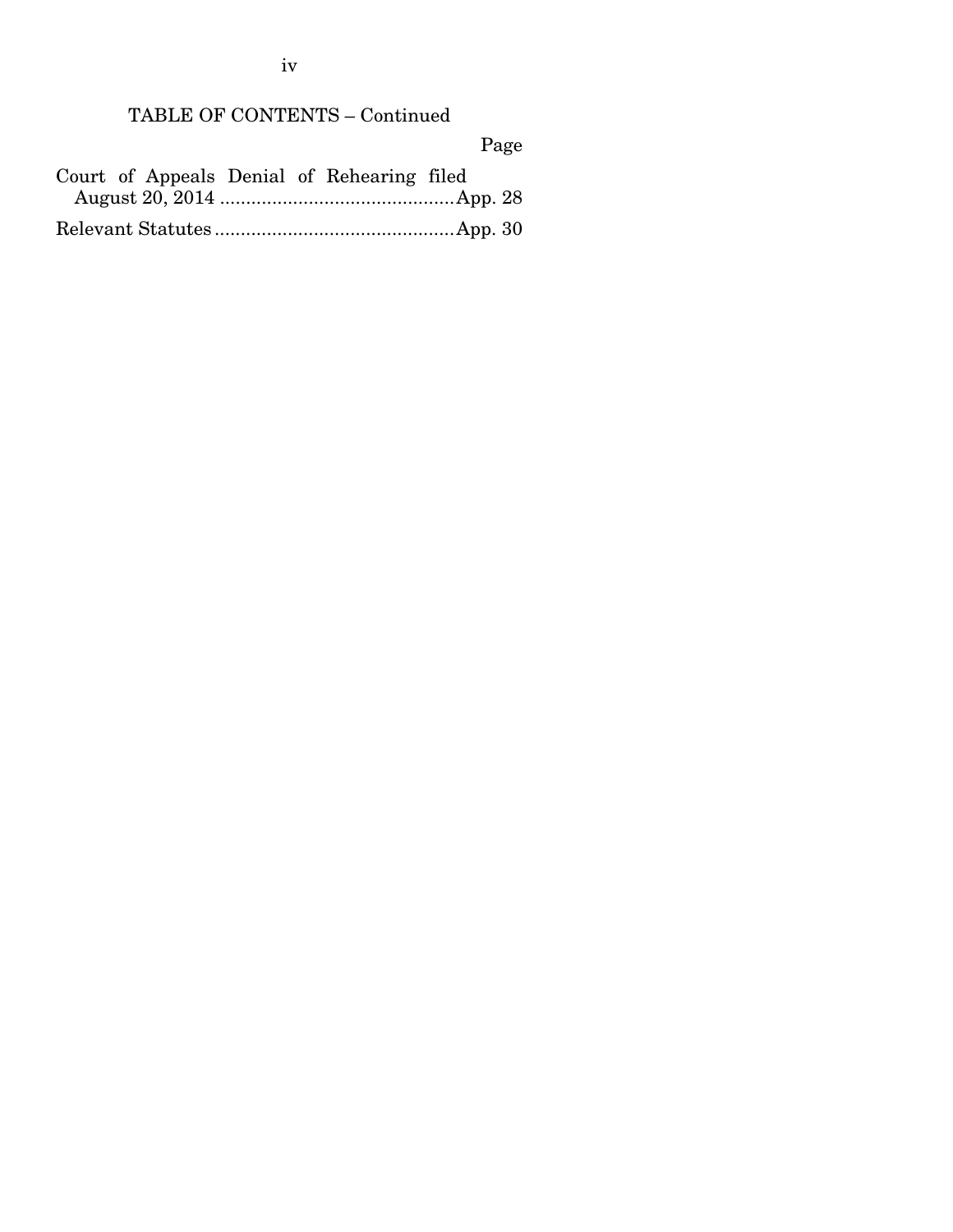TABLE OF CONTENTS – Continued

| | Page |
|---|---|
| Court of Appeals Denial of Rehearing filed August 20, 2014 | App. 28 |
| Relevant Statutes | App. 30 |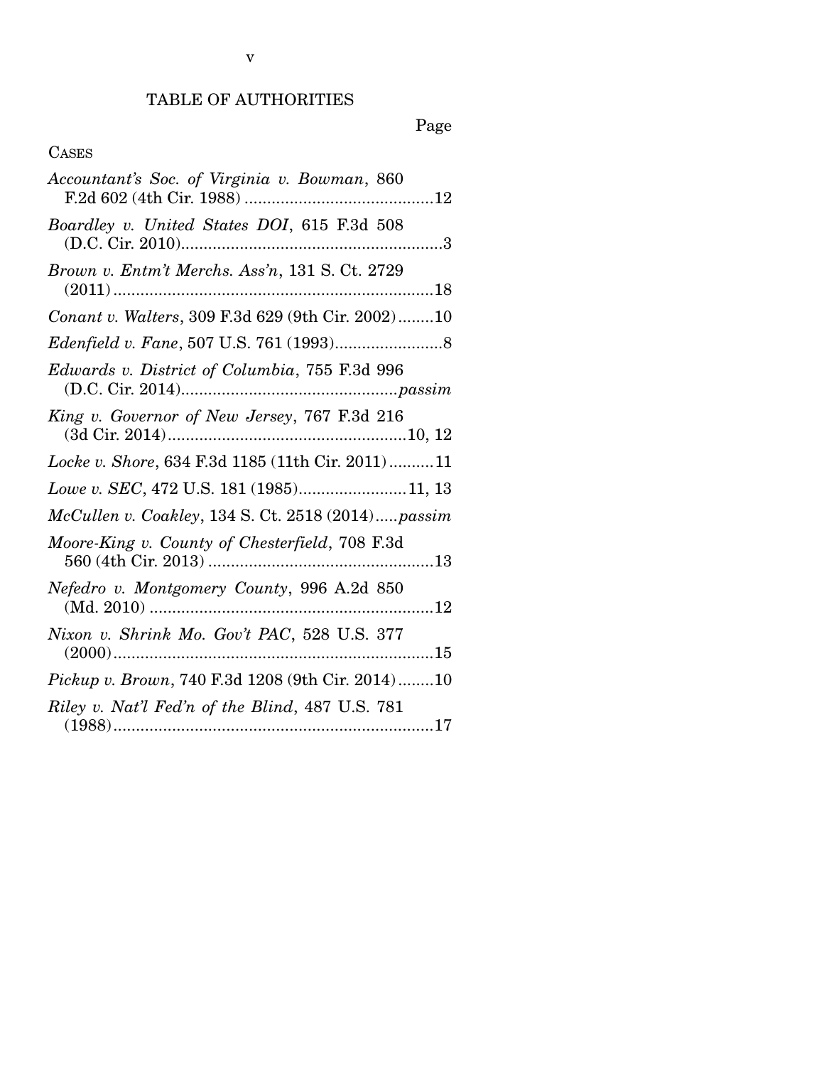# TABLE OF AUTHORITIES

Page

CASES

*Accountant's Soc. of Virginia v. Bowman*, 860 F.2d 602 (4th Cir. 1988) ....................................... 12

*Boardley v. United States DOI*, 615 F.3d 508 (D.C. Cir. 2010)....................................................... 3

*Brown v. Entm't Merchs. Ass'n*, 131 S. Ct. 2729 (2011) ..................................................................... 18

*Conant v. Walters*, 309 F.3d 629 (9th Cir. 2002) ........ 10

*Edenfield v. Fane*, 507 U.S. 761 (1993)........................ 8

*Edwards v. District of Columbia*, 755 F.3d 996 (D.C. Cir. 2014)............................................... *passim*

*King v. Governor of New Jersey*, 767 F.3d 216 (3d Cir. 2014).................................................... 10, 12

*Locke v. Shore*, 634 F.3d 1185 (11th Cir. 2011) .......... 11

*Lowe v. SEC*, 472 U.S. 181 (1985)........................ 11, 13

*McCullen v. Coakley*, 134 S. Ct. 2518 (2014) ..... *passim*

*Moore-King v. County of Chesterfield*, 708 F.3d 560 (4th Cir. 2013) .................................................. 13

*Nefedro v. Montgomery County*, 996 A.2d 850 (Md. 2010) ............................................................... 12

*Nixon v. Shrink Mo. Gov't PAC*, 528 U.S. 377 (2000)....................................................................... 15

*Pickup v. Brown*, 740 F.3d 1208 (9th Cir. 2014) ........ 10

*Riley v. Nat'l Fed'n of the Blind*, 487 U.S. 781 (1988)....................................................................... 17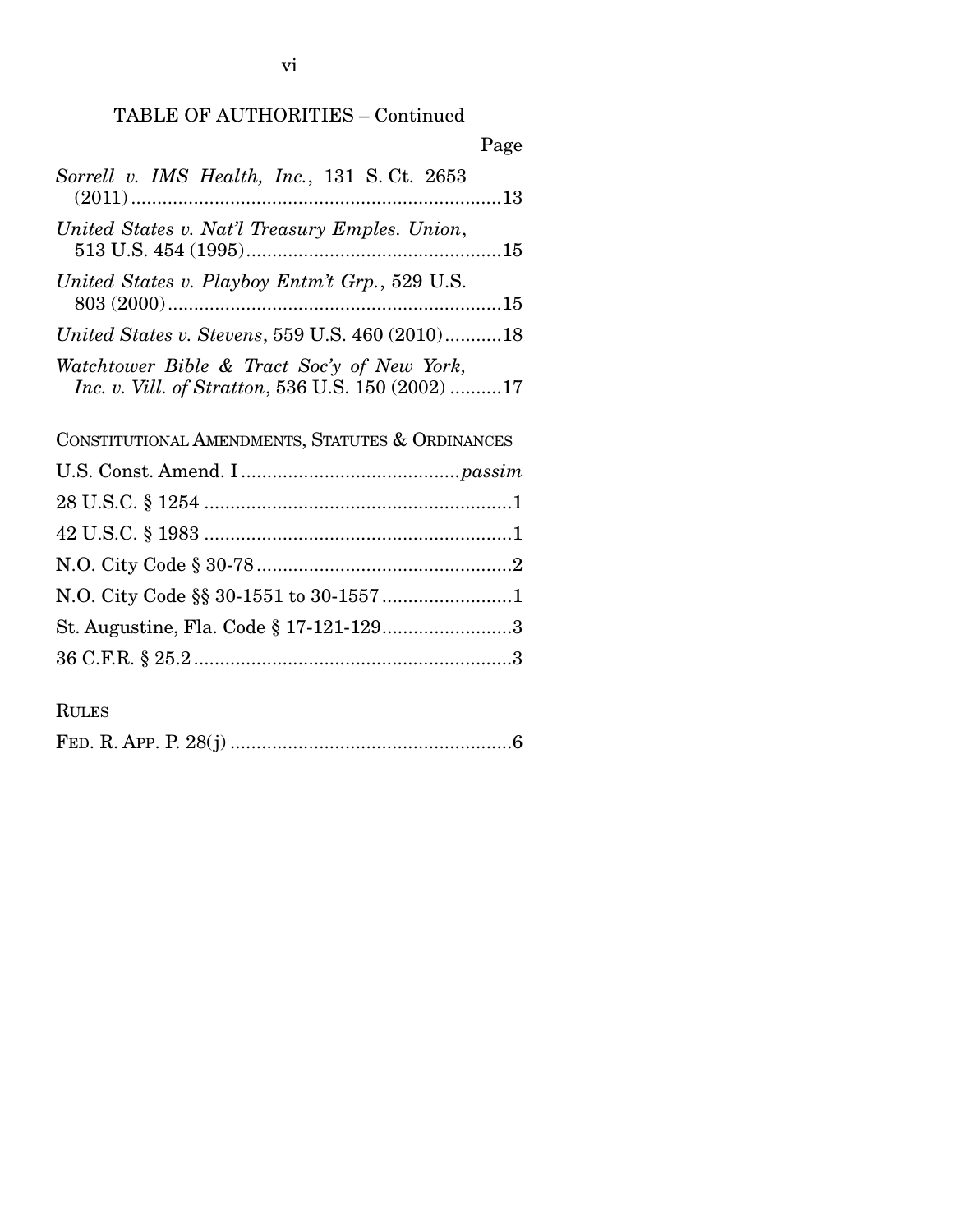TABLE OF AUTHORITIES – Continued

Page

*Sorrell v. IMS Health, Inc.*, 131 S. Ct. 2653 (2011) ........................................................................13

*United States v. Nat'l Treasury Emples. Union*, 513 U.S. 454 (1995) ..................................................15

*United States v. Playboy Entm't Grp.*, 529 U.S. 803 (2000) ..................................................................15

*United States v. Stevens*, 559 U.S. 460 (2010) ...........18

*Watchtower Bible & Tract Soc'y of New York, Inc. v. Vill. of Stratton*, 536 U.S. 150 (2002) ..........17

CONSTITUTIONAL AMENDMENTS, STATUTES & ORDINANCES

U.S. Const. Amend. I ..........................................*passim*

28 U.S.C. § 1254 ...........................................................1

42 U.S.C. § 1983 ...........................................................1

N.O. City Code § 30-78 .................................................2

N.O. City Code §§ 30-1551 to 30-1557 .........................1

St. Augustine, Fla. Code § 17-121-129.........................3

36 C.F.R. § 25.2 .............................................................3

RULES

FED. R. APP. P. 28(j) ......................................................6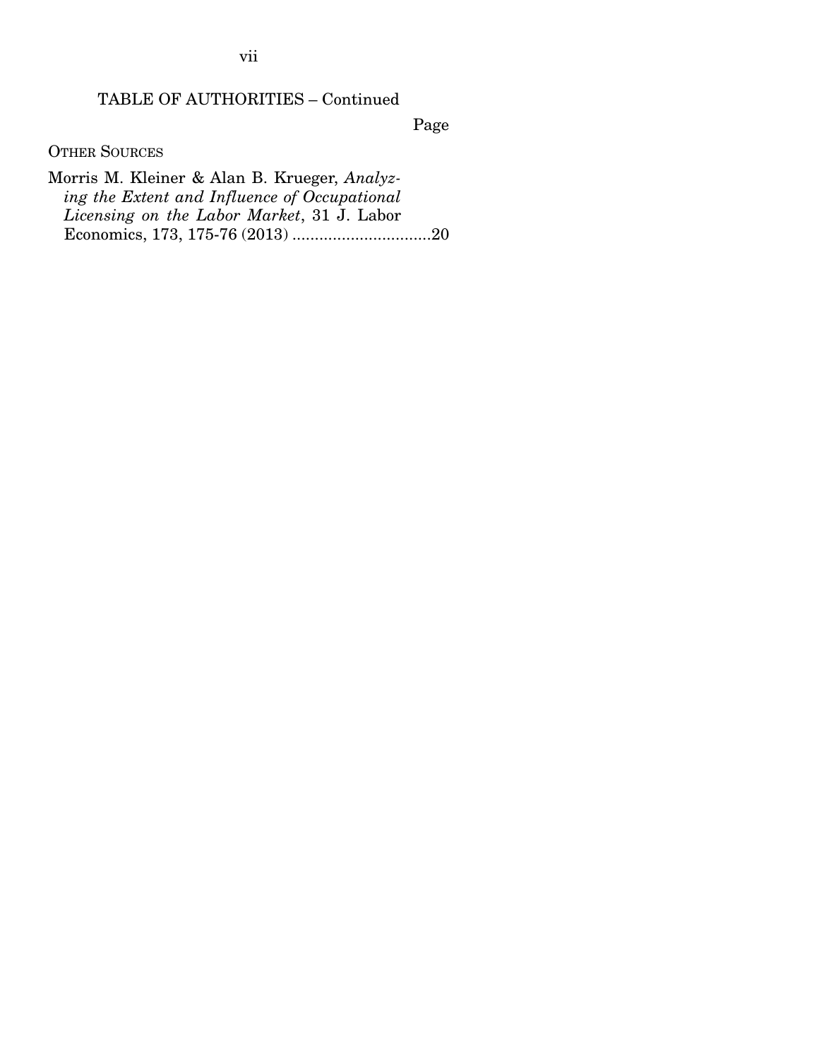TABLE OF AUTHORITIES – Continued

Page

OTHER SOURCES

Morris M. Kleiner & Alan B. Krueger, *Analyzing the Extent and Influence of Occupational Licensing on the Labor Market*, 31 J. Labor Economics, 173, 175-76 (2013) ...............................20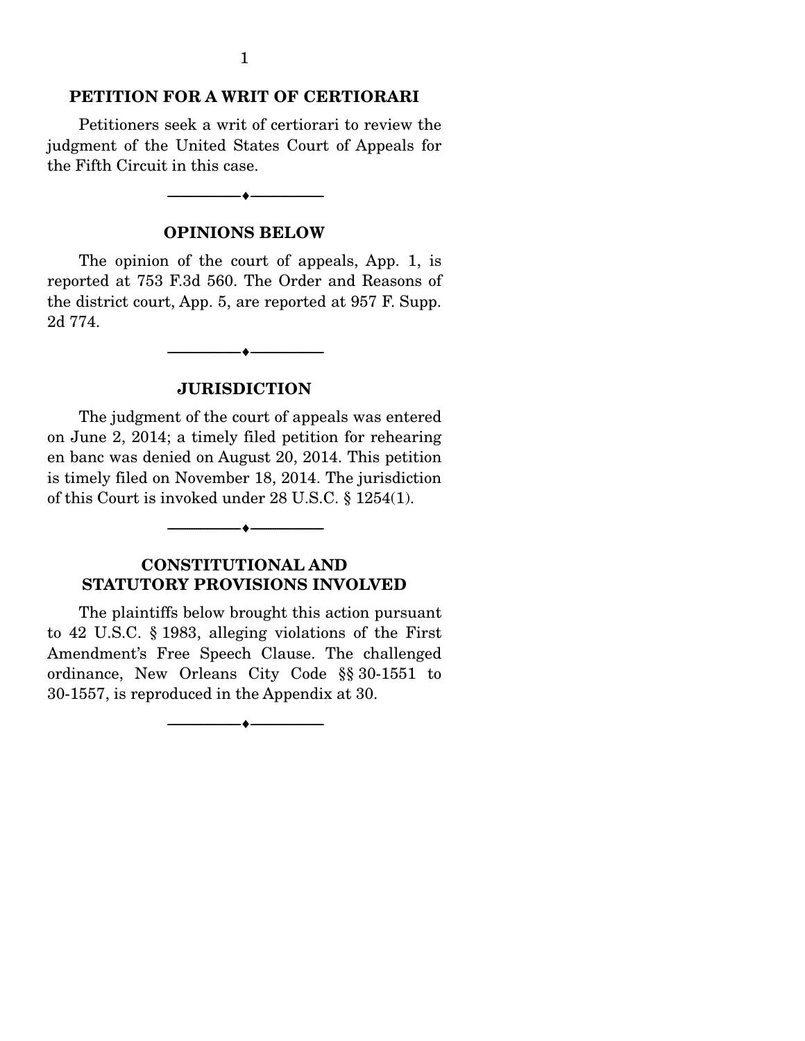## PETITION FOR A WRIT OF CERTIORARI

Petitioners seek a writ of certiorari to review the judgment of the United States Court of Appeals for the Fifth Circuit in this case.

---

## OPINIONS BELOW

The opinion of the court of appeals, App. 1, is reported at 753 F.3d 560. The Order and Reasons of the district court, App. 5, are reported at 957 F. Supp. 2d 774.

---

## JURISDICTION

The judgment of the court of appeals was entered on June 2, 2014; a timely filed petition for rehearing en banc was denied on August 20, 2014. This petition is timely filed on November 18, 2014. The jurisdiction of this Court is invoked under 28 U.S.C. § 1254(1).

---

## CONSTITUTIONAL AND STATUTORY PROVISIONS INVOLVED

The plaintiffs below brought this action pursuant to 42 U.S.C. § 1983, alleging violations of the First Amendment's Free Speech Clause. The challenged ordinance, New Orleans City Code §§ 30-1551 to 30-1557, is reproduced in the Appendix at 30.

---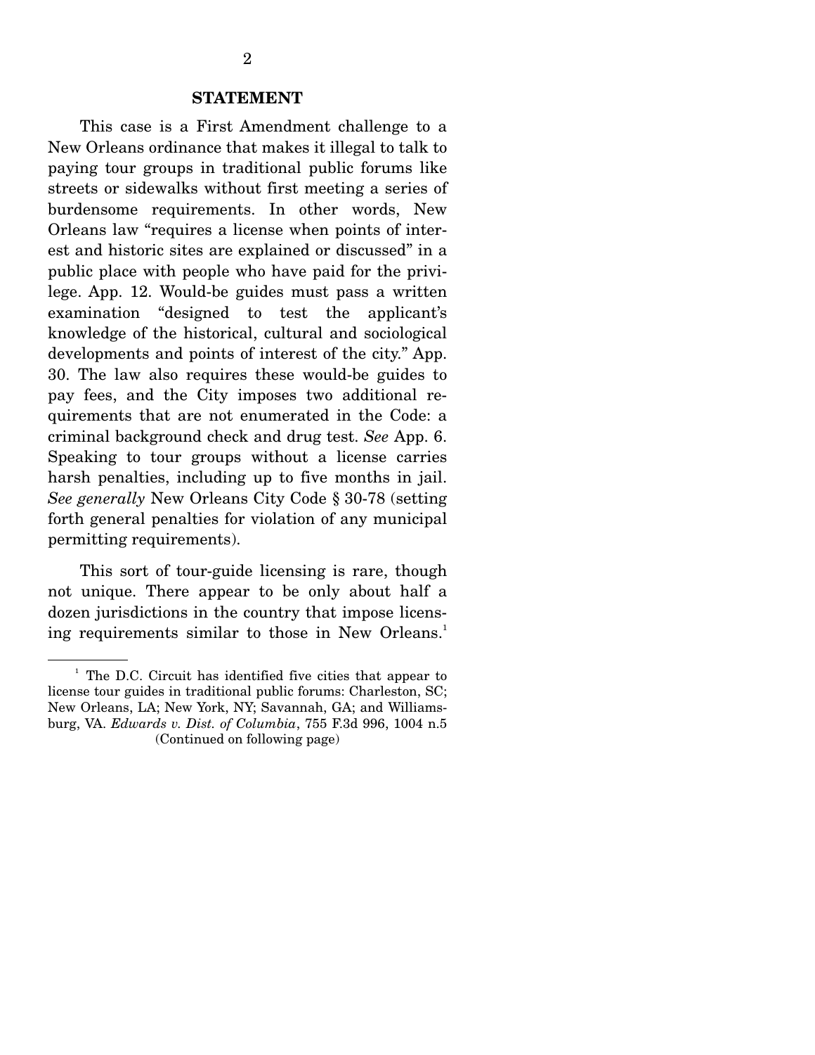## STATEMENT

This case is a First Amendment challenge to a New Orleans ordinance that makes it illegal to talk to paying tour groups in traditional public forums like streets or sidewalks without first meeting a series of burdensome requirements. In other words, New Orleans law "requires a license when points of interest and historic sites are explained or discussed" in a public place with people who have paid for the privilege. App. 12. Would-be guides must pass a written examination "designed to test the applicant's knowledge of the historical, cultural and sociological developments and points of interest of the city." App. 30. The law also requires these would-be guides to pay fees, and the City imposes two additional requirements that are not enumerated in the Code: a criminal background check and drug test. *See* App. 6. Speaking to tour groups without a license carries harsh penalties, including up to five months in jail. *See generally* New Orleans City Code § 30-78 (setting forth general penalties for violation of any municipal permitting requirements).

This sort of tour-guide licensing is rare, though not unique. There appear to be only about half a dozen jurisdictions in the country that impose licensing requirements similar to those in New Orleans.[1]

[1] The D.C. Circuit has identified five cities that appear to license tour guides in traditional public forums: Charleston, SC; New Orleans, LA; New York, NY; Savannah, GA; and Williamsburg, VA. *Edwards v. Dist. of Columbia*, 755 F.3d 996, 1004 n.5 (Continued on following page)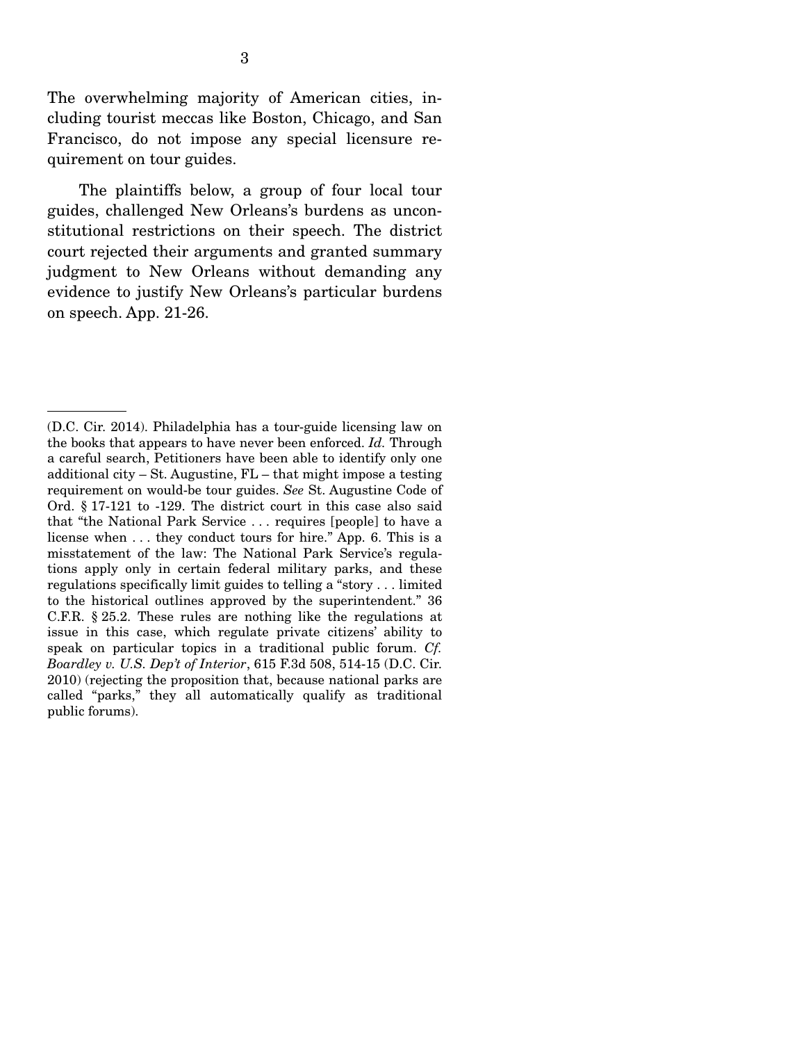The overwhelming majority of American cities, including tourist meccas like Boston, Chicago, and San Francisco, do not impose any special licensure requirement on tour guides.

The plaintiffs below, a group of four local tour guides, challenged New Orleans's burdens as unconstitutional restrictions on their speech. The district court rejected their arguments and granted summary judgment to New Orleans without demanding any evidence to justify New Orleans's particular burdens on speech. App. 21-26.

---

(D.C. Cir. 2014). Philadelphia has a tour-guide licensing law on the books that appears to have never been enforced. *Id.* Through a careful search, Petitioners have been able to identify only one additional city – St. Augustine, FL – that might impose a testing requirement on would-be tour guides. *See* St. Augustine Code of Ord. § 17-121 to -129. The district court in this case also said that "the National Park Service . . . requires [people] to have a license when . . . they conduct tours for hire." App. 6. This is a misstatement of the law: The National Park Service's regulations apply only in certain federal military parks, and these regulations specifically limit guides to telling a "story . . . limited to the historical outlines approved by the superintendent." 36 C.F.R. § 25.2. These rules are nothing like the regulations at issue in this case, which regulate private citizens' ability to speak on particular topics in a traditional public forum. *Cf. Boardley v. U.S. Dep't of Interior*, 615 F.3d 508, 514-15 (D.C. Cir. 2010) (rejecting the proposition that, because national parks are called "parks," they all automatically qualify as traditional public forums).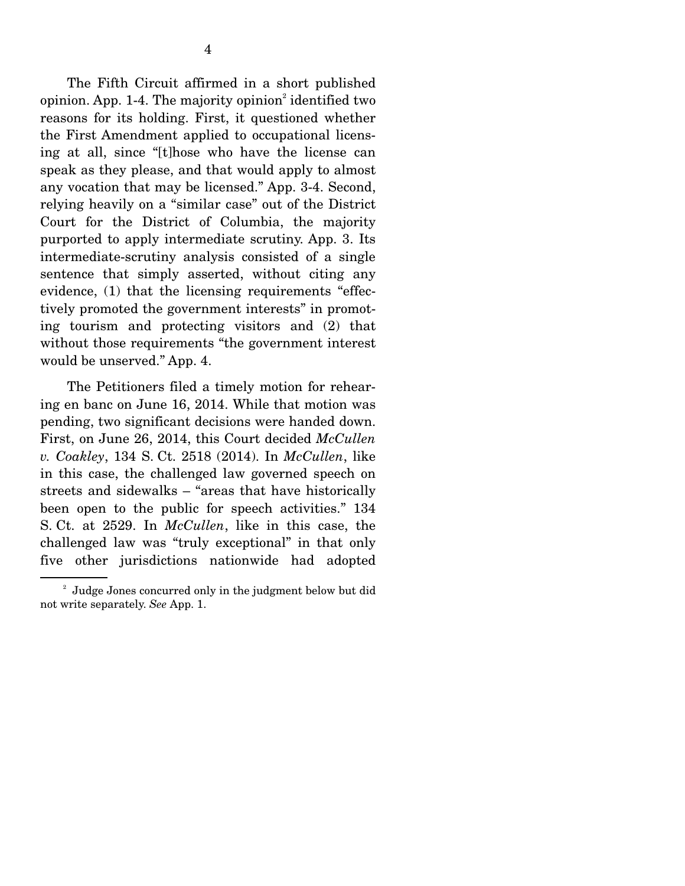The Fifth Circuit affirmed in a short published opinion. App. 1-4. The majority opinion[2] identified two reasons for its holding. First, it questioned whether the First Amendment applied to occupational licensing at all, since "[t]hose who have the license can speak as they please, and that would apply to almost any vocation that may be licensed." App. 3-4. Second, relying heavily on a "similar case" out of the District Court for the District of Columbia, the majority purported to apply intermediate scrutiny. App. 3. Its intermediate-scrutiny analysis consisted of a single sentence that simply asserted, without citing any evidence, (1) that the licensing requirements "effectively promoted the government interests" in promoting tourism and protecting visitors and (2) that without those requirements "the government interest would be unserved." App. 4.

The Petitioners filed a timely motion for rehearing en banc on June 16, 2014. While that motion was pending, two significant decisions were handed down. First, on June 26, 2014, this Court decided *McCullen v. Coakley*, 134 S. Ct. 2518 (2014). In *McCullen*, like in this case, the challenged law governed speech on streets and sidewalks – "areas that have historically been open to the public for speech activities." 134 S. Ct. at 2529. In *McCullen*, like in this case, the challenged law was "truly exceptional" in that only five other jurisdictions nationwide had adopted

---

[2] Judge Jones concurred only in the judgment below but did not write separately. *See* App. 1.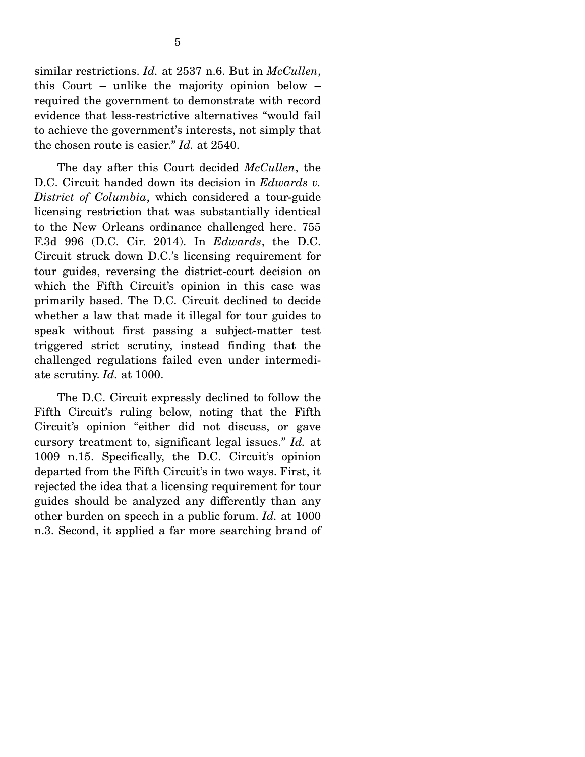similar restrictions. *Id.* at 2537 n.6. But in *McCullen*, this Court – unlike the majority opinion below – required the government to demonstrate with record evidence that less-restrictive alternatives "would fail to achieve the government's interests, not simply that the chosen route is easier." *Id.* at 2540.

The day after this Court decided *McCullen*, the D.C. Circuit handed down its decision in *Edwards v. District of Columbia*, which considered a tour-guide licensing restriction that was substantially identical to the New Orleans ordinance challenged here. 755 F.3d 996 (D.C. Cir. 2014). In *Edwards*, the D.C. Circuit struck down D.C.'s licensing requirement for tour guides, reversing the district-court decision on which the Fifth Circuit's opinion in this case was primarily based. The D.C. Circuit declined to decide whether a law that made it illegal for tour guides to speak without first passing a subject-matter test triggered strict scrutiny, instead finding that the challenged regulations failed even under intermediate scrutiny. *Id.* at 1000.

The D.C. Circuit expressly declined to follow the Fifth Circuit's ruling below, noting that the Fifth Circuit's opinion "either did not discuss, or gave cursory treatment to, significant legal issues." *Id.* at 1009 n.15. Specifically, the D.C. Circuit's opinion departed from the Fifth Circuit's in two ways. First, it rejected the idea that a licensing requirement for tour guides should be analyzed any differently than any other burden on speech in a public forum. *Id.* at 1000 n.3. Second, it applied a far more searching brand of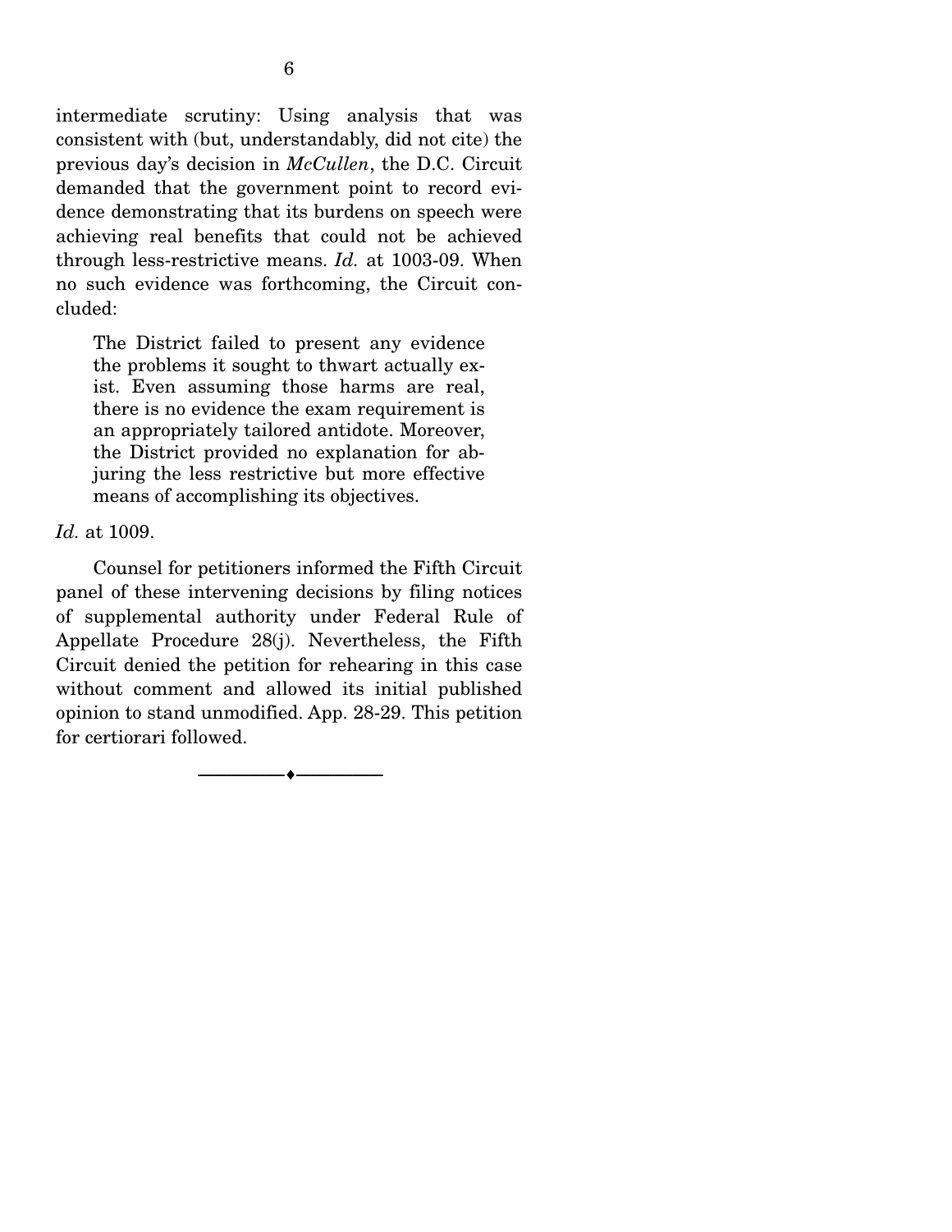intermediate scrutiny: Using analysis that was consistent with (but, understandably, did not cite) the previous day's decision in *McCullen*, the D.C. Circuit demanded that the government point to record evidence demonstrating that its burdens on speech were achieving real benefits that could not be achieved through less-restrictive means. *Id.* at 1003-09. When no such evidence was forthcoming, the Circuit concluded:

> The District failed to present any evidence the problems it sought to thwart actually exist. Even assuming those harms are real, there is no evidence the exam requirement is an appropriately tailored antidote. Moreover, the District provided no explanation for abjuring the less restrictive but more effective means of accomplishing its objectives.

*Id.* at 1009.

Counsel for petitioners informed the Fifth Circuit panel of these intervening decisions by filing notices of supplemental authority under Federal Rule of Appellate Procedure 28(j). Nevertheless, the Fifth Circuit denied the petition for rehearing in this case without comment and allowed its initial published opinion to stand unmodified. App. 28-29. This petition for certiorari followed.

---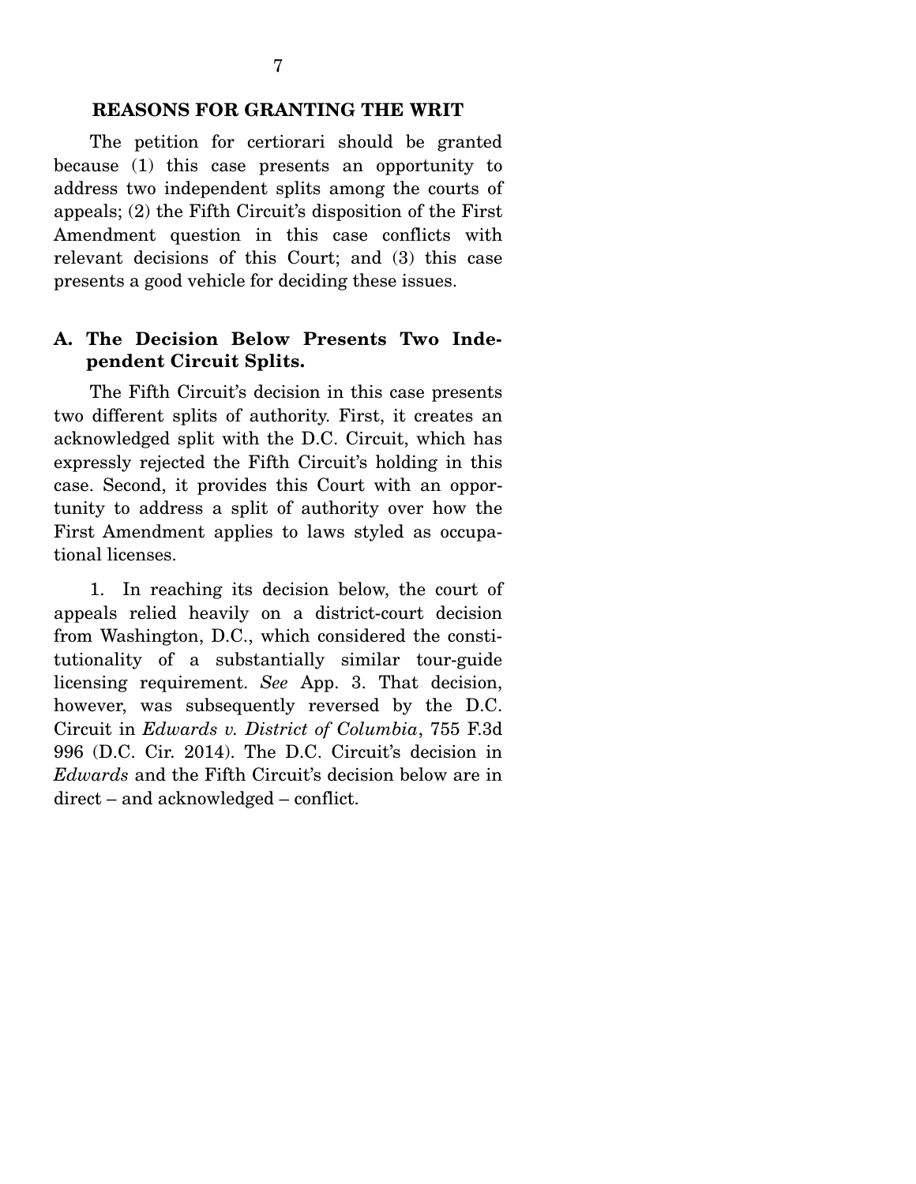## REASONS FOR GRANTING THE WRIT

The petition for certiorari should be granted because (1) this case presents an opportunity to address two independent splits among the courts of appeals; (2) the Fifth Circuit's disposition of the First Amendment question in this case conflicts with relevant decisions of this Court; and (3) this case presents a good vehicle for deciding these issues.

### A. The Decision Below Presents Two Independent Circuit Splits.

The Fifth Circuit's decision in this case presents two different splits of authority. First, it creates an acknowledged split with the D.C. Circuit, which has expressly rejected the Fifth Circuit's holding in this case. Second, it provides this Court with an opportunity to address a split of authority over how the First Amendment applies to laws styled as occupational licenses.

1. In reaching its decision below, the court of appeals relied heavily on a district-court decision from Washington, D.C., which considered the constitutionality of a substantially similar tour-guide licensing requirement. *See* App. 3. That decision, however, was subsequently reversed by the D.C. Circuit in *Edwards v. District of Columbia*, 755 F.3d 996 (D.C. Cir. 2014). The D.C. Circuit's decision in *Edwards* and the Fifth Circuit's decision below are in direct – and acknowledged – conflict.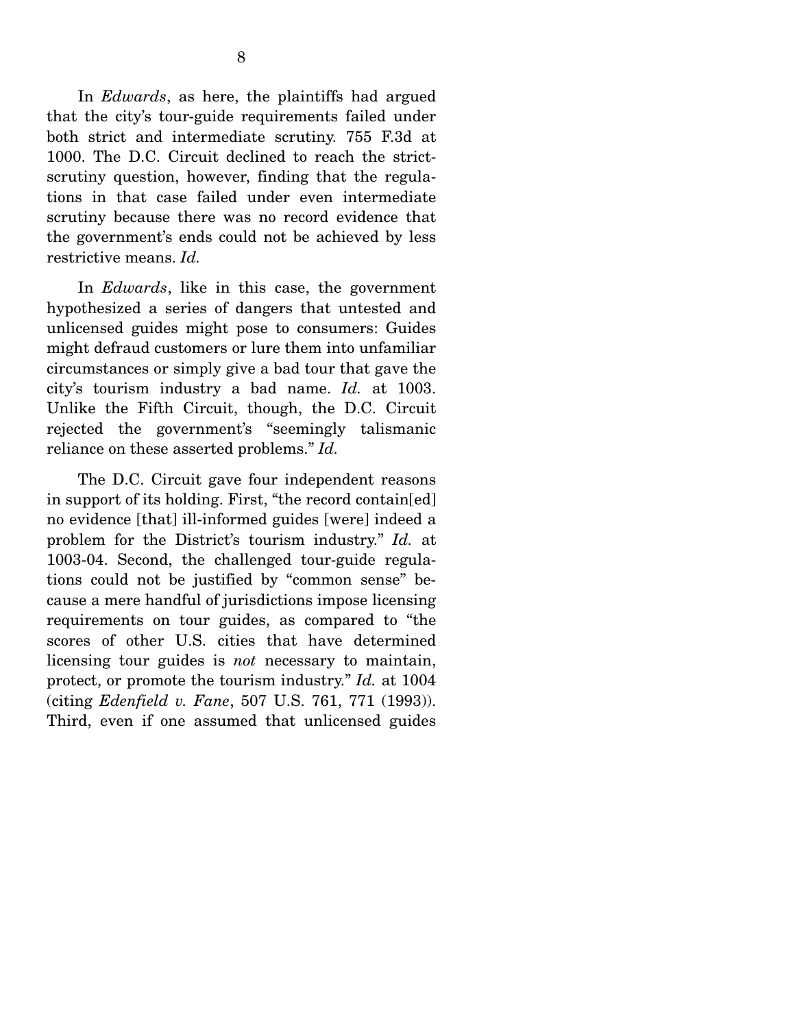In *Edwards*, as here, the plaintiffs had argued that the city's tour-guide requirements failed under both strict and intermediate scrutiny. 755 F.3d at 1000. The D.C. Circuit declined to reach the strict-scrutiny question, however, finding that the regulations in that case failed under even intermediate scrutiny because there was no record evidence that the government's ends could not be achieved by less restrictive means. *Id.*

In *Edwards*, like in this case, the government hypothesized a series of dangers that untested and unlicensed guides might pose to consumers: Guides might defraud customers or lure them into unfamiliar circumstances or simply give a bad tour that gave the city's tourism industry a bad name. *Id.* at 1003. Unlike the Fifth Circuit, though, the D.C. Circuit rejected the government's "seemingly talismanic reliance on these asserted problems." *Id.*

The D.C. Circuit gave four independent reasons in support of its holding. First, "the record contain[ed] no evidence [that] ill-informed guides [were] indeed a problem for the District's tourism industry." *Id.* at 1003-04. Second, the challenged tour-guide regulations could not be justified by "common sense" because a mere handful of jurisdictions impose licensing requirements on tour guides, as compared to "the scores of other U.S. cities that have determined licensing tour guides is *not* necessary to maintain, protect, or promote the tourism industry." *Id.* at 1004 (citing *Edenfield v. Fane*, 507 U.S. 761, 771 (1993)). Third, even if one assumed that unlicensed guides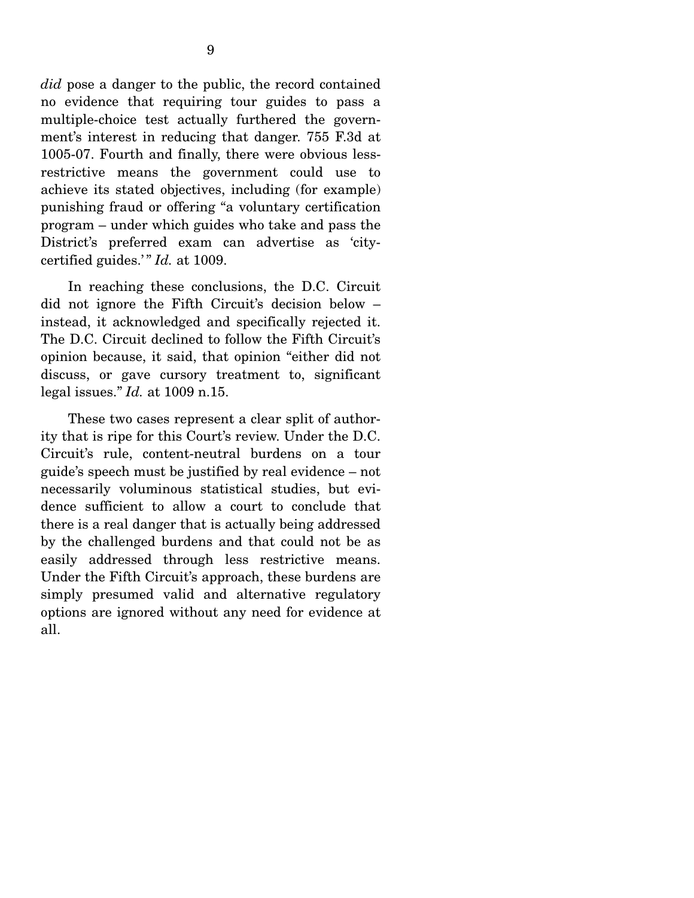*did* pose a danger to the public, the record contained no evidence that requiring tour guides to pass a multiple-choice test actually furthered the government's interest in reducing that danger. 755 F.3d at 1005-07. Fourth and finally, there were obvious less-restrictive means the government could use to achieve its stated objectives, including (for example) punishing fraud or offering "a voluntary certification program – under which guides who take and pass the District's preferred exam can advertise as 'city-certified guides.'" *Id.* at 1009.

In reaching these conclusions, the D.C. Circuit did not ignore the Fifth Circuit's decision below – instead, it acknowledged and specifically rejected it. The D.C. Circuit declined to follow the Fifth Circuit's opinion because, it said, that opinion "either did not discuss, or gave cursory treatment to, significant legal issues." *Id.* at 1009 n.15.

These two cases represent a clear split of authority that is ripe for this Court's review. Under the D.C. Circuit's rule, content-neutral burdens on a tour guide's speech must be justified by real evidence – not necessarily voluminous statistical studies, but evidence sufficient to allow a court to conclude that there is a real danger that is actually being addressed by the challenged burdens and that could not be as easily addressed through less restrictive means. Under the Fifth Circuit's approach, these burdens are simply presumed valid and alternative regulatory options are ignored without any need for evidence at all.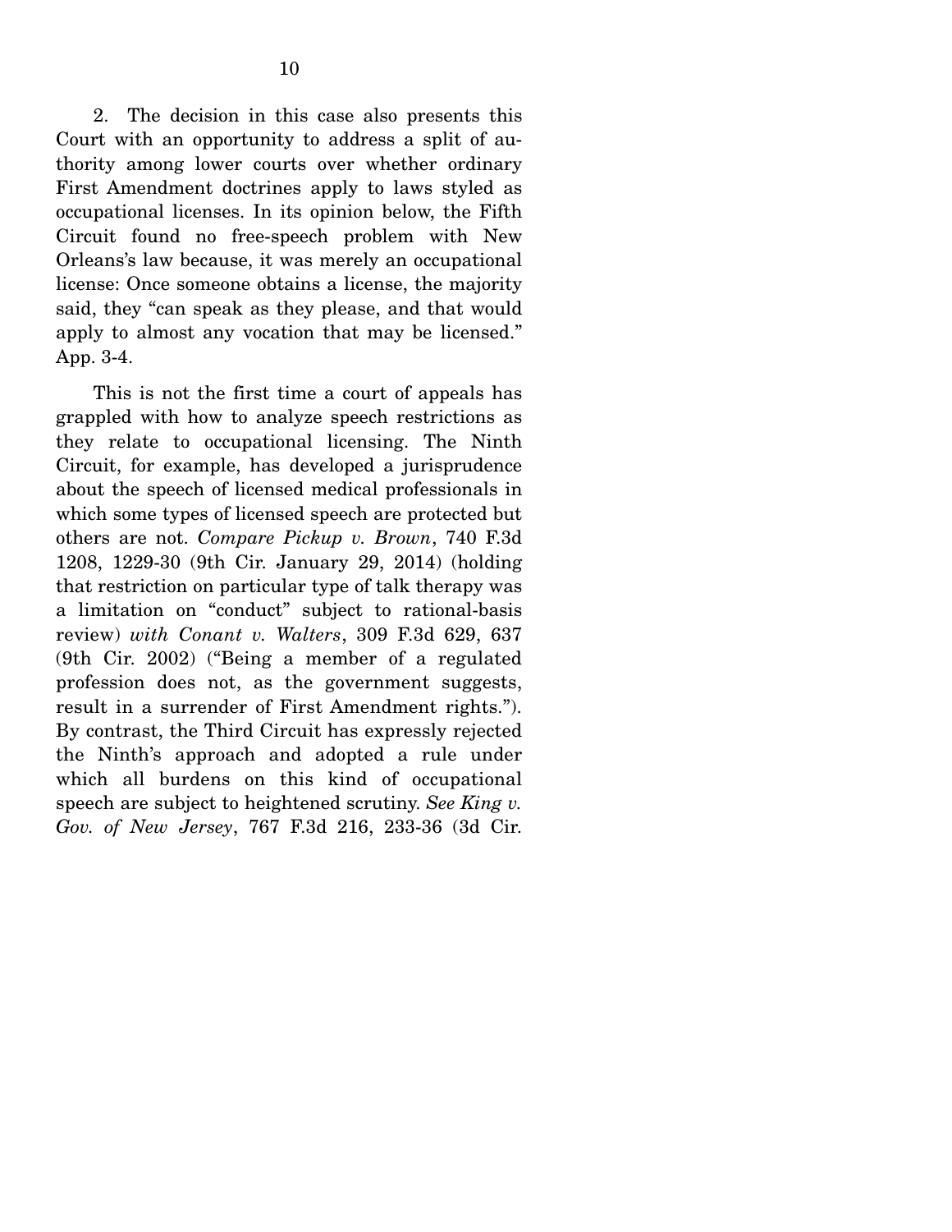2. The decision in this case also presents this Court with an opportunity to address a split of authority among lower courts over whether ordinary First Amendment doctrines apply to laws styled as occupational licenses. In its opinion below, the Fifth Circuit found no free-speech problem with New Orleans's law because, it was merely an occupational license: Once someone obtains a license, the majority said, they "can speak as they please, and that would apply to almost any vocation that may be licensed." App. 3-4.

This is not the first time a court of appeals has grappled with how to analyze speech restrictions as they relate to occupational licensing. The Ninth Circuit, for example, has developed a jurisprudence about the speech of licensed medical professionals in which some types of licensed speech are protected but others are not. *Compare Pickup v. Brown*, 740 F.3d 1208, 1229-30 (9th Cir. January 29, 2014) (holding that restriction on particular type of talk therapy was a limitation on "conduct" subject to rational-basis review) *with Conant v. Walters*, 309 F.3d 629, 637 (9th Cir. 2002) ("Being a member of a regulated profession does not, as the government suggests, result in a surrender of First Amendment rights."). By contrast, the Third Circuit has expressly rejected the Ninth's approach and adopted a rule under which all burdens on this kind of occupational speech are subject to heightened scrutiny. *See King v. Gov. of New Jersey*, 767 F.3d 216, 233-36 (3d Cir.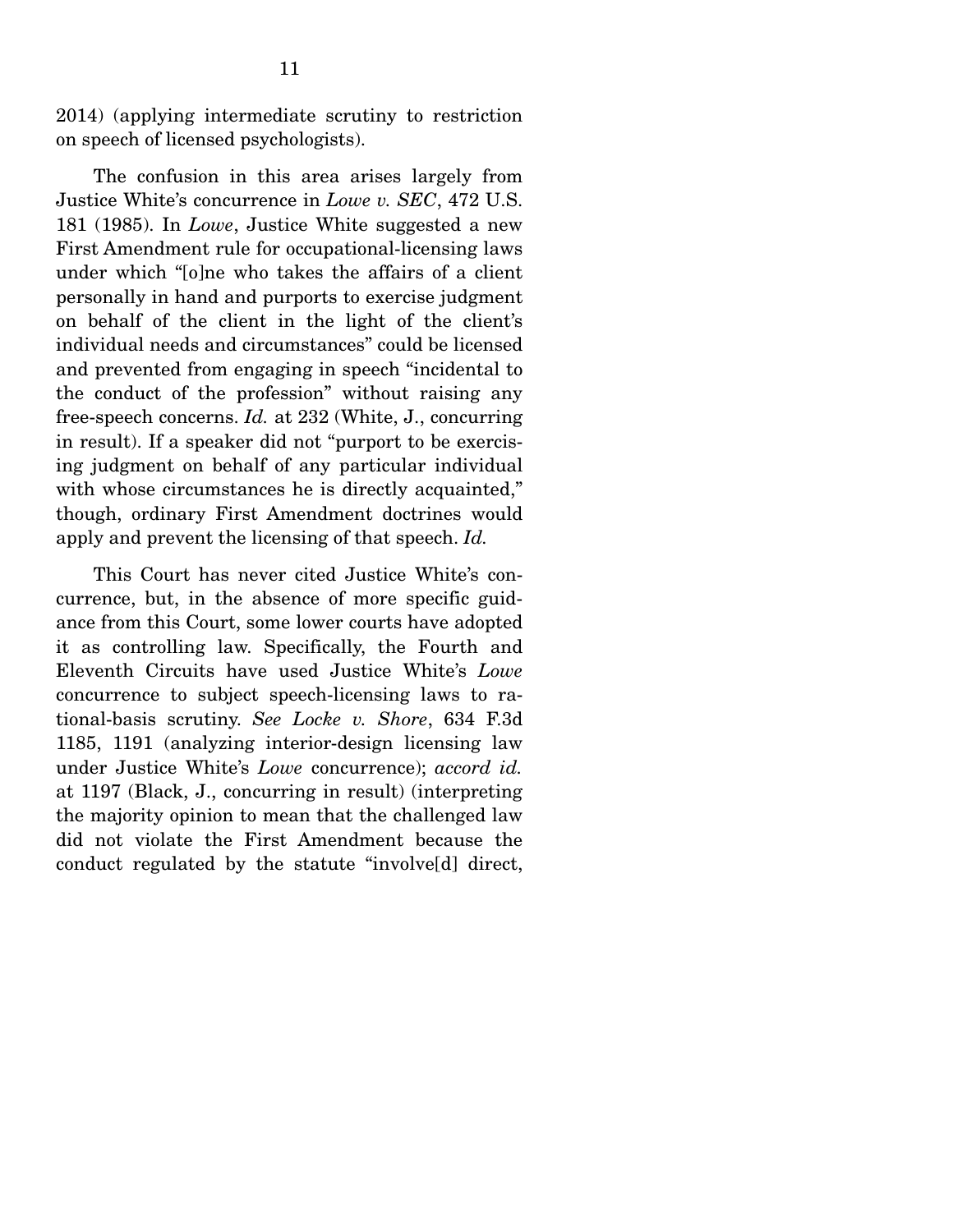2014) (applying intermediate scrutiny to restriction on speech of licensed psychologists).

The confusion in this area arises largely from Justice White's concurrence in *Lowe v. SEC*, 472 U.S. 181 (1985). In *Lowe*, Justice White suggested a new First Amendment rule for occupational-licensing laws under which "[o]ne who takes the affairs of a client personally in hand and purports to exercise judgment on behalf of the client in the light of the client's individual needs and circumstances" could be licensed and prevented from engaging in speech "incidental to the conduct of the profession" without raising any free-speech concerns. *Id.* at 232 (White, J., concurring in result). If a speaker did not "purport to be exercising judgment on behalf of any particular individual with whose circumstances he is directly acquainted," though, ordinary First Amendment doctrines would apply and prevent the licensing of that speech. *Id.*

This Court has never cited Justice White's concurrence, but, in the absence of more specific guidance from this Court, some lower courts have adopted it as controlling law. Specifically, the Fourth and Eleventh Circuits have used Justice White's *Lowe* concurrence to subject speech-licensing laws to rational-basis scrutiny. *See Locke v. Shore*, 634 F.3d 1185, 1191 (analyzing interior-design licensing law under Justice White's *Lowe* concurrence); *accord id.* at 1197 (Black, J., concurring in result) (interpreting the majority opinion to mean that the challenged law did not violate the First Amendment because the conduct regulated by the statute "involve[d] direct,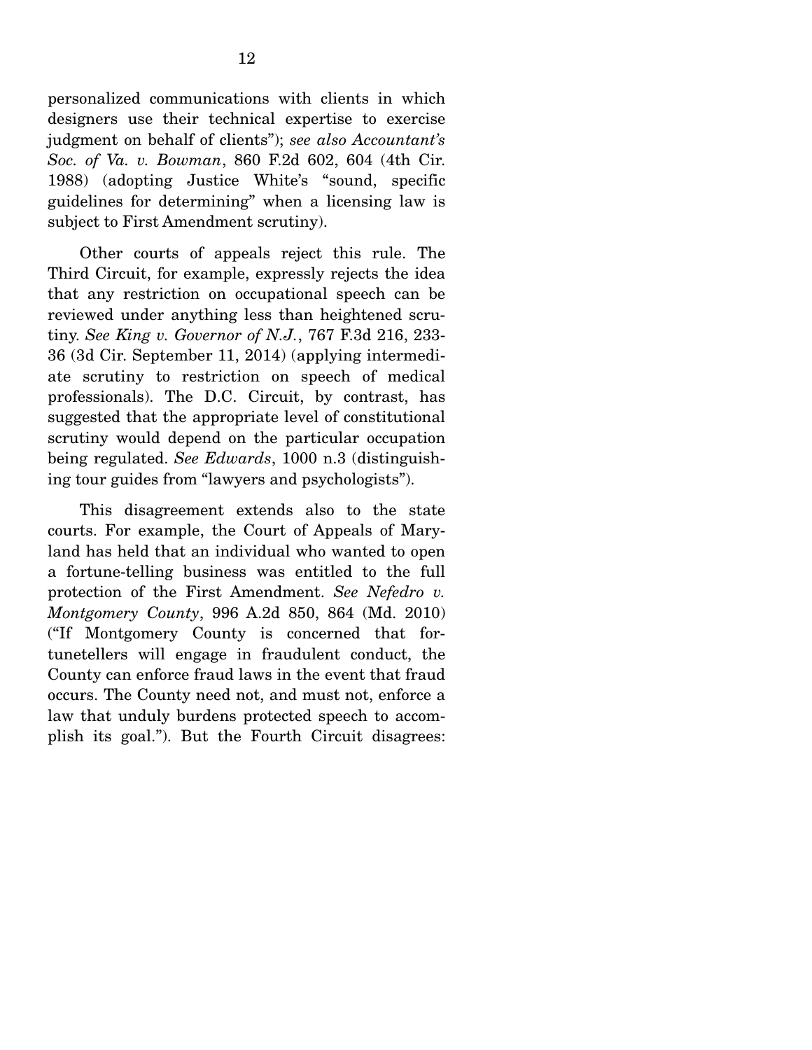personalized communications with clients in which designers use their technical expertise to exercise judgment on behalf of clients"); *see also Accountant's Soc. of Va. v. Bowman*, 860 F.2d 602, 604 (4th Cir. 1988) (adopting Justice White's "sound, specific guidelines for determining" when a licensing law is subject to First Amendment scrutiny).

Other courts of appeals reject this rule. The Third Circuit, for example, expressly rejects the idea that any restriction on occupational speech can be reviewed under anything less than heightened scrutiny. *See King v. Governor of N.J.*, 767 F.3d 216, 233-36 (3d Cir. September 11, 2014) (applying intermediate scrutiny to restriction on speech of medical professionals). The D.C. Circuit, by contrast, has suggested that the appropriate level of constitutional scrutiny would depend on the particular occupation being regulated. *See Edwards*, 1000 n.3 (distinguishing tour guides from "lawyers and psychologists").

This disagreement extends also to the state courts. For example, the Court of Appeals of Maryland has held that an individual who wanted to open a fortune-telling business was entitled to the full protection of the First Amendment. *See Nefedro v. Montgomery County*, 996 A.2d 850, 864 (Md. 2010) ("If Montgomery County is concerned that fortunetellers will engage in fraudulent conduct, the County can enforce fraud laws in the event that fraud occurs. The County need not, and must not, enforce a law that unduly burdens protected speech to accomplish its goal."). But the Fourth Circuit disagrees: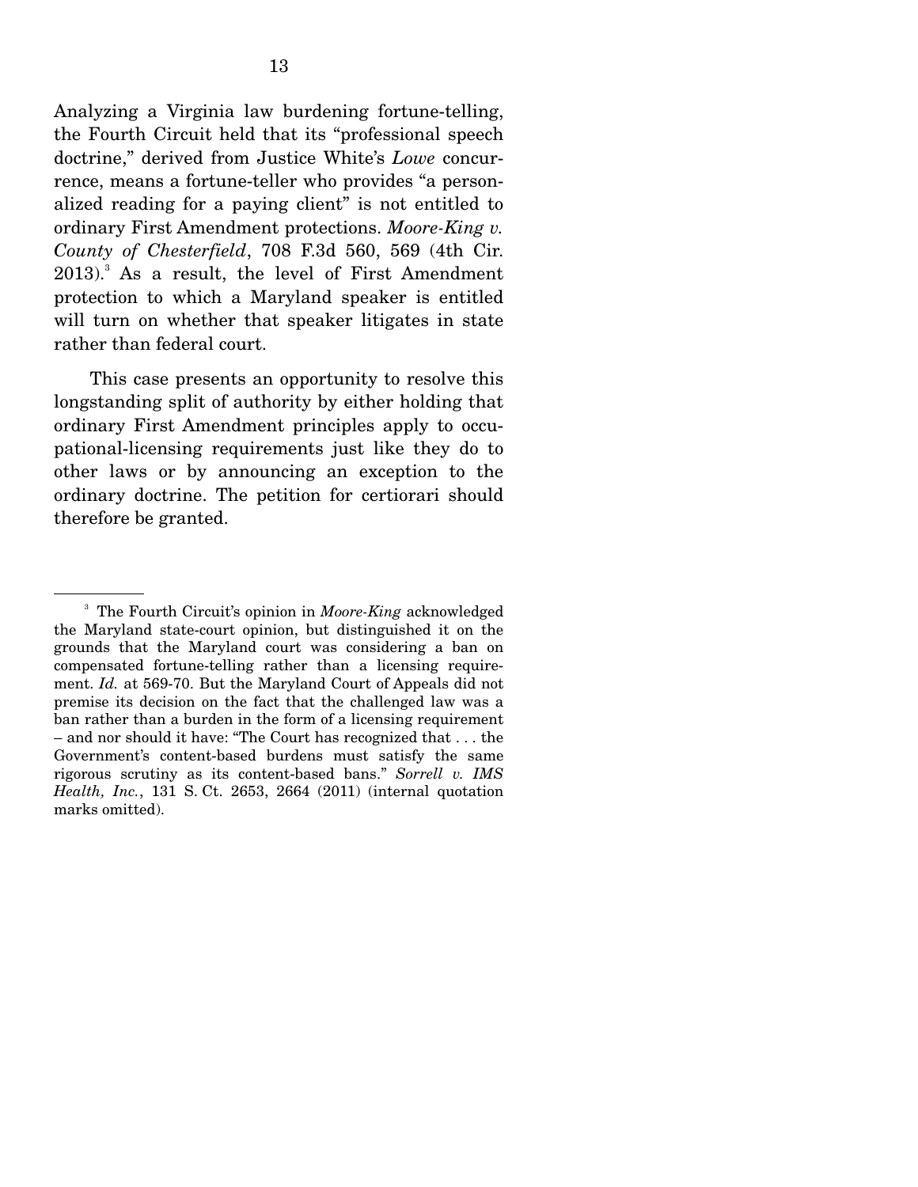Analyzing a Virginia law burdening fortune-telling, the Fourth Circuit held that its "professional speech doctrine," derived from Justice White's *Lowe* concurrence, means a fortune-teller who provides "a personalized reading for a paying client" is not entitled to ordinary First Amendment protections. *Moore-King v. County of Chesterfield*, 708 F.3d 560, 569 (4th Cir. 2013).[3] As a result, the level of First Amendment protection to which a Maryland speaker is entitled will turn on whether that speaker litigates in state rather than federal court.

This case presents an opportunity to resolve this longstanding split of authority by either holding that ordinary First Amendment principles apply to occupational-licensing requirements just like they do to other laws or by announcing an exception to the ordinary doctrine. The petition for certiorari should therefore be granted.

---

[3] The Fourth Circuit's opinion in *Moore-King* acknowledged the Maryland state-court opinion, but distinguished it on the grounds that the Maryland court was considering a ban on compensated fortune-telling rather than a licensing requirement. *Id.* at 569-70. But the Maryland Court of Appeals did not premise its decision on the fact that the challenged law was a ban rather than a burden in the form of a licensing requirement – and nor should it have: "The Court has recognized that . . . the Government's content-based burdens must satisfy the same rigorous scrutiny as its content-based bans." *Sorrell v. IMS Health, Inc.*, 131 S. Ct. 2653, 2664 (2011) (internal quotation marks omitted).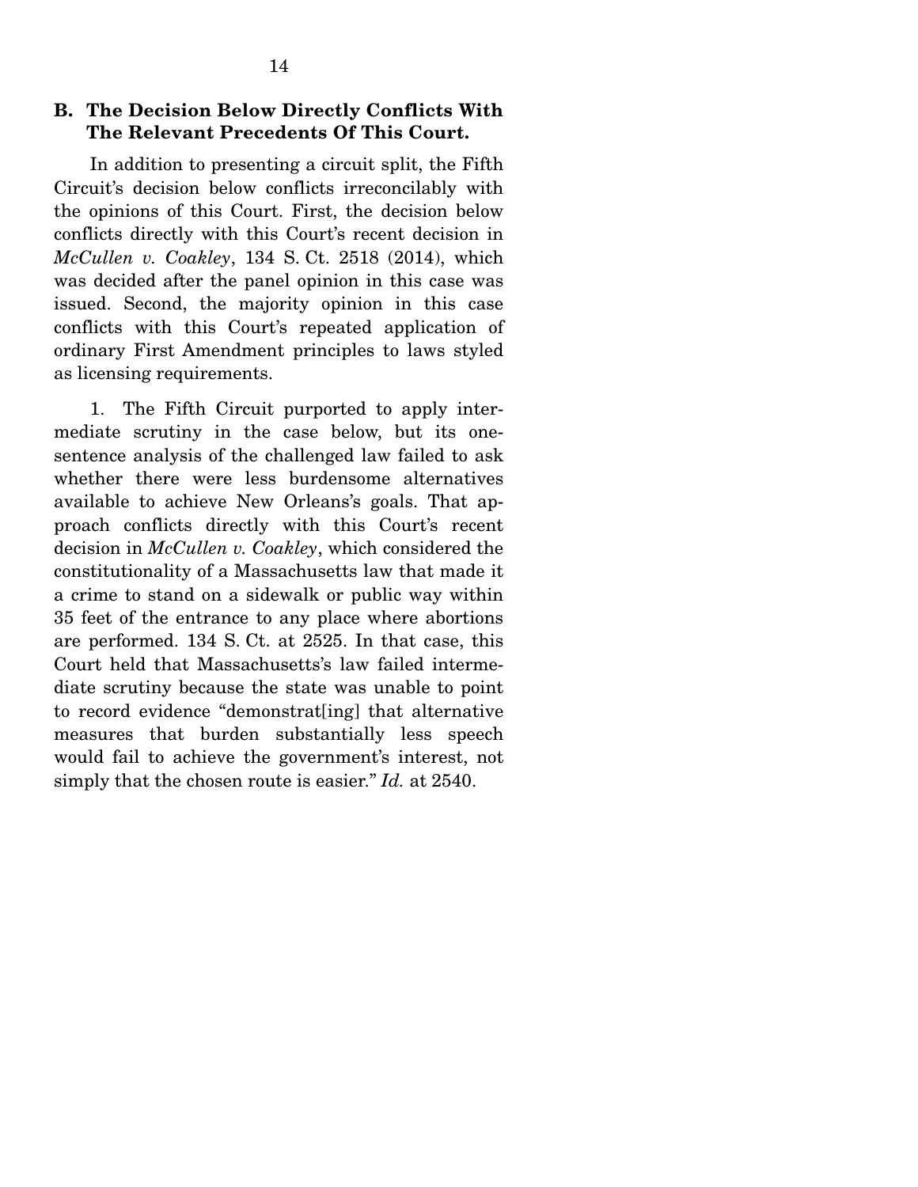### B. The Decision Below Directly Conflicts With The Relevant Precedents Of This Court.

In addition to presenting a circuit split, the Fifth Circuit's decision below conflicts irreconcilably with the opinions of this Court. First, the decision below conflicts directly with this Court's recent decision in *McCullen v. Coakley*, 134 S. Ct. 2518 (2014), which was decided after the panel opinion in this case was issued. Second, the majority opinion in this case conflicts with this Court's repeated application of ordinary First Amendment principles to laws styled as licensing requirements.

1. The Fifth Circuit purported to apply intermediate scrutiny in the case below, but its one-sentence analysis of the challenged law failed to ask whether there were less burdensome alternatives available to achieve New Orleans's goals. That approach conflicts directly with this Court's recent decision in *McCullen v. Coakley*, which considered the constitutionality of a Massachusetts law that made it a crime to stand on a sidewalk or public way within 35 feet of the entrance to any place where abortions are performed. 134 S. Ct. at 2525. In that case, this Court held that Massachusetts's law failed intermediate scrutiny because the state was unable to point to record evidence "demonstrat[ing] that alternative measures that burden substantially less speech would fail to achieve the government's interest, not simply that the chosen route is easier." *Id.* at 2540.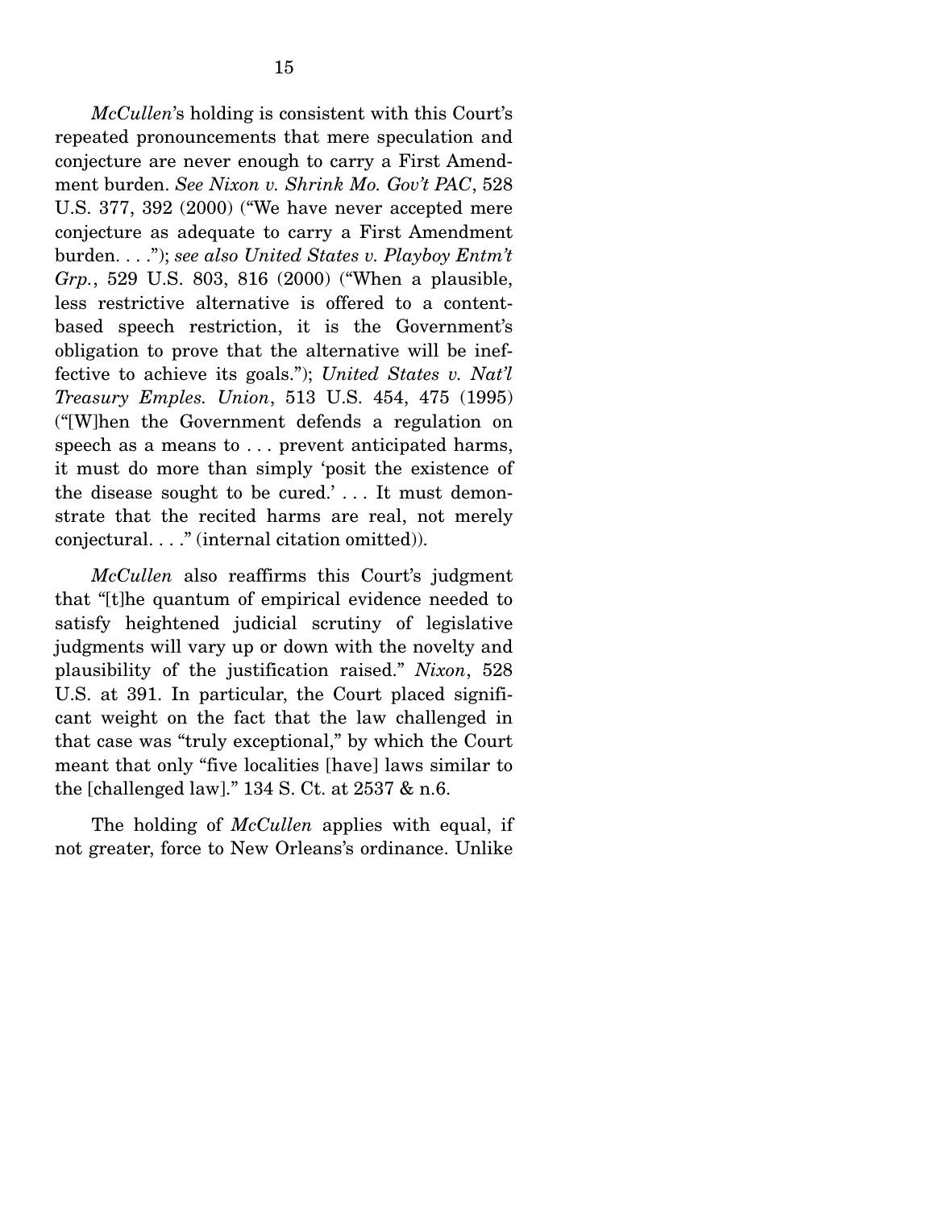*McCullen*'s holding is consistent with this Court's repeated pronouncements that mere speculation and conjecture are never enough to carry a First Amendment burden. *See Nixon v. Shrink Mo. Gov't PAC*, 528 U.S. 377, 392 (2000) ("We have never accepted mere conjecture as adequate to carry a First Amendment burden. . . ."); *see also United States v. Playboy Entm't Grp.*, 529 U.S. 803, 816 (2000) ("When a plausible, less restrictive alternative is offered to a content-based speech restriction, it is the Government's obligation to prove that the alternative will be ineffective to achieve its goals."); *United States v. Nat'l Treasury Emples. Union*, 513 U.S. 454, 475 (1995) ("[W]hen the Government defends a regulation on speech as a means to . . . prevent anticipated harms, it must do more than simply 'posit the existence of the disease sought to be cured.' . . . It must demonstrate that the recited harms are real, not merely conjectural. . . ." (internal citation omitted)).

*McCullen* also reaffirms this Court's judgment that "[t]he quantum of empirical evidence needed to satisfy heightened judicial scrutiny of legislative judgments will vary up or down with the novelty and plausibility of the justification raised." *Nixon*, 528 U.S. at 391. In particular, the Court placed significant weight on the fact that the law challenged in that case was "truly exceptional," by which the Court meant that only "five localities [have] laws similar to the [challenged law]." 134 S. Ct. at 2537 & n.6.

The holding of *McCullen* applies with equal, if not greater, force to New Orleans's ordinance. Unlike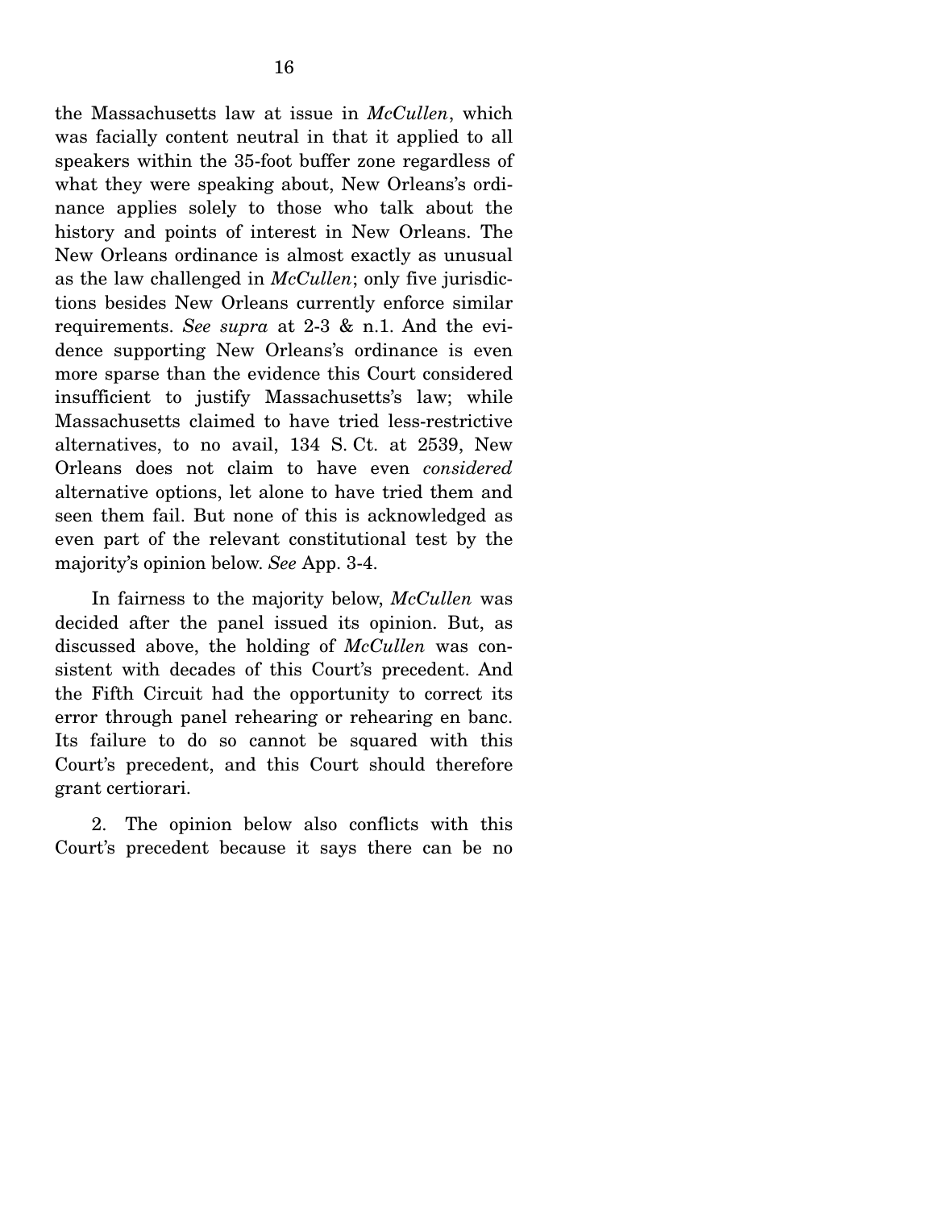the Massachusetts law at issue in *McCullen*, which was facially content neutral in that it applied to all speakers within the 35-foot buffer zone regardless of what they were speaking about, New Orleans's ordinance applies solely to those who talk about the history and points of interest in New Orleans. The New Orleans ordinance is almost exactly as unusual as the law challenged in *McCullen*; only five jurisdictions besides New Orleans currently enforce similar requirements. *See supra* at 2-3 & n.1. And the evidence supporting New Orleans's ordinance is even more sparse than the evidence this Court considered insufficient to justify Massachusetts's law; while Massachusetts claimed to have tried less-restrictive alternatives, to no avail, 134 S. Ct. at 2539, New Orleans does not claim to have even *considered* alternative options, let alone to have tried them and seen them fail. But none of this is acknowledged as even part of the relevant constitutional test by the majority's opinion below. *See* App. 3-4.

In fairness to the majority below, *McCullen* was decided after the panel issued its opinion. But, as discussed above, the holding of *McCullen* was consistent with decades of this Court's precedent. And the Fifth Circuit had the opportunity to correct its error through panel rehearing or rehearing en banc. Its failure to do so cannot be squared with this Court's precedent, and this Court should therefore grant certiorari.

2. The opinion below also conflicts with this Court's precedent because it says there can be no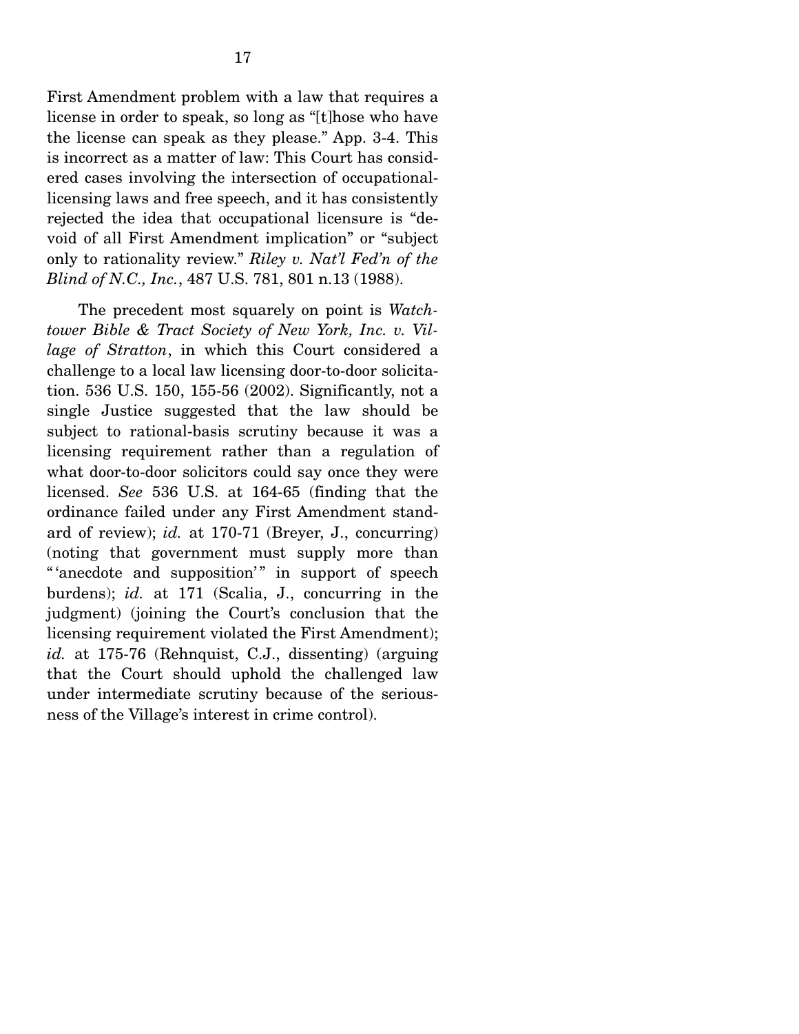First Amendment problem with a law that requires a license in order to speak, so long as "[t]hose who have the license can speak as they please." App. 3-4. This is incorrect as a matter of law: This Court has considered cases involving the intersection of occupational-licensing laws and free speech, and it has consistently rejected the idea that occupational licensure is "devoid of all First Amendment implication" or "subject only to rationality review." *Riley v. Nat'l Fed'n of the Blind of N.C., Inc.*, 487 U.S. 781, 801 n.13 (1988).

The precedent most squarely on point is *Watchtower Bible & Tract Society of New York, Inc. v. Village of Stratton*, in which this Court considered a challenge to a local law licensing door-to-door solicitation. 536 U.S. 150, 155-56 (2002). Significantly, not a single Justice suggested that the law should be subject to rational-basis scrutiny because it was a licensing requirement rather than a regulation of what door-to-door solicitors could say once they were licensed. *See* 536 U.S. at 164-65 (finding that the ordinance failed under any First Amendment standard of review); *id.* at 170-71 (Breyer, J., concurring) (noting that government must supply more than "'anecdote and supposition'" in support of speech burdens); *id.* at 171 (Scalia, J., concurring in the judgment) (joining the Court's conclusion that the licensing requirement violated the First Amendment); *id.* at 175-76 (Rehnquist, C.J., dissenting) (arguing that the Court should uphold the challenged law under intermediate scrutiny because of the seriousness of the Village's interest in crime control).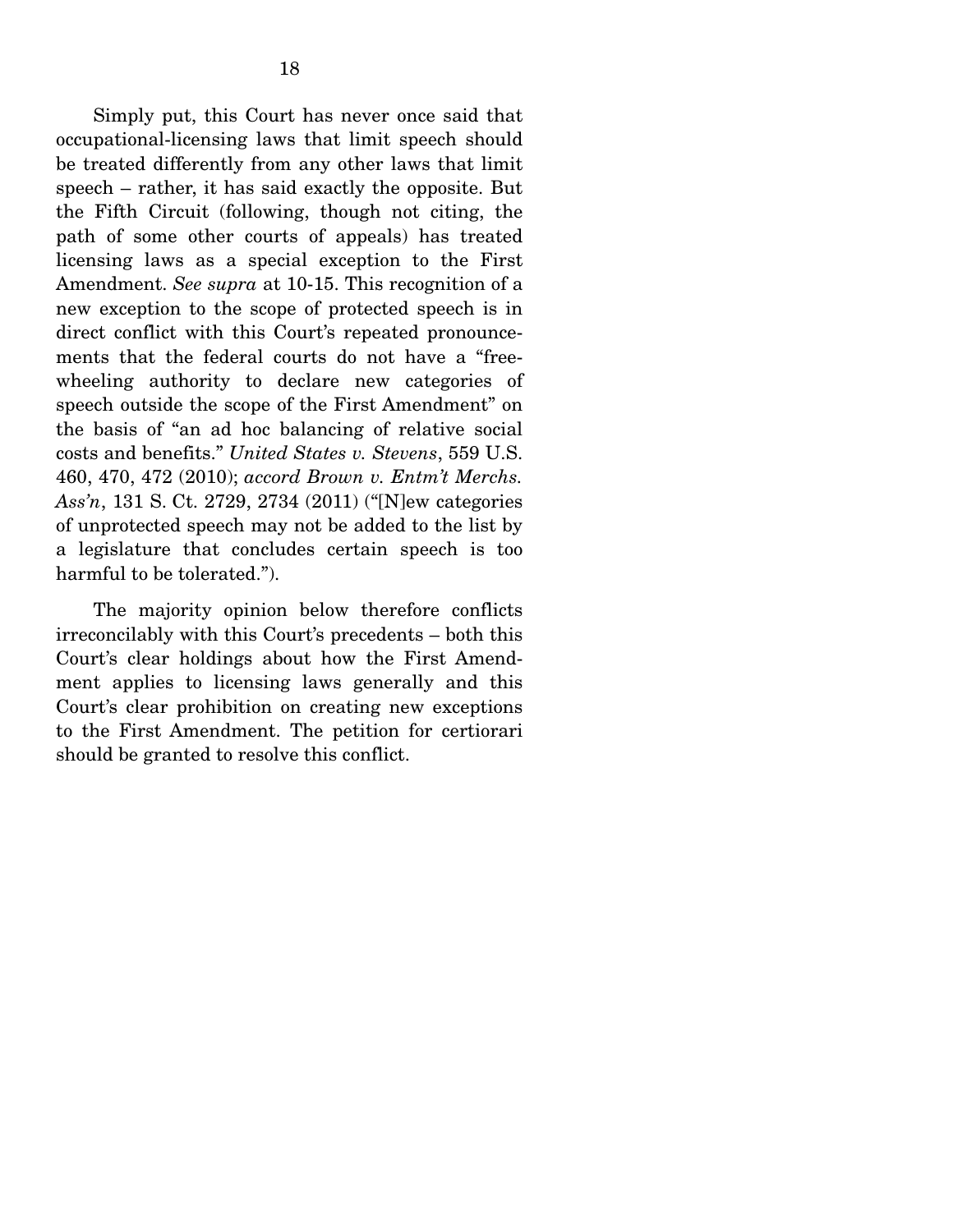Simply put, this Court has never once said that occupational-licensing laws that limit speech should be treated differently from any other laws that limit speech – rather, it has said exactly the opposite. But the Fifth Circuit (following, though not citing, the path of some other courts of appeals) has treated licensing laws as a special exception to the First Amendment. *See supra* at 10-15. This recognition of a new exception to the scope of protected speech is in direct conflict with this Court's repeated pronouncements that the federal courts do not have a "free-wheeling authority to declare new categories of speech outside the scope of the First Amendment" on the basis of "an ad hoc balancing of relative social costs and benefits." *United States v. Stevens*, 559 U.S. 460, 470, 472 (2010); *accord Brown v. Entm't Merchs. Ass'n*, 131 S. Ct. 2729, 2734 (2011) ("[N]ew categories of unprotected speech may not be added to the list by a legislature that concludes certain speech is too harmful to be tolerated.").

The majority opinion below therefore conflicts irreconcilably with this Court's precedents – both this Court's clear holdings about how the First Amendment applies to licensing laws generally and this Court's clear prohibition on creating new exceptions to the First Amendment. The petition for certiorari should be granted to resolve this conflict.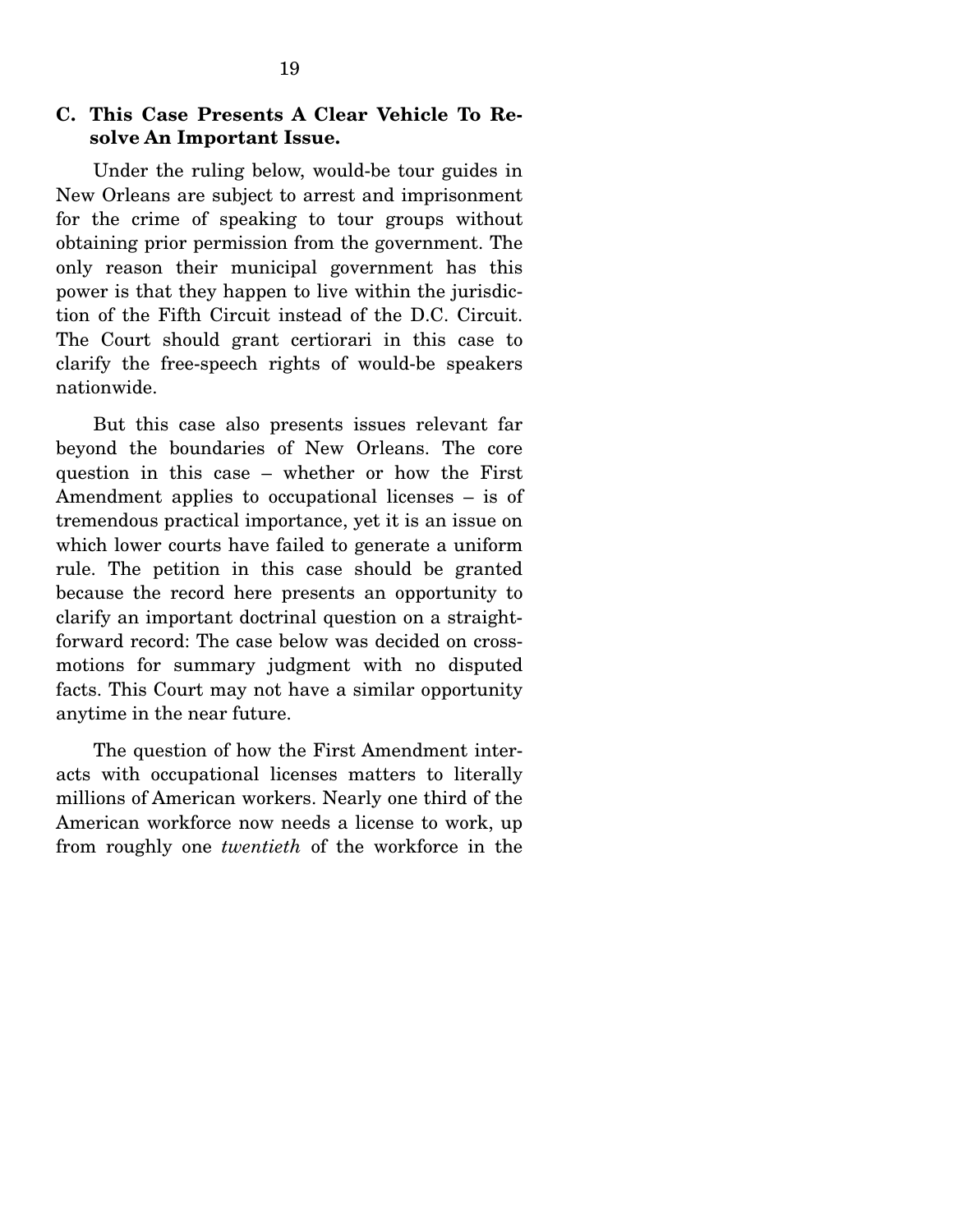### C. This Case Presents A Clear Vehicle To Resolve An Important Issue.

Under the ruling below, would-be tour guides in New Orleans are subject to arrest and imprisonment for the crime of speaking to tour groups without obtaining prior permission from the government. The only reason their municipal government has this power is that they happen to live within the jurisdiction of the Fifth Circuit instead of the D.C. Circuit. The Court should grant certiorari in this case to clarify the free-speech rights of would-be speakers nationwide.

But this case also presents issues relevant far beyond the boundaries of New Orleans. The core question in this case – whether or how the First Amendment applies to occupational licenses – is of tremendous practical importance, yet it is an issue on which lower courts have failed to generate a uniform rule. The petition in this case should be granted because the record here presents an opportunity to clarify an important doctrinal question on a straightforward record: The case below was decided on cross-motions for summary judgment with no disputed facts. This Court may not have a similar opportunity anytime in the near future.

The question of how the First Amendment interacts with occupational licenses matters to literally millions of American workers. Nearly one third of the American workforce now needs a license to work, up from roughly one *twentieth* of the workforce in the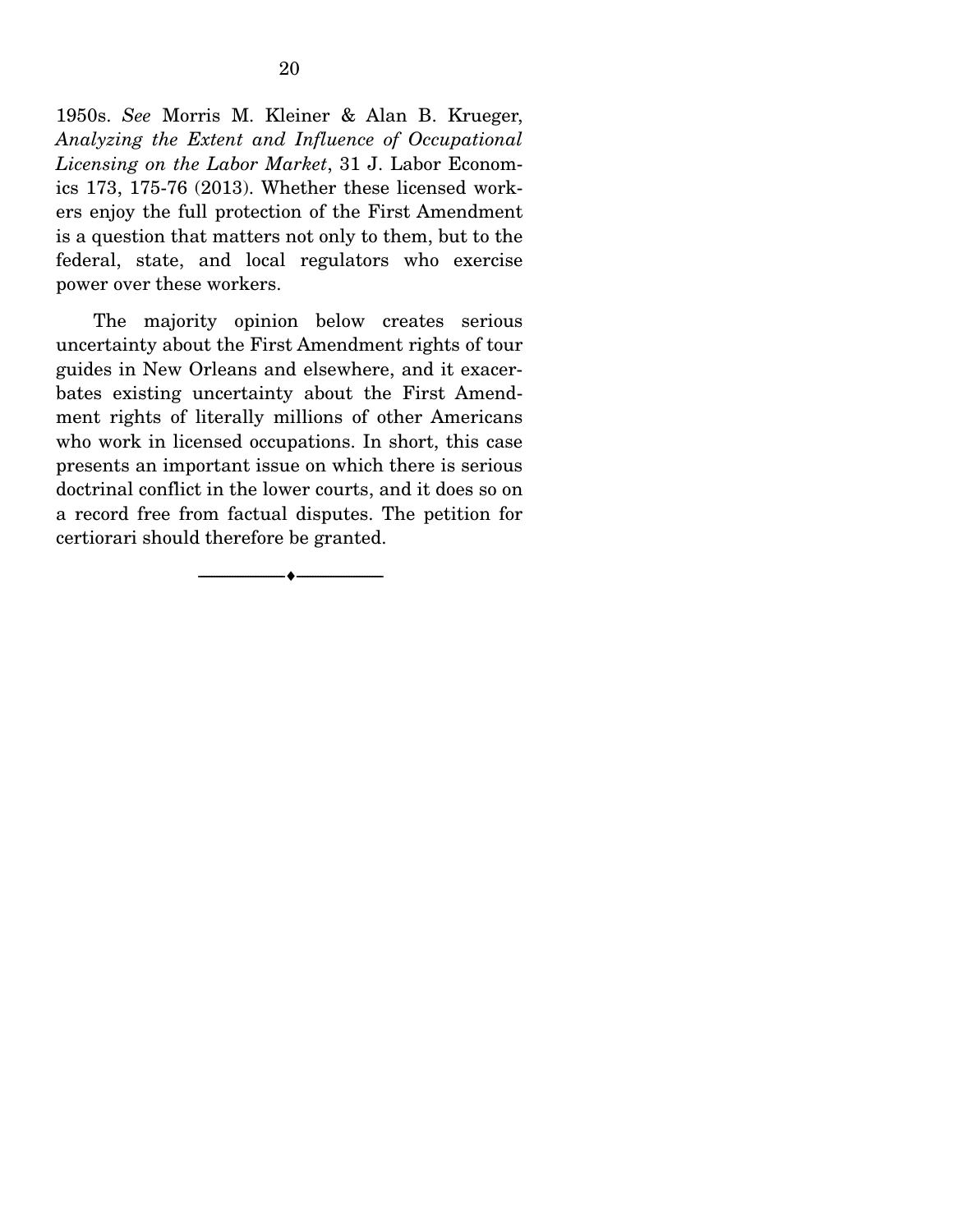1950s. *See* Morris M. Kleiner & Alan B. Krueger, *Analyzing the Extent and Influence of Occupational Licensing on the Labor Market*, 31 J. Labor Economics 173, 175-76 (2013). Whether these licensed workers enjoy the full protection of the First Amendment is a question that matters not only to them, but to the federal, state, and local regulators who exercise power over these workers.

The majority opinion below creates serious uncertainty about the First Amendment rights of tour guides in New Orleans and elsewhere, and it exacerbates existing uncertainty about the First Amendment rights of literally millions of other Americans who work in licensed occupations. In short, this case presents an important issue on which there is serious doctrinal conflict in the lower courts, and it does so on a record free from factual disputes. The petition for certiorari should therefore be granted.

---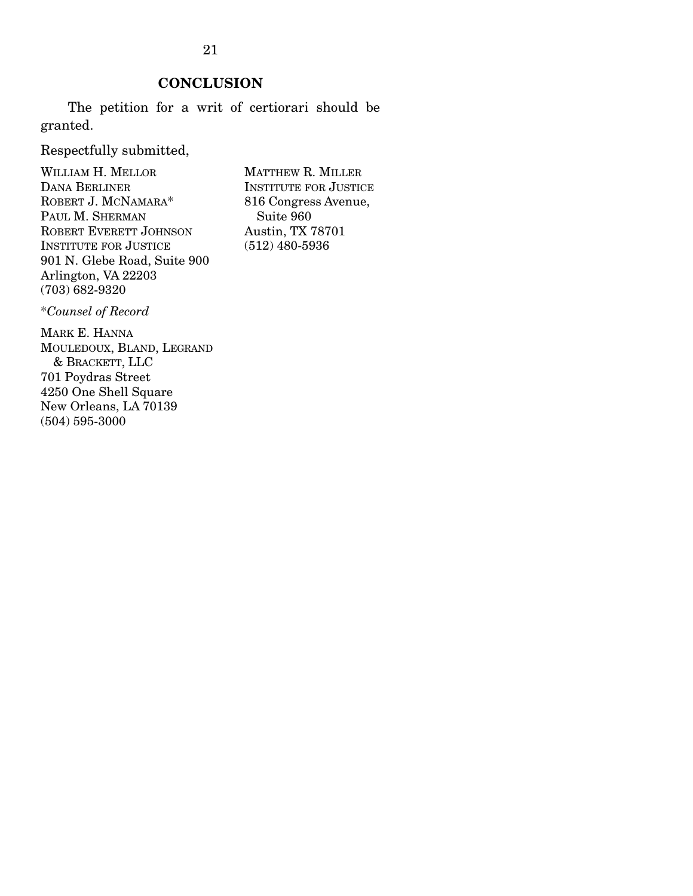## CONCLUSION

The petition for a writ of certiorari should be granted.

Respectfully submitted,

WILLIAM H. MELLOR
DANA BERLINER
ROBERT J. MCNAMARA*
PAUL M. SHERMAN
ROBERT EVERETT JOHNSON
INSTITUTE FOR JUSTICE
901 N. Glebe Road, Suite 900
Arlington, VA 22203
(703) 682-9320

MATTHEW R. MILLER
INSTITUTE FOR JUSTICE
816 Congress Avenue,
Suite 960
Austin, TX 78701
(512) 480-5936

**Counsel of Record*

MARK E. HANNA
MOULEDOUX, BLAND, LEGRAND
& BRACKETT, LLC
701 Poydras Street
4250 One Shell Square
New Orleans, LA 70139
(504) 595-3000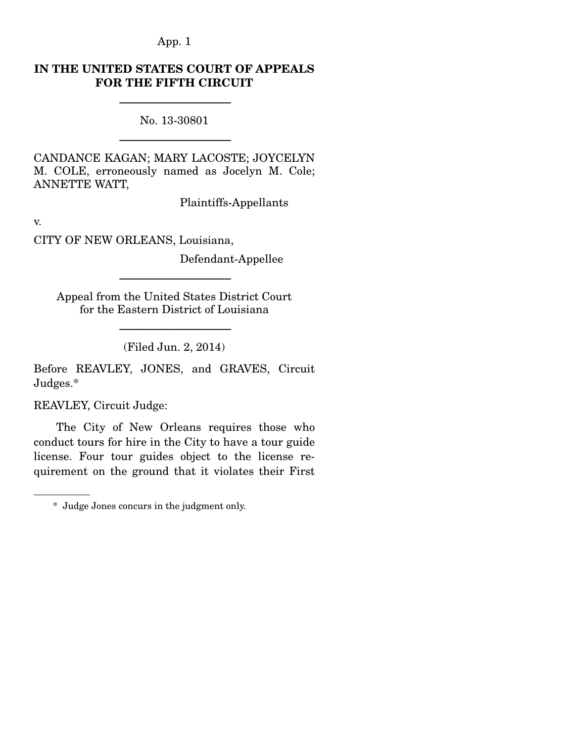**IN THE UNITED STATES COURT OF APPEALS FOR THE FIFTH CIRCUIT**

---

No. 13-30801

---

CANDANCE KAGAN; MARY LACOSTE; JOYCELYN M. COLE, erroneously named as Jocelyn M. Cole; ANNETTE WATT,

Plaintiffs-Appellants

v.

CITY OF NEW ORLEANS, Louisiana,

Defendant-Appellee

---

Appeal from the United States District Court for the Eastern District of Louisiana

---

(Filed Jun. 2, 2014)

Before REAVLEY, JONES, and GRAVES, Circuit Judges.*

REAVLEY, Circuit Judge:

The City of New Orleans requires those who conduct tours for hire in the City to have a tour guide license. Four tour guides object to the license requirement on the ground that it violates their First

---

\* Judge Jones concurs in the judgment only.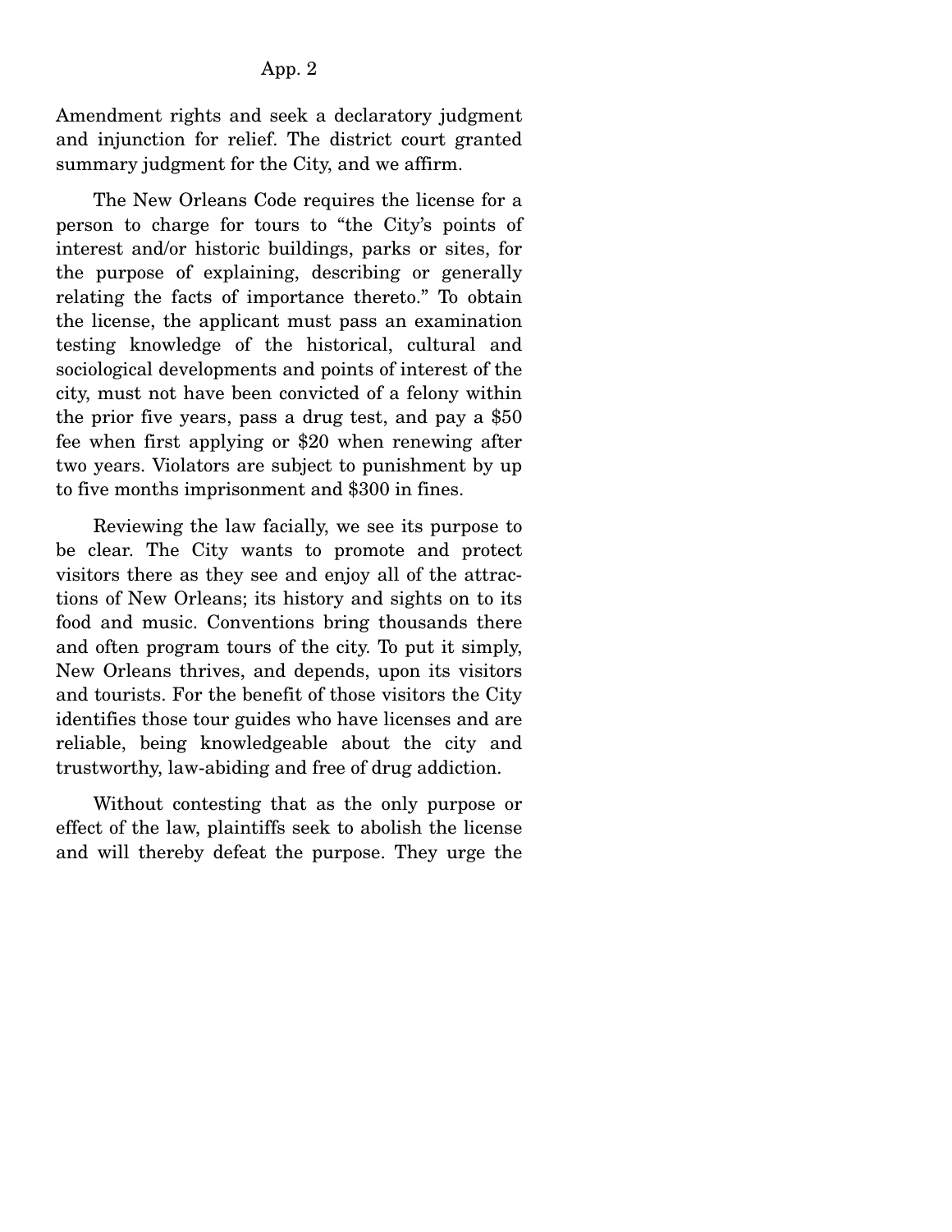Amendment rights and seek a declaratory judgment and injunction for relief. The district court granted summary judgment for the City, and we affirm.

The New Orleans Code requires the license for a person to charge for tours to "the City's points of interest and/or historic buildings, parks or sites, for the purpose of explaining, describing or generally relating the facts of importance thereto." To obtain the license, the applicant must pass an examination testing knowledge of the historical, cultural and sociological developments and points of interest of the city, must not have been convicted of a felony within the prior five years, pass a drug test, and pay a $50 fee when first applying or $20 when renewing after two years. Violators are subject to punishment by up to five months imprisonment and $300 in fines.

Reviewing the law facially, we see its purpose to be clear. The City wants to promote and protect visitors there as they see and enjoy all of the attractions of New Orleans; its history and sights on to its food and music. Conventions bring thousands there and often program tours of the city. To put it simply, New Orleans thrives, and depends, upon its visitors and tourists. For the benefit of those visitors the City identifies those tour guides who have licenses and are reliable, being knowledgeable about the city and trustworthy, law-abiding and free of drug addiction.

Without contesting that as the only purpose or effect of the law, plaintiffs seek to abolish the license and will thereby defeat the purpose. They urge the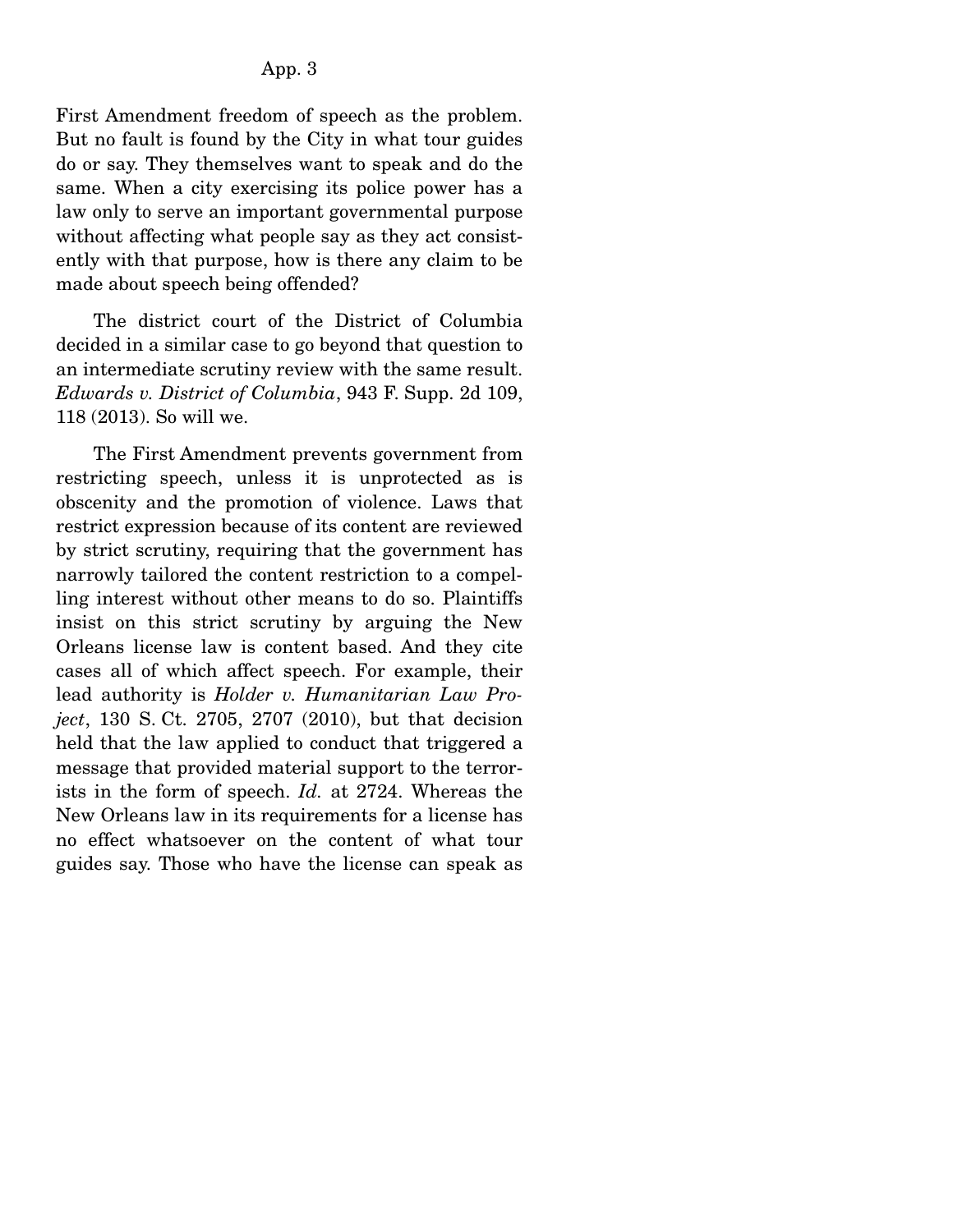First Amendment freedom of speech as the problem. But no fault is found by the City in what tour guides do or say. They themselves want to speak and do the same. When a city exercising its police power has a law only to serve an important governmental purpose without affecting what people say as they act consistently with that purpose, how is there any claim to be made about speech being offended?

The district court of the District of Columbia decided in a similar case to go beyond that question to an intermediate scrutiny review with the same result. *Edwards v. District of Columbia*, 943 F. Supp. 2d 109, 118 (2013). So will we.

The First Amendment prevents government from restricting speech, unless it is unprotected as is obscenity and the promotion of violence. Laws that restrict expression because of its content are reviewed by strict scrutiny, requiring that the government has narrowly tailored the content restriction to a compelling interest without other means to do so. Plaintiffs insist on this strict scrutiny by arguing the New Orleans license law is content based. And they cite cases all of which affect speech. For example, their lead authority is *Holder v. Humanitarian Law Project*, 130 S. Ct. 2705, 2707 (2010), but that decision held that the law applied to conduct that triggered a message that provided material support to the terrorists in the form of speech. *Id.* at 2724. Whereas the New Orleans law in its requirements for a license has no effect whatsoever on the content of what tour guides say. Those who have the license can speak as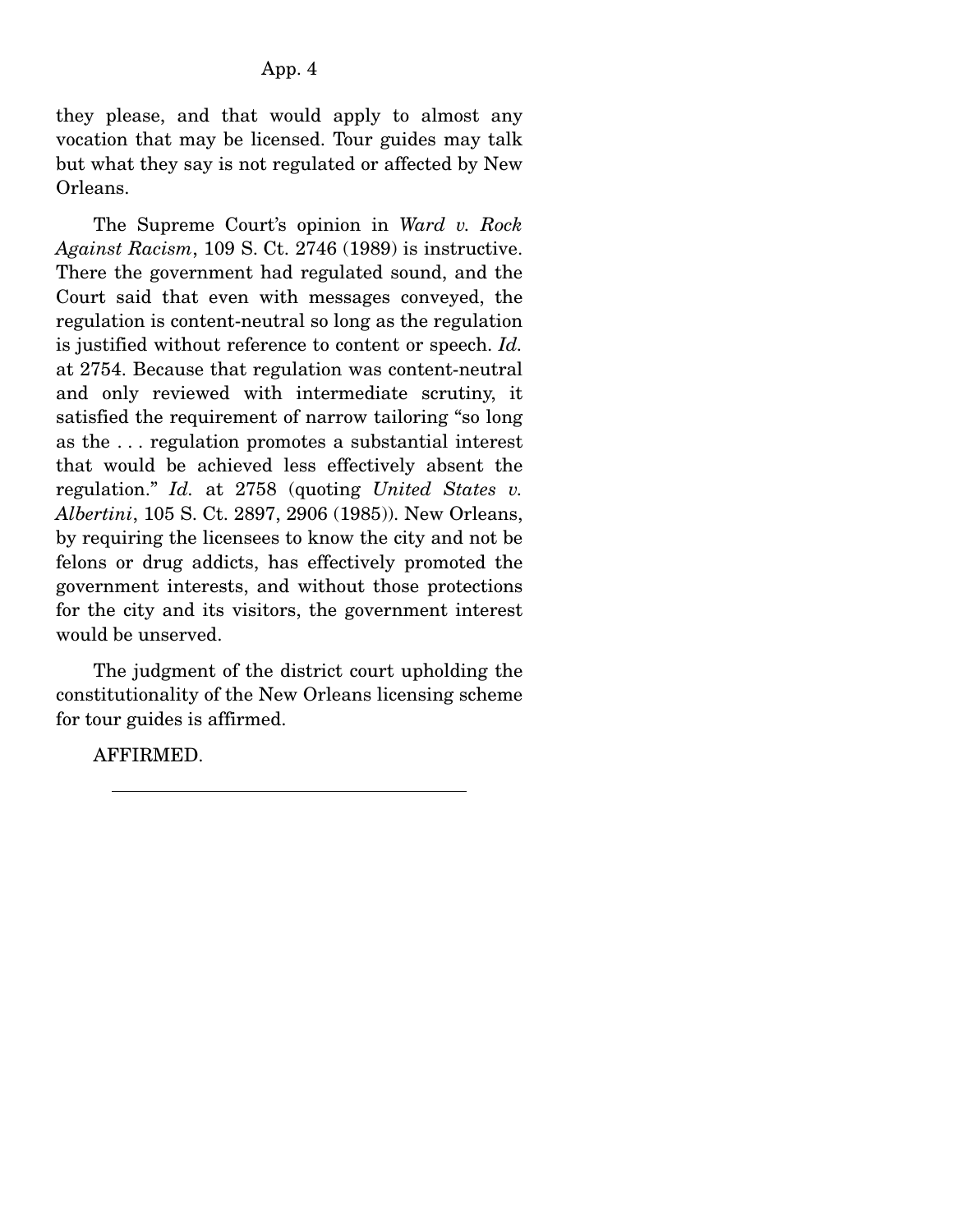they please, and that would apply to almost any vocation that may be licensed. Tour guides may talk but what they say is not regulated or affected by New Orleans.

The Supreme Court's opinion in *Ward v. Rock Against Racism*, 109 S. Ct. 2746 (1989) is instructive. There the government had regulated sound, and the Court said that even with messages conveyed, the regulation is content-neutral so long as the regulation is justified without reference to content or speech. *Id.* at 2754. Because that regulation was content-neutral and only reviewed with intermediate scrutiny, it satisfied the requirement of narrow tailoring "so long as the . . . regulation promotes a substantial interest that would be achieved less effectively absent the regulation." *Id.* at 2758 (quoting *United States v. Albertini*, 105 S. Ct. 2897, 2906 (1985)). New Orleans, by requiring the licensees to know the city and not be felons or drug addicts, has effectively promoted the government interests, and without those protections for the city and its visitors, the government interest would be unserved.

The judgment of the district court upholding the constitutionality of the New Orleans licensing scheme for tour guides is affirmed.

AFFIRMED.

---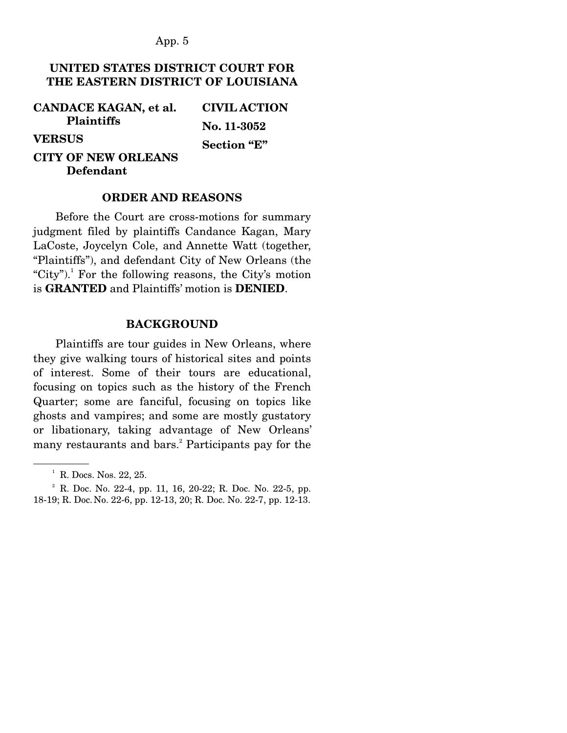**UNITED STATES DISTRICT COURT FOR THE EASTERN DISTRICT OF LOUISIANA**

| | |
|---|---|
| **CANDACE KAGAN, et al.** **Plaintiffs** | **CIVIL ACTION** |
| **VERSUS** | **No. 11-3052** |
| **CITY OF NEW ORLEANS** **Defendant** | **Section "E"** |

## ORDER AND REASONS

Before the Court are cross-motions for summary judgment filed by plaintiffs Candance Kagan, Mary LaCoste, Joycelyn Cole, and Annette Watt (together, "Plaintiffs"), and defendant City of New Orleans (the "City").[1] For the following reasons, the City's motion is **GRANTED** and Plaintiffs' motion is **DENIED**.

## BACKGROUND

Plaintiffs are tour guides in New Orleans, where they give walking tours of historical sites and points of interest. Some of their tours are educational, focusing on topics such as the history of the French Quarter; some are fanciful, focusing on topics like ghosts and vampires; and some are mostly gustatory or libationary, taking advantage of New Orleans' many restaurants and bars.[2] Participants pay for the

---

[1] R. Docs. Nos. 22, 25.

[2] R. Doc. No. 22-4, pp. 11, 16, 20-22; R. Doc. No. 22-5, pp. 18-19; R. Doc. No. 22-6, pp. 12-13, 20; R. Doc. No. 22-7, pp. 12-13.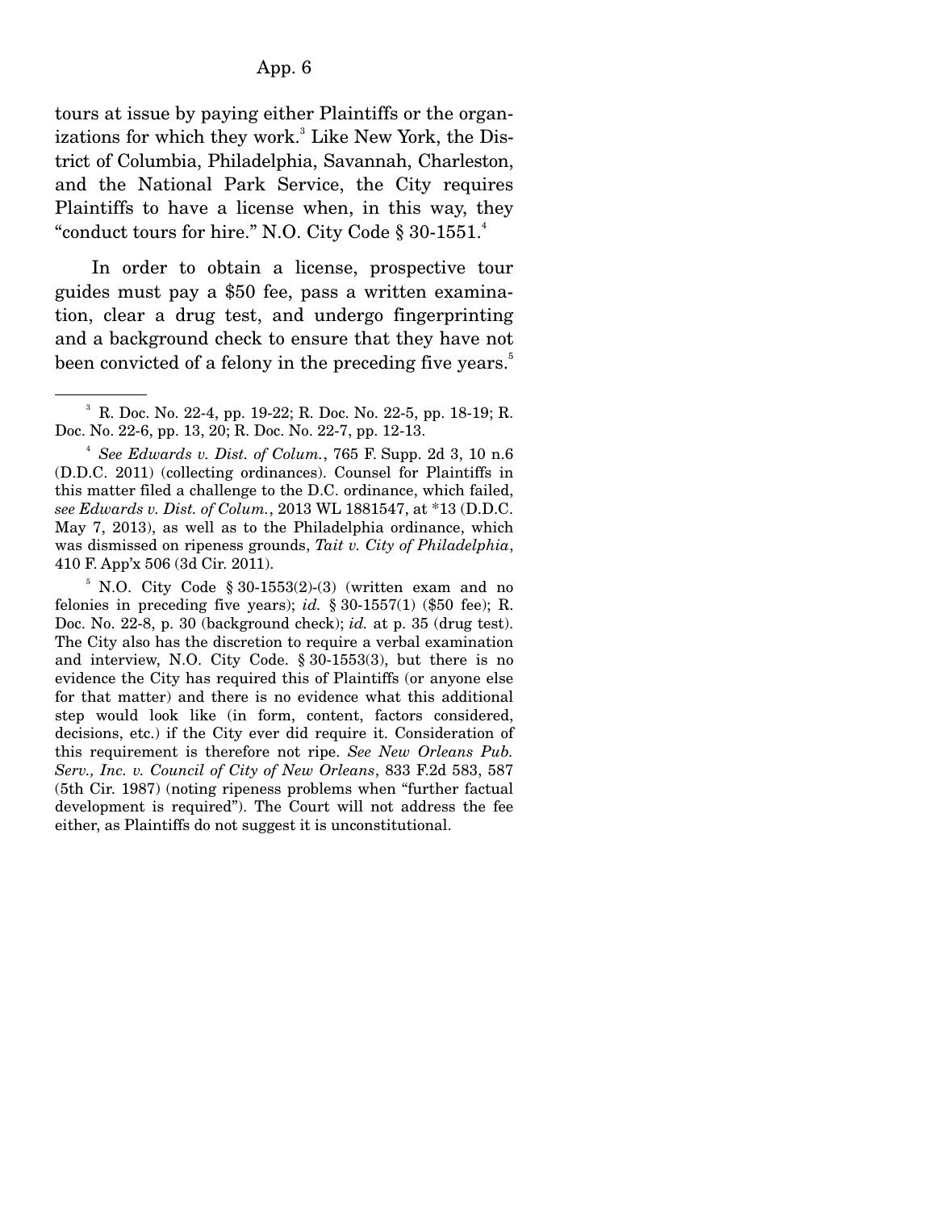tours at issue by paying either Plaintiffs or the organizations for which they work.[3] Like New York, the District of Columbia, Philadelphia, Savannah, Charleston, and the National Park Service, the City requires Plaintiffs to have a license when, in this way, they "conduct tours for hire." N.O. City Code § 30-1551.[4]

In order to obtain a license, prospective tour guides must pay a $50 fee, pass a written examination, clear a drug test, and undergo fingerprinting and a background check to ensure that they have not been convicted of a felony in the preceding five years.[5]

---

[3] R. Doc. No. 22-4, pp. 19-22; R. Doc. No. 22-5, pp. 18-19; R. Doc. No. 22-6, pp. 13, 20; R. Doc. No. 22-7, pp. 12-13.

[4] *See Edwards v. Dist. of Colum.*, 765 F. Supp. 2d 3, 10 n.6 (D.D.C. 2011) (collecting ordinances). Counsel for Plaintiffs in this matter filed a challenge to the D.C. ordinance, which failed, *see Edwards v. Dist. of Colum.*, 2013 WL 1881547, at *13 (D.D.C. May 7, 2013), as well as to the Philadelphia ordinance, which was dismissed on ripeness grounds, *Tait v. City of Philadelphia*, 410 F. App'x 506 (3d Cir. 2011).

[5] N.O. City Code § 30-1553(2)-(3) (written exam and no felonies in preceding five years); *id.* § 30-1557(1) ($50 fee); R. Doc. No. 22-8, p. 30 (background check); *id.* at p. 35 (drug test). The City also has the discretion to require a verbal examination and interview, N.O. City Code. § 30-1553(3), but there is no evidence the City has required this of Plaintiffs (or anyone else for that matter) and there is no evidence what this additional step would look like (in form, content, factors considered, decisions, etc.) if the City ever did require it. Consideration of this requirement is therefore not ripe. *See New Orleans Pub. Serv., Inc. v. Council of City of New Orleans*, 833 F.2d 583, 587 (5th Cir. 1987) (noting ripeness problems when "further factual development is required"). The Court will not address the fee either, as Plaintiffs do not suggest it is unconstitutional.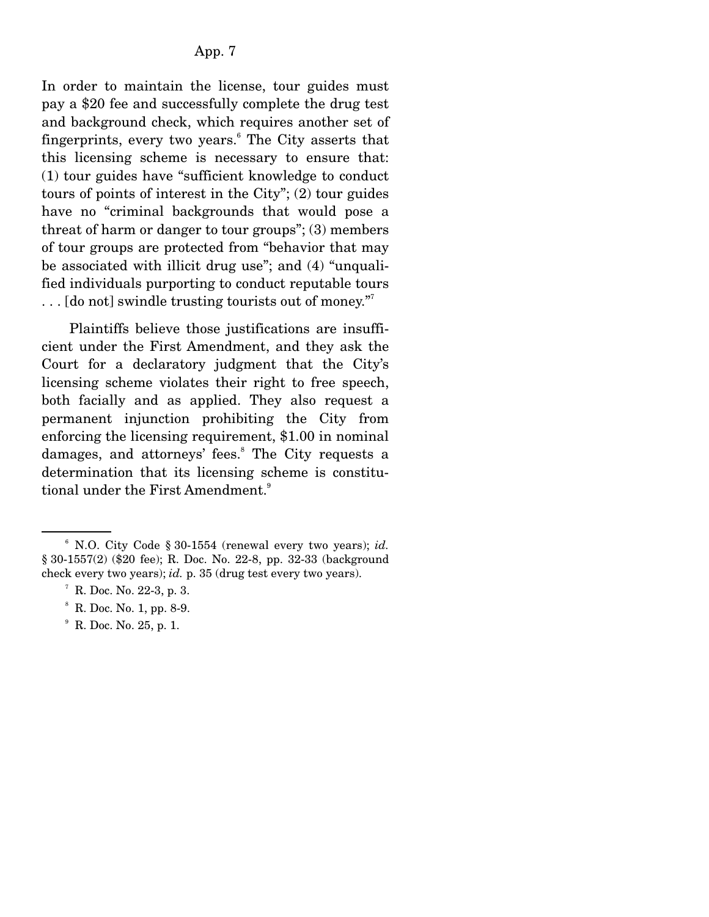In order to maintain the license, tour guides must pay a $20 fee and successfully complete the drug test and background check, which requires another set of fingerprints, every two years.[6] The City asserts that this licensing scheme is necessary to ensure that: (1) tour guides have "sufficient knowledge to conduct tours of points of interest in the City"; (2) tour guides have no "criminal backgrounds that would pose a threat of harm or danger to tour groups"; (3) members of tour groups are protected from "behavior that may be associated with illicit drug use"; and (4) "unqualified individuals purporting to conduct reputable tours . . . [do not] swindle trusting tourists out of money."[7]

Plaintiffs believe those justifications are insufficient under the First Amendment, and they ask the Court for a declaratory judgment that the City's licensing scheme violates their right to free speech, both facially and as applied. They also request a permanent injunction prohibiting the City from enforcing the licensing requirement, $1.00 in nominal damages, and attorneys' fees.[8] The City requests a determination that its licensing scheme is constitutional under the First Amendment.[9]

---

[6] N.O. City Code § 30-1554 (renewal every two years); *id.* § 30-1557(2) ($20 fee); R. Doc. No. 22-8, pp. 32-33 (background check every two years); *id.* p. 35 (drug test every two years).

[7] R. Doc. No. 22-3, p. 3.

[8] R. Doc. No. 1, pp. 8-9.

[9] R. Doc. No. 25, p. 1.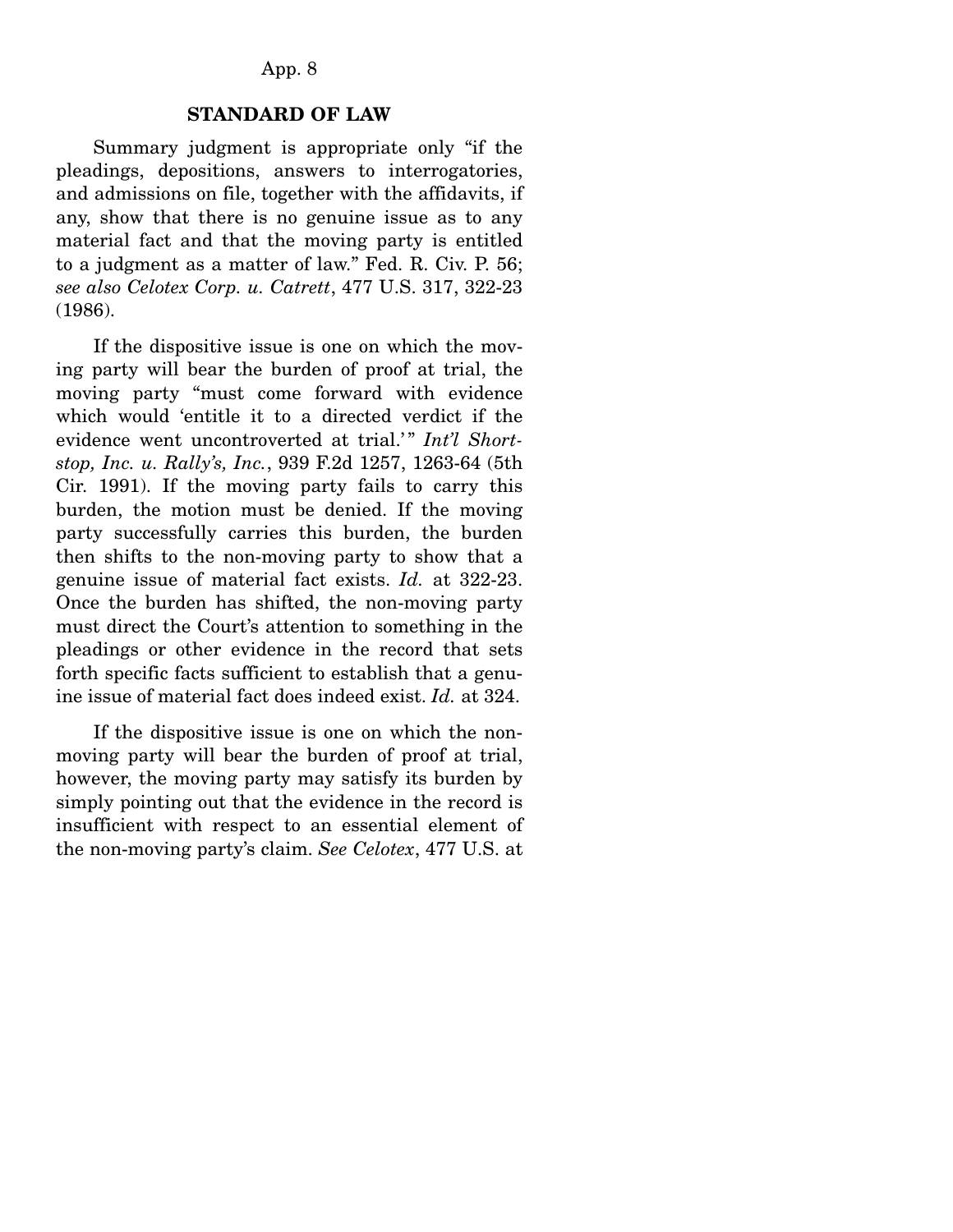## STANDARD OF LAW

Summary judgment is appropriate only "if the pleadings, depositions, answers to interrogatories, and admissions on file, together with the affidavits, if any, show that there is no genuine issue as to any material fact and that the moving party is entitled to a judgment as a matter of law." Fed. R. Civ. P. 56; *see also Celotex Corp. u. Catrett*, 477 U.S. 317, 322-23 (1986).

If the dispositive issue is one on which the moving party will bear the burden of proof at trial, the moving party "must come forward with evidence which would 'entitle it to a directed verdict if the evidence went uncontroverted at trial.'" *Int'l Shortstop, Inc. u. Rally's, Inc.*, 939 F.2d 1257, 1263-64 (5th Cir. 1991). If the moving party fails to carry this burden, the motion must be denied. If the moving party successfully carries this burden, the burden then shifts to the non-moving party to show that a genuine issue of material fact exists. *Id.* at 322-23. Once the burden has shifted, the non-moving party must direct the Court's attention to something in the pleadings or other evidence in the record that sets forth specific facts sufficient to establish that a genuine issue of material fact does indeed exist. *Id.* at 324.

If the dispositive issue is one on which the non-moving party will bear the burden of proof at trial, however, the moving party may satisfy its burden by simply pointing out that the evidence in the record is insufficient with respect to an essential element of the non-moving party's claim. *See Celotex*, 477 U.S. at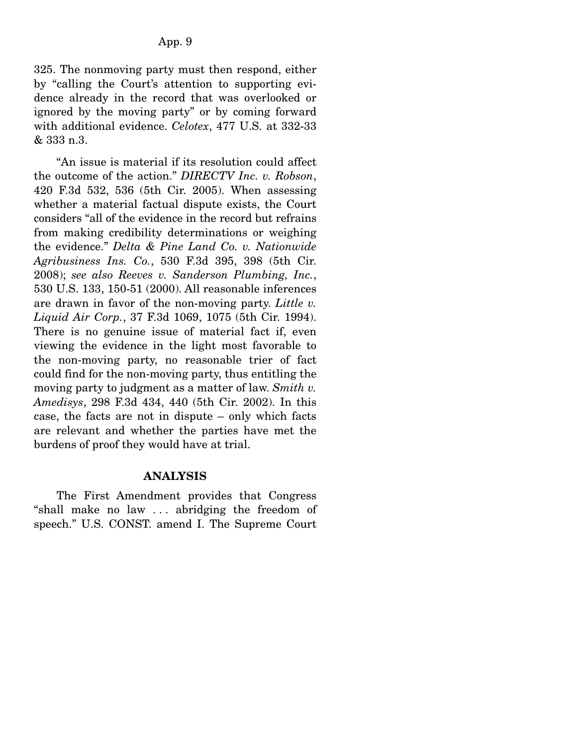325. The nonmoving party must then respond, either by "calling the Court's attention to supporting evidence already in the record that was overlooked or ignored by the moving party" or by coming forward with additional evidence. *Celotex*, 477 U.S. at 332-33 & 333 n.3.

"An issue is material if its resolution could affect the outcome of the action." *DIRECTV Inc. v. Robson*, 420 F.3d 532, 536 (5th Cir. 2005). When assessing whether a material factual dispute exists, the Court considers "all of the evidence in the record but refrains from making credibility determinations or weighing the evidence." *Delta & Pine Land Co. v. Nationwide Agribusiness Ins. Co.*, 530 F.3d 395, 398 (5th Cir. 2008); *see also Reeves v. Sanderson Plumbing, Inc.*, 530 U.S. 133, 150-51 (2000). All reasonable inferences are drawn in favor of the non-moving party. *Little v. Liquid Air Corp.*, 37 F.3d 1069, 1075 (5th Cir. 1994). There is no genuine issue of material fact if, even viewing the evidence in the light most favorable to the non-moving party, no reasonable trier of fact could find for the non-moving party, thus entitling the moving party to judgment as a matter of law. *Smith v. Amedisys*, 298 F.3d 434, 440 (5th Cir. 2002). In this case, the facts are not in dispute – only which facts are relevant and whether the parties have met the burdens of proof they would have at trial.

## ANALYSIS

The First Amendment provides that Congress "shall make no law . . . abridging the freedom of speech." U.S. CONST. amend I. The Supreme Court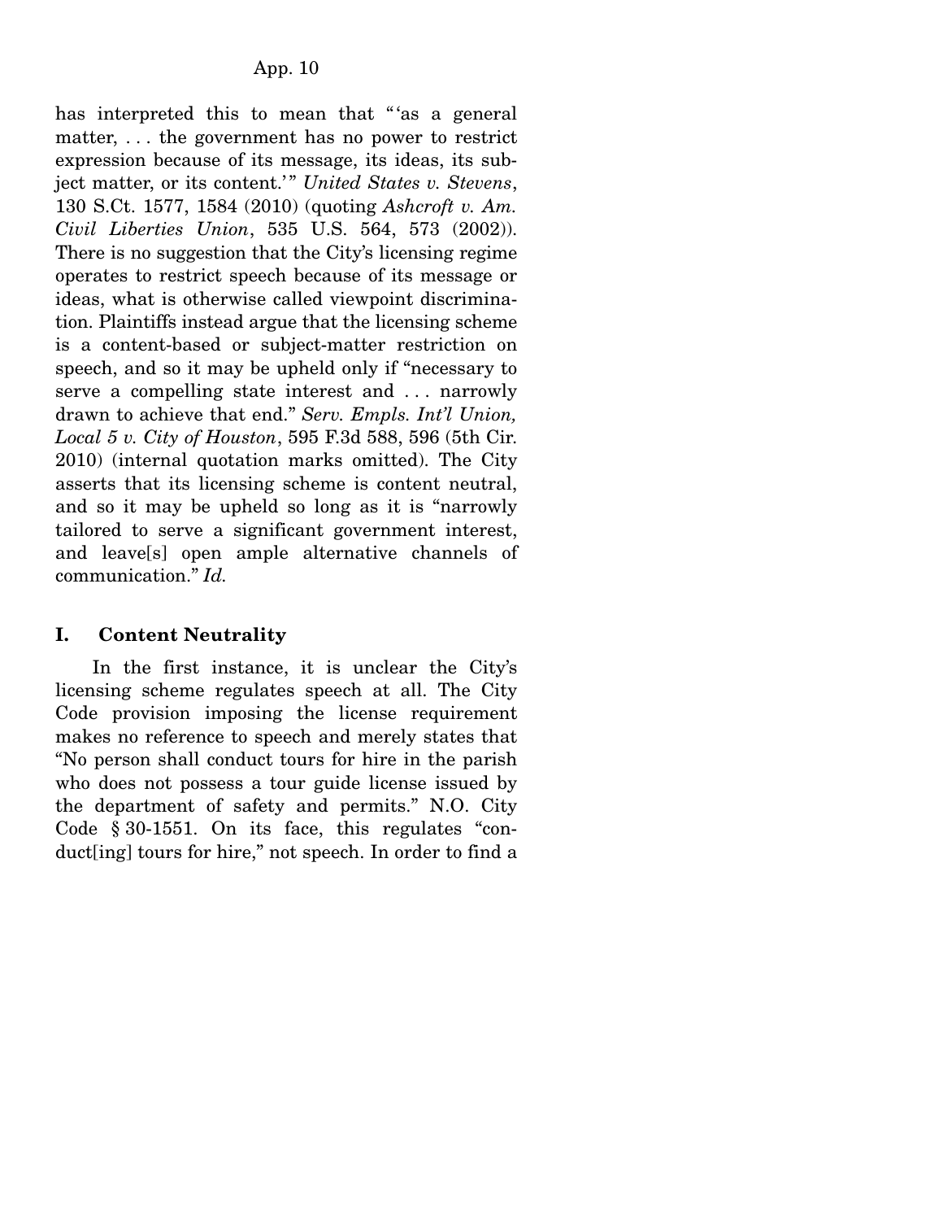has interpreted this to mean that "'as a general matter, . . . the government has no power to restrict expression because of its message, its ideas, its subject matter, or its content.'" *United States v. Stevens*, 130 S.Ct. 1577, 1584 (2010) (quoting *Ashcroft v. Am. Civil Liberties Union*, 535 U.S. 564, 573 (2002)). There is no suggestion that the City's licensing regime operates to restrict speech because of its message or ideas, what is otherwise called viewpoint discrimination. Plaintiffs instead argue that the licensing scheme is a content-based or subject-matter restriction on speech, and so it may be upheld only if "necessary to serve a compelling state interest and . . . narrowly drawn to achieve that end." *Serv. Empls. Int'l Union, Local 5 v. City of Houston*, 595 F.3d 588, 596 (5th Cir. 2010) (internal quotation marks omitted). The City asserts that its licensing scheme is content neutral, and so it may be upheld so long as it is "narrowly tailored to serve a significant government interest, and leave[s] open ample alternative channels of communication." *Id.*

## I. Content Neutrality

In the first instance, it is unclear the City's licensing scheme regulates speech at all. The City Code provision imposing the license requirement makes no reference to speech and merely states that "No person shall conduct tours for hire in the parish who does not possess a tour guide license issued by the department of safety and permits." N.O. City Code § 30-1551. On its face, this regulates "conduct[ing] tours for hire," not speech. In order to find a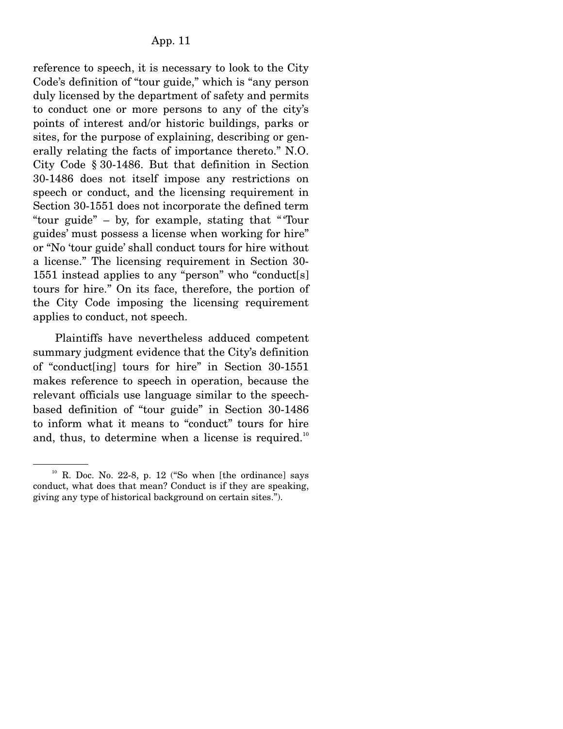reference to speech, it is necessary to look to the City Code's definition of "tour guide," which is "any person duly licensed by the department of safety and permits to conduct one or more persons to any of the city's points of interest and/or historic buildings, parks or sites, for the purpose of explaining, describing or generally relating the facts of importance thereto." N.O. City Code § 30-1486. But that definition in Section 30-1486 does not itself impose any restrictions on speech or conduct, and the licensing requirement in Section 30-1551 does not incorporate the defined term "tour guide" – by, for example, stating that "'Tour guides' must possess a license when working for hire" or "No 'tour guide' shall conduct tours for hire without a license." The licensing requirement in Section 30-1551 instead applies to any "person" who "conduct[s] tours for hire." On its face, therefore, the portion of the City Code imposing the licensing requirement applies to conduct, not speech.

Plaintiffs have nevertheless adduced competent summary judgment evidence that the City's definition of "conduct[ing] tours for hire" in Section 30-1551 makes reference to speech in operation, because the relevant officials use language similar to the speech-based definition of "tour guide" in Section 30-1486 to inform what it means to "conduct" tours for hire and, thus, to determine when a license is required.[10]

---

[10] R. Doc. No. 22-8, p. 12 ("So when [the ordinance] says conduct, what does that mean? Conduct is if they are speaking, giving any type of historical background on certain sites.").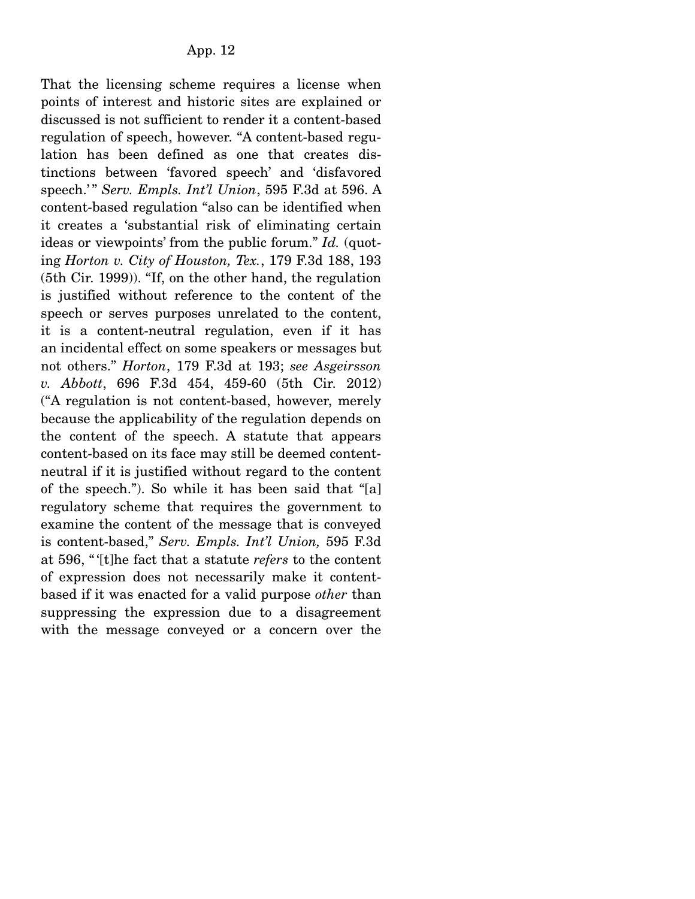That the licensing scheme requires a license when points of interest and historic sites are explained or discussed is not sufficient to render it a content-based regulation of speech, however. "A content-based regulation has been defined as one that creates distinctions between 'favored speech' and 'disfavored speech.'" *Serv. Empls. Int'l Union*, 595 F.3d at 596. A content-based regulation "also can be identified when it creates a 'substantial risk of eliminating certain ideas or viewpoints' from the public forum." *Id.* (quoting *Horton v. City of Houston, Tex.*, 179 F.3d 188, 193 (5th Cir. 1999)). "If, on the other hand, the regulation is justified without reference to the content of the speech or serves purposes unrelated to the content, it is a content-neutral regulation, even if it has an incidental effect on some speakers or messages but not others." *Horton*, 179 F.3d at 193; *see Asgeirsson v. Abbott*, 696 F.3d 454, 459-60 (5th Cir. 2012) ("A regulation is not content-based, however, merely because the applicability of the regulation depends on the content of the speech. A statute that appears content-based on its face may still be deemed content-neutral if it is justified without regard to the content of the speech."). So while it has been said that "[a] regulatory scheme that requires the government to examine the content of the message that is conveyed is content-based," *Serv. Empls. Int'l Union,* 595 F.3d at 596, "'[t]he fact that a statute *refers* to the content of expression does not necessarily make it content-based if it was enacted for a valid purpose *other* than suppressing the expression due to a disagreement with the message conveyed or a concern over the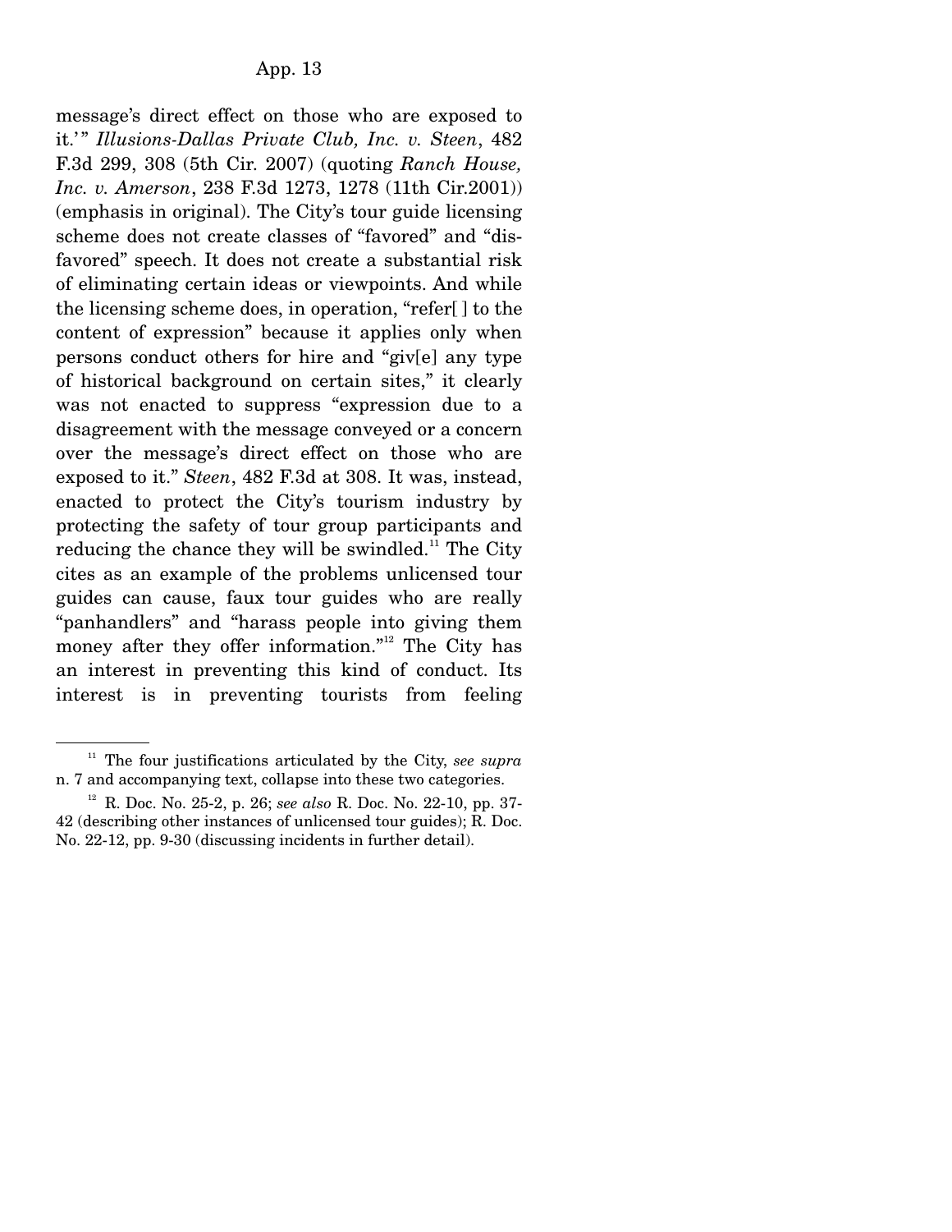message's direct effect on those who are exposed to it.'" *Illusions-Dallas Private Club, Inc. v. Steen*, 482 F.3d 299, 308 (5th Cir. 2007) (quoting *Ranch House, Inc. v. Amerson*, 238 F.3d 1273, 1278 (11th Cir.2001)) (emphasis in original). The City's tour guide licensing scheme does not create classes of "favored" and "disfavored" speech. It does not create a substantial risk of eliminating certain ideas or viewpoints. And while the licensing scheme does, in operation, "refer[ ] to the content of expression" because it applies only when persons conduct others for hire and "giv[e] any type of historical background on certain sites," it clearly was not enacted to suppress "expression due to a disagreement with the message conveyed or a concern over the message's direct effect on those who are exposed to it." *Steen*, 482 F.3d at 308. It was, instead, enacted to protect the City's tourism industry by protecting the safety of tour group participants and reducing the chance they will be swindled.[11] The City cites as an example of the problems unlicensed tour guides can cause, faux tour guides who are really "panhandlers" and "harass people into giving them money after they offer information."[12] The City has an interest in preventing this kind of conduct. Its interest is in preventing tourists from feeling

---

[11] The four justifications articulated by the City, *see supra* n. 7 and accompanying text, collapse into these two categories.

[12] R. Doc. No. 25-2, p. 26; *see also* R. Doc. No. 22-10, pp. 37-42 (describing other instances of unlicensed tour guides); R. Doc. No. 22-12, pp. 9-30 (discussing incidents in further detail).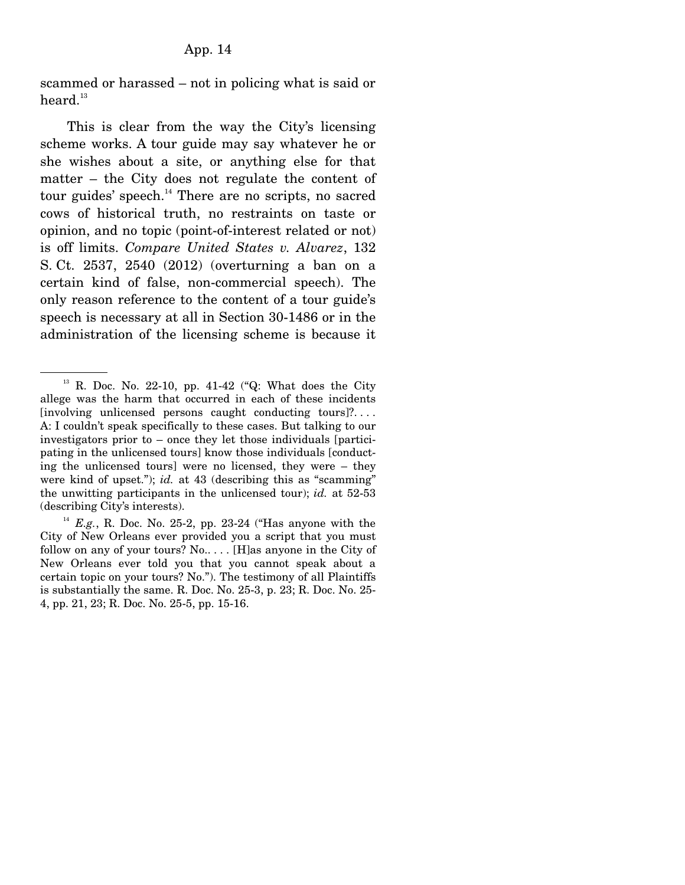scammed or harassed – not in policing what is said or heard.[13]

This is clear from the way the City's licensing scheme works. A tour guide may say whatever he or she wishes about a site, or anything else for that matter – the City does not regulate the content of tour guides' speech.[14] There are no scripts, no sacred cows of historical truth, no restraints on taste or opinion, and no topic (point-of-interest related or not) is off limits. *Compare United States v. Alvarez*, 132 S. Ct. 2537, 2540 (2012) (overturning a ban on a certain kind of false, non-commercial speech). The only reason reference to the content of a tour guide's speech is necessary at all in Section 30-1486 or in the administration of the licensing scheme is because it

---

[13] R. Doc. No. 22-10, pp. 41-42 ("Q: What does the City allege was the harm that occurred in each of these incidents [involving unlicensed persons caught conducting tours]?. . . . A: I couldn't speak specifically to these cases. But talking to our investigators prior to – once they let those individuals [participating in the unlicensed tours] know those individuals [conducting the unlicensed tours] were no licensed, they were – they were kind of upset."); *id.* at 43 (describing this as "scamming" the unwitting participants in the unlicensed tour); *id.* at 52-53 (describing City's interests).

[14] *E.g.*, R. Doc. No. 25-2, pp. 23-24 ("Has anyone with the City of New Orleans ever provided you a script that you must follow on any of your tours? No.. . . . [H]as anyone in the City of New Orleans ever told you that you cannot speak about a certain topic on your tours? No."). The testimony of all Plaintiffs is substantially the same. R. Doc. No. 25-3, p. 23; R. Doc. No. 25-4, pp. 21, 23; R. Doc. No. 25-5, pp. 15-16.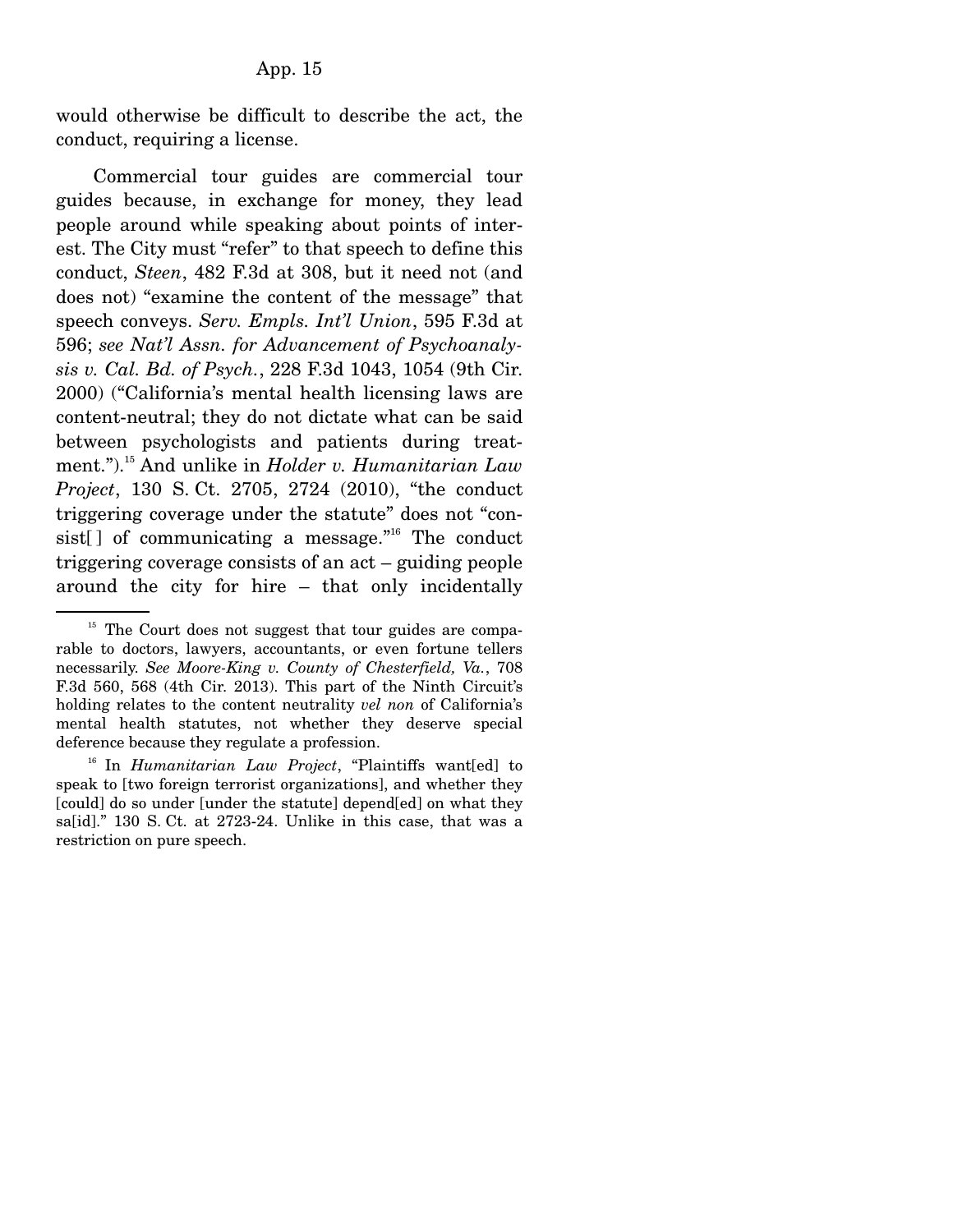would otherwise be difficult to describe the act, the conduct, requiring a license.

Commercial tour guides are commercial tour guides because, in exchange for money, they lead people around while speaking about points of interest. The City must "refer" to that speech to define this conduct, *Steen*, 482 F.3d at 308, but it need not (and does not) "examine the content of the message" that speech conveys. *Serv. Empls. Int'l Union*, 595 F.3d at 596; *see Nat'l Assn. for Advancement of Psychoanalysis v. Cal. Bd. of Psych.*, 228 F.3d 1043, 1054 (9th Cir. 2000) ("California's mental health licensing laws are content-neutral; they do not dictate what can be said between psychologists and patients during treatment.").[15] And unlike in *Holder v. Humanitarian Law Project*, 130 S. Ct. 2705, 2724 (2010), "the conduct triggering coverage under the statute" does not "consist[ ] of communicating a message."[16] The conduct triggering coverage consists of an act – guiding people around the city for hire – that only incidentally

---

[15] The Court does not suggest that tour guides are comparable to doctors, lawyers, accountants, or even fortune tellers necessarily. *See Moore-King v. County of Chesterfield, Va.*, 708 F.3d 560, 568 (4th Cir. 2013). This part of the Ninth Circuit's holding relates to the content neutrality *vel non* of California's mental health statutes, not whether they deserve special deference because they regulate a profession.

[16] In *Humanitarian Law Project*, "Plaintiffs want[ed] to speak to [two foreign terrorist organizations], and whether they [could] do so under [under the statute] depend[ed] on what they sa[id]." 130 S. Ct. at 2723-24. Unlike in this case, that was a restriction on pure speech.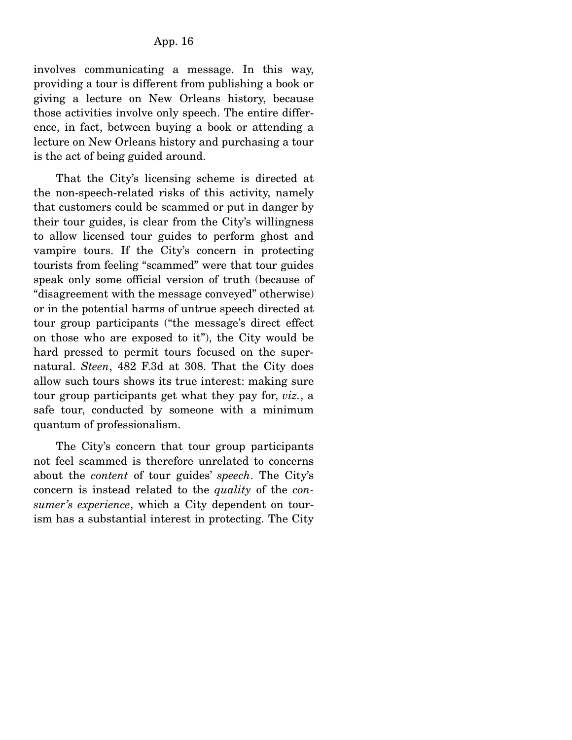involves communicating a message. In this way, providing a tour is different from publishing a book or giving a lecture on New Orleans history, because those activities involve only speech. The entire difference, in fact, between buying a book or attending a lecture on New Orleans history and purchasing a tour is the act of being guided around.

That the City's licensing scheme is directed at the non-speech-related risks of this activity, namely that customers could be scammed or put in danger by their tour guides, is clear from the City's willingness to allow licensed tour guides to perform ghost and vampire tours. If the City's concern in protecting tourists from feeling "scammed" were that tour guides speak only some official version of truth (because of "disagreement with the message conveyed" otherwise) or in the potential harms of untrue speech directed at tour group participants ("the message's direct effect on those who are exposed to it"), the City would be hard pressed to permit tours focused on the supernatural. *Steen*, 482 F.3d at 308. That the City does allow such tours shows its true interest: making sure tour group participants get what they pay for, *viz.*, a safe tour, conducted by someone with a minimum quantum of professionalism.

The City's concern that tour group participants not feel scammed is therefore unrelated to concerns about the *content* of tour guides' *speech*. The City's concern is instead related to the *quality* of the *consumer's experience*, which a City dependent on tourism has a substantial interest in protecting. The City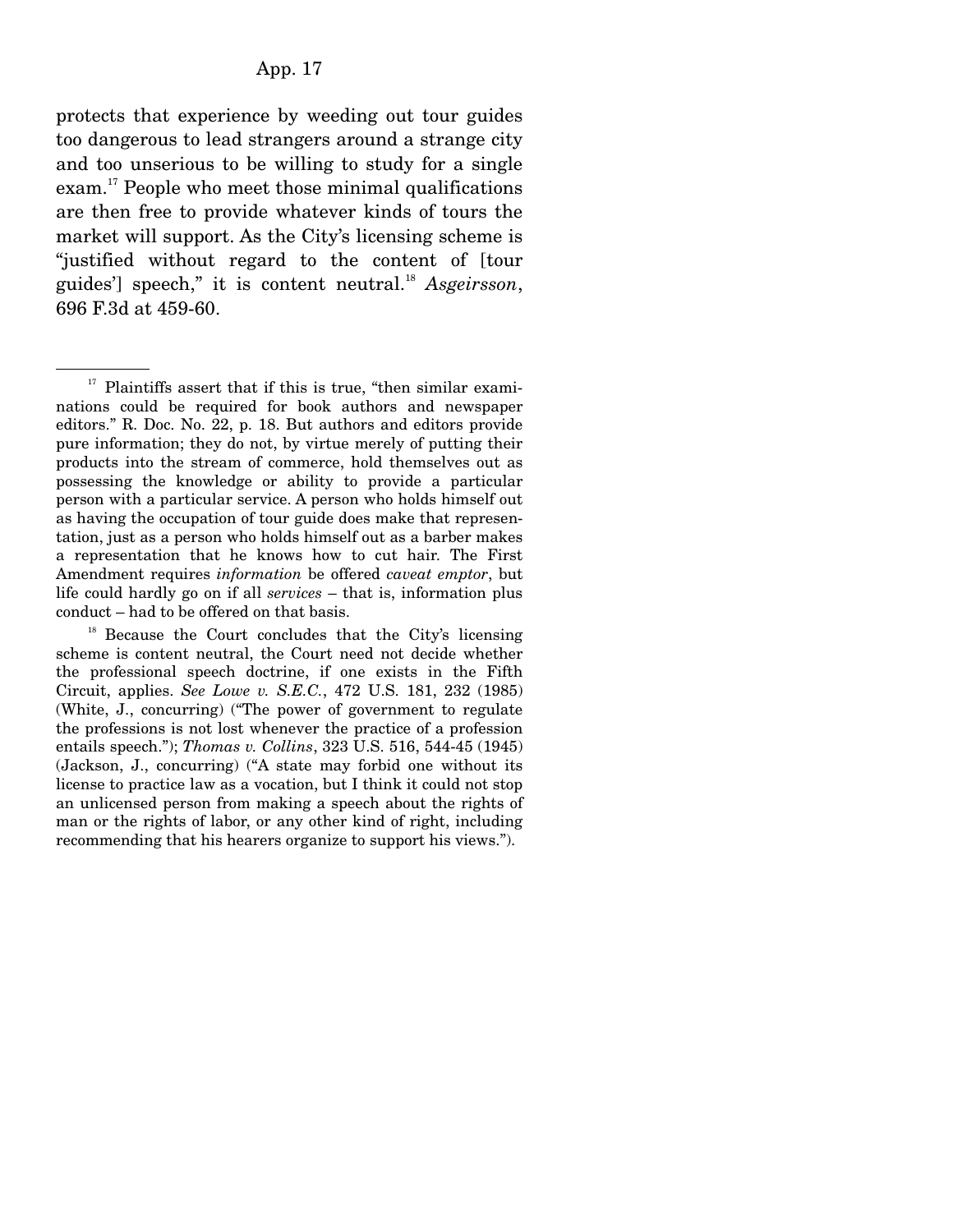protects that experience by weeding out tour guides too dangerous to lead strangers around a strange city and too unserious to be willing to study for a single exam.[17] People who meet those minimal qualifications are then free to provide whatever kinds of tours the market will support. As the City's licensing scheme is "justified without regard to the content of [tour guides'] speech," it is content neutral.[18] *Asgeirsson*, 696 F.3d at 459-60.

---

[17] Plaintiffs assert that if this is true, "then similar examinations could be required for book authors and newspaper editors." R. Doc. No. 22, p. 18. But authors and editors provide pure information; they do not, by virtue merely of putting their products into the stream of commerce, hold themselves out as possessing the knowledge or ability to provide a particular person with a particular service. A person who holds himself out as having the occupation of tour guide does make that representation, just as a person who holds himself out as a barber makes a representation that he knows how to cut hair. The First Amendment requires *information* be offered *caveat emptor*, but life could hardly go on if all *services* – that is, information plus conduct – had to be offered on that basis.

[18] Because the Court concludes that the City's licensing scheme is content neutral, the Court need not decide whether the professional speech doctrine, if one exists in the Fifth Circuit, applies. *See Lowe v. S.E.C.*, 472 U.S. 181, 232 (1985) (White, J., concurring) ("The power of government to regulate the professions is not lost whenever the practice of a profession entails speech."); *Thomas v. Collins*, 323 U.S. 516, 544-45 (1945) (Jackson, J., concurring) ("A state may forbid one without its license to practice law as a vocation, but I think it could not stop an unlicensed person from making a speech about the rights of man or the rights of labor, or any other kind of right, including recommending that his hearers organize to support his views.").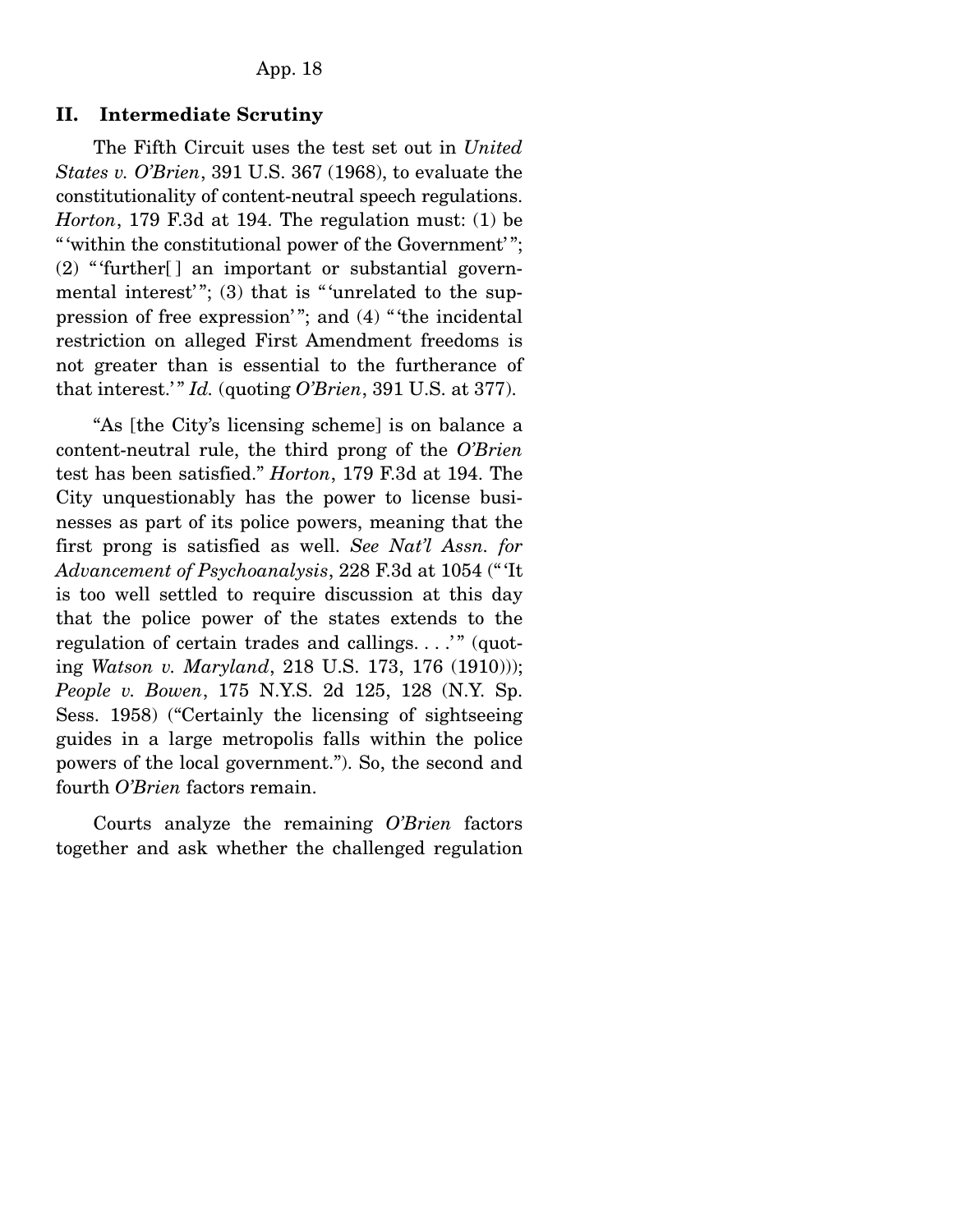## II. Intermediate Scrutiny

The Fifth Circuit uses the test set out in *United States v. O'Brien*, 391 U.S. 367 (1968), to evaluate the constitutionality of content-neutral speech regulations. *Horton*, 179 F.3d at 194. The regulation must: (1) be "'within the constitutional power of the Government'"; (2) "'further[ ] an important or substantial governmental interest'"; (3) that is "'unrelated to the suppression of free expression'"; and (4) "'the incidental restriction on alleged First Amendment freedoms is not greater than is essential to the furtherance of that interest.'" *Id.* (quoting *O'Brien*, 391 U.S. at 377).

"As [the City's licensing scheme] is on balance a content-neutral rule, the third prong of the *O'Brien* test has been satisfied." *Horton*, 179 F.3d at 194. The City unquestionably has the power to license businesses as part of its police powers, meaning that the first prong is satisfied as well. *See Nat'l Assn. for Advancement of Psychoanalysis*, 228 F.3d at 1054 ("'It is too well settled to require discussion at this day that the police power of the states extends to the regulation of certain trades and callings. . . .'" (quoting *Watson v. Maryland*, 218 U.S. 173, 176 (1910))); *People v. Bowen*, 175 N.Y.S. 2d 125, 128 (N.Y. Sp. Sess. 1958) ("Certainly the licensing of sightseeing guides in a large metropolis falls within the police powers of the local government."). So, the second and fourth *O'Brien* factors remain.

Courts analyze the remaining *O'Brien* factors together and ask whether the challenged regulation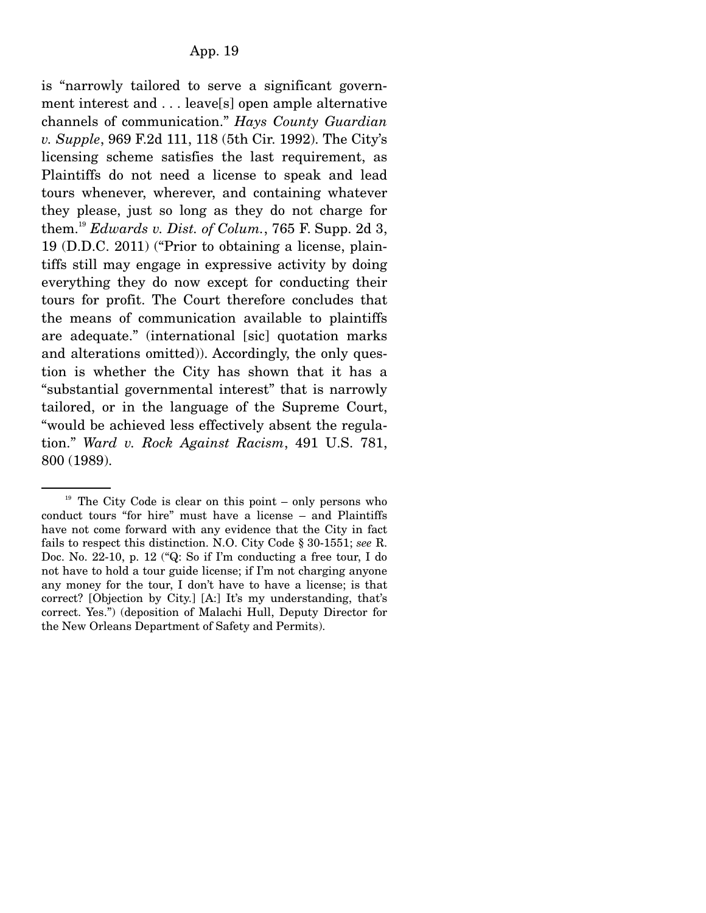is "narrowly tailored to serve a significant government interest and . . . leave[s] open ample alternative channels of communication." *Hays County Guardian v. Supple*, 969 F.2d 111, 118 (5th Cir. 1992). The City's licensing scheme satisfies the last requirement, as Plaintiffs do not need a license to speak and lead tours whenever, wherever, and containing whatever they please, just so long as they do not charge for them.[19] *Edwards v. Dist. of Colum.*, 765 F. Supp. 2d 3, 19 (D.D.C. 2011) ("Prior to obtaining a license, plaintiffs still may engage in expressive activity by doing everything they do now except for conducting their tours for profit. The Court therefore concludes that the means of communication available to plaintiffs are adequate." (international [sic] quotation marks and alterations omitted)). Accordingly, the only question is whether the City has shown that it has a "substantial governmental interest" that is narrowly tailored, or in the language of the Supreme Court, "would be achieved less effectively absent the regulation." *Ward v. Rock Against Racism*, 491 U.S. 781, 800 (1989).

---

[19] The City Code is clear on this point – only persons who conduct tours "for hire" must have a license – and Plaintiffs have not come forward with any evidence that the City in fact fails to respect this distinction. N.O. City Code § 30-1551; *see* R. Doc. No. 22-10, p. 12 ("Q: So if I'm conducting a free tour, I do not have to hold a tour guide license; if I'm not charging anyone any money for the tour, I don't have to have a license; is that correct? [Objection by City.] [A:] It's my understanding, that's correct. Yes.") (deposition of Malachi Hull, Deputy Director for the New Orleans Department of Safety and Permits).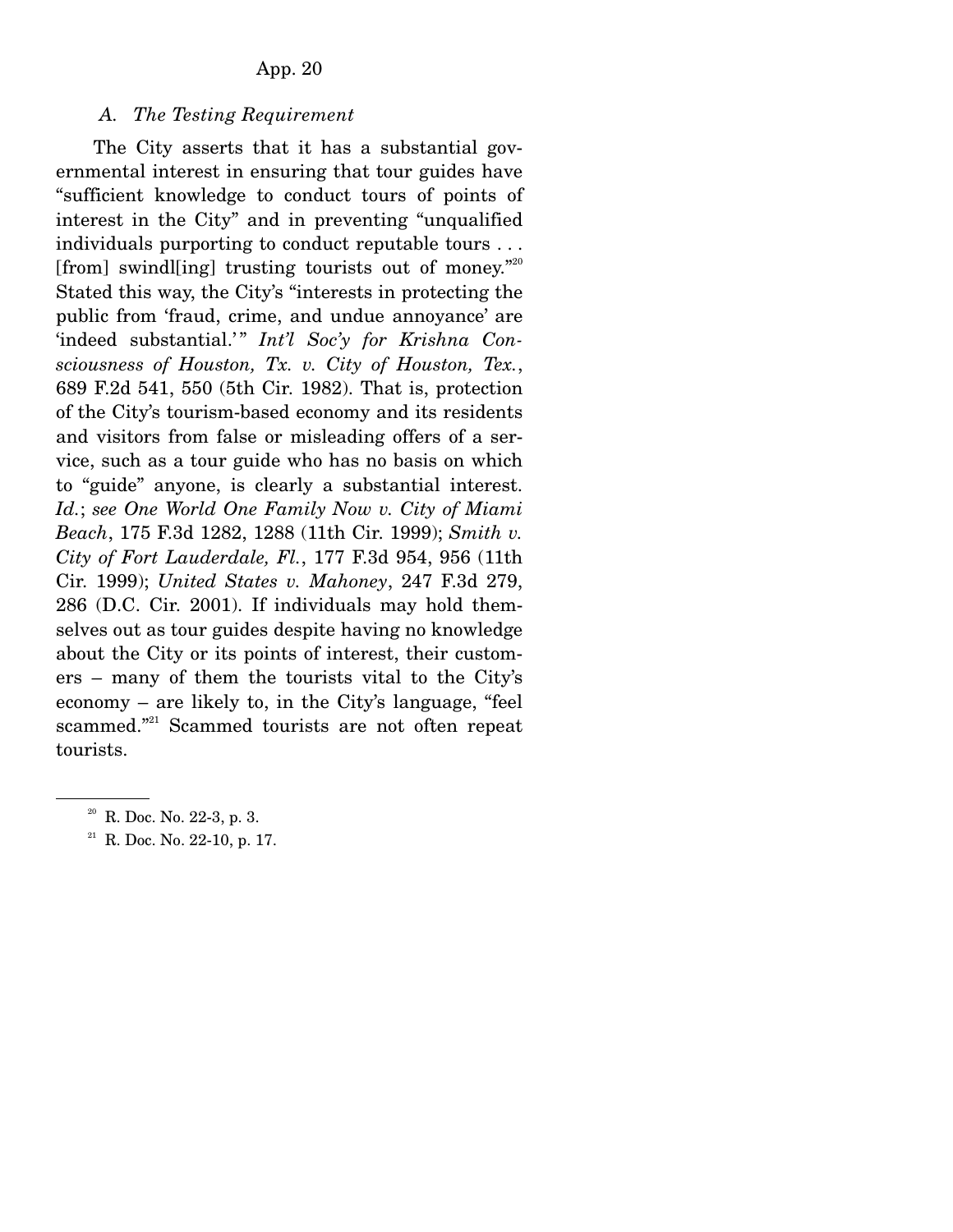*A. The Testing Requirement*

The City asserts that it has a substantial governmental interest in ensuring that tour guides have "sufficient knowledge to conduct tours of points of interest in the City" and in preventing "unqualified individuals purporting to conduct reputable tours . . . [from] swindl[ing] trusting tourists out of money."[20] Stated this way, the City's "interests in protecting the public from 'fraud, crime, and undue annoyance' are 'indeed substantial.'" *Int'l Soc'y for Krishna Consciousness of Houston, Tx. v. City of Houston, Tex.*, 689 F.2d 541, 550 (5th Cir. 1982). That is, protection of the City's tourism-based economy and its residents and visitors from false or misleading offers of a service, such as a tour guide who has no basis on which to "guide" anyone, is clearly a substantial interest. *Id.*; *see One World One Family Now v. City of Miami Beach*, 175 F.3d 1282, 1288 (11th Cir. 1999); *Smith v. City of Fort Lauderdale, Fl.*, 177 F.3d 954, 956 (11th Cir. 1999); *United States v. Mahoney*, 247 F.3d 279, 286 (D.C. Cir. 2001). If individuals may hold themselves out as tour guides despite having no knowledge about the City or its points of interest, their customers – many of them the tourists vital to the City's economy – are likely to, in the City's language, "feel scammed."[21] Scammed tourists are not often repeat tourists.

---

[20] R. Doc. No. 22-3, p. 3.

[21] R. Doc. No. 22-10, p. 17.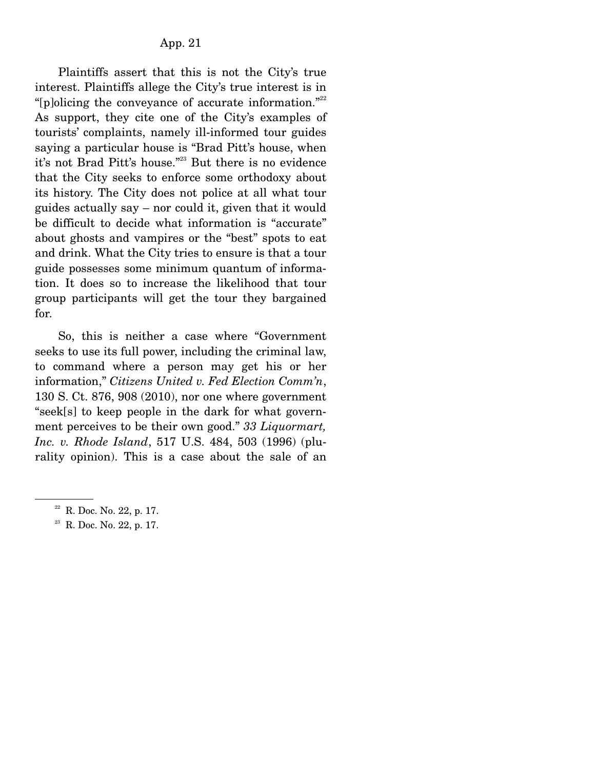Plaintiffs assert that this is not the City's true interest. Plaintiffs allege the City's true interest is in "[p]olicing the conveyance of accurate information."[22] As support, they cite one of the City's examples of tourists' complaints, namely ill-informed tour guides saying a particular house is "Brad Pitt's house, when it's not Brad Pitt's house."[23] But there is no evidence that the City seeks to enforce some orthodoxy about its history. The City does not police at all what tour guides actually say – nor could it, given that it would be difficult to decide what information is "accurate" about ghosts and vampires or the "best" spots to eat and drink. What the City tries to ensure is that a tour guide possesses some minimum quantum of information. It does so to increase the likelihood that tour group participants will get the tour they bargained for.

So, this is neither a case where "Government seeks to use its full power, including the criminal law, to command where a person may get his or her information," *Citizens United v. Fed Election Comm'n*, 130 S. Ct. 876, 908 (2010), nor one where government "seek[s] to keep people in the dark for what government perceives to be their own good." *33 Liquormart, Inc. v. Rhode Island*, 517 U.S. 484, 503 (1996) (plurality opinion). This is a case about the sale of an

---

[22] R. Doc. No. 22, p. 17.

[23] R. Doc. No. 22, p. 17.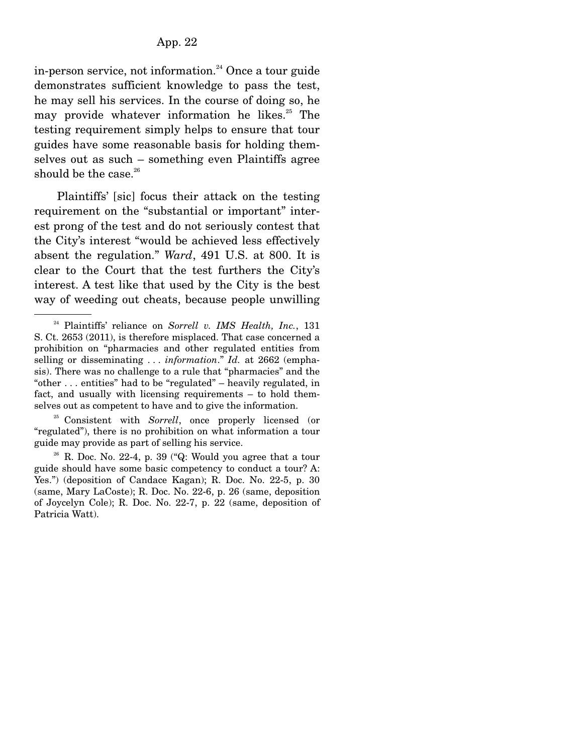in-person service, not information.[24] Once a tour guide demonstrates sufficient knowledge to pass the test, he may sell his services. In the course of doing so, he may provide whatever information he likes.[25] The testing requirement simply helps to ensure that tour guides have some reasonable basis for holding themselves out as such – something even Plaintiffs agree should be the case.[26]

Plaintiffs' [sic] focus their attack on the testing requirement on the "substantial or important" interest prong of the test and do not seriously contest that the City's interest "would be achieved less effectively absent the regulation." *Ward*, 491 U.S. at 800. It is clear to the Court that the test furthers the City's interest. A test like that used by the City is the best way of weeding out cheats, because people unwilling

---

[24] Plaintiffs' reliance on *Sorrell v. IMS Health, Inc.*, 131 S. Ct. 2653 (2011), is therefore misplaced. That case concerned a prohibition on "pharmacies and other regulated entities from selling or disseminating . . . *information*." *Id.* at 2662 (emphasis). There was no challenge to a rule that "pharmacies" and the "other . . . entities" had to be "regulated" – heavily regulated, in fact, and usually with licensing requirements – to hold themselves out as competent to have and to give the information.

[25] Consistent with *Sorrell*, once properly licensed (or "regulated"), there is no prohibition on what information a tour guide may provide as part of selling his service.

[26] R. Doc. No. 22-4, p. 39 ("Q: Would you agree that a tour guide should have some basic competency to conduct a tour? A: Yes.") (deposition of Candace Kagan); R. Doc. No. 22-5, p. 30 (same, Mary LaCoste); R. Doc. No. 22-6, p. 26 (same, deposition of Joycelyn Cole); R. Doc. No. 22-7, p. 22 (same, deposition of Patricia Watt).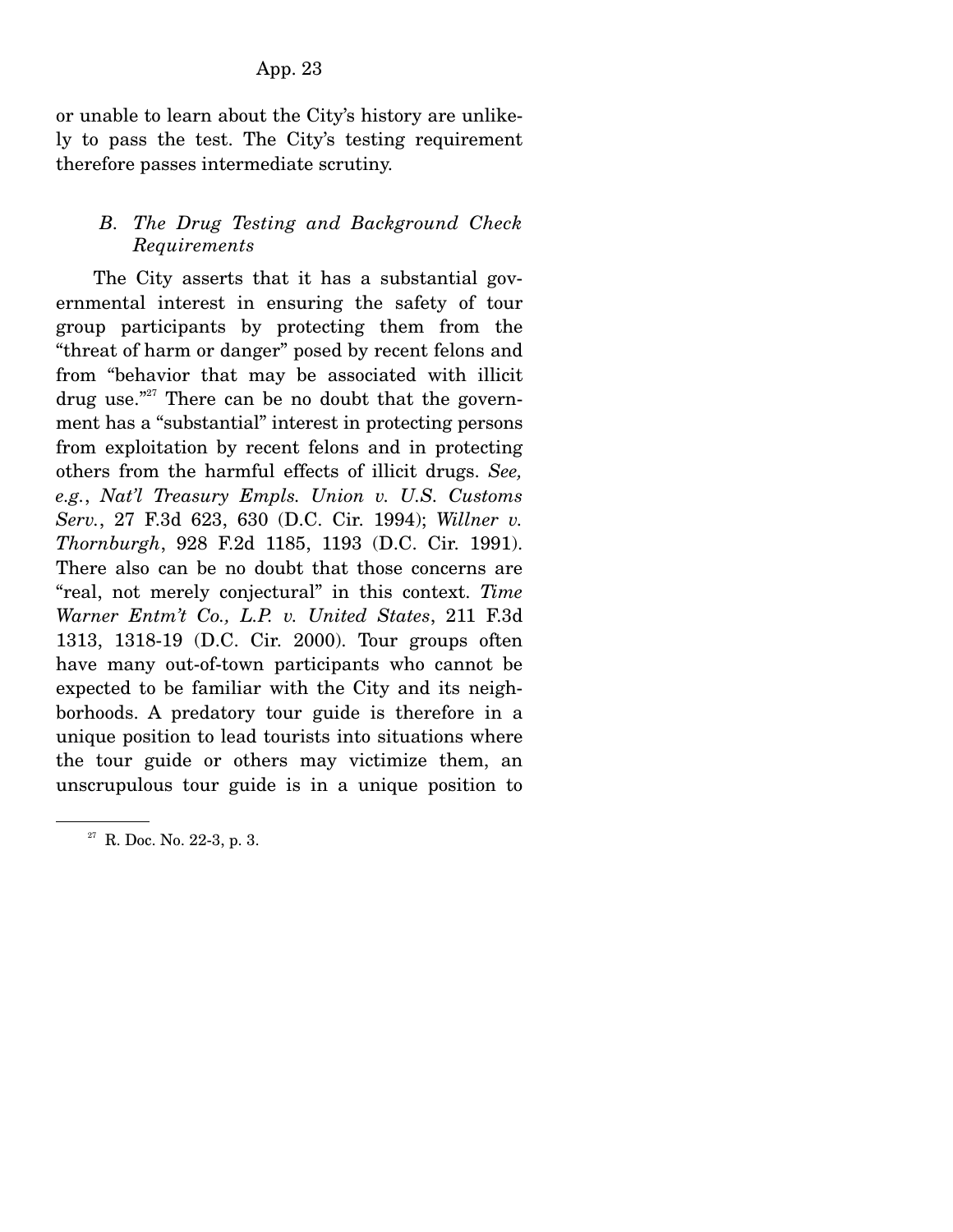or unable to learn about the City's history are unlikely to pass the test. The City's testing requirement therefore passes intermediate scrutiny.

### *B. The Drug Testing and Background Check Requirements*

The City asserts that it has a substantial governmental interest in ensuring the safety of tour group participants by protecting them from the "threat of harm or danger" posed by recent felons and from "behavior that may be associated with illicit drug use."[27] There can be no doubt that the government has a "substantial" interest in protecting persons from exploitation by recent felons and in protecting others from the harmful effects of illicit drugs. *See, e.g.*, *Nat'l Treasury Empls. Union v. U.S. Customs Serv.*, 27 F.3d 623, 630 (D.C. Cir. 1994); *Willner v. Thornburgh*, 928 F.2d 1185, 1193 (D.C. Cir. 1991). There also can be no doubt that those concerns are "real, not merely conjectural" in this context. *Time Warner Entm't Co., L.P. v. United States*, 211 F.3d 1313, 1318-19 (D.C. Cir. 2000). Tour groups often have many out-of-town participants who cannot be expected to be familiar with the City and its neighborhoods. A predatory tour guide is therefore in a unique position to lead tourists into situations where the tour guide or others may victimize them, an unscrupulous tour guide is in a unique position to

[27] R. Doc. No. 22-3, p. 3.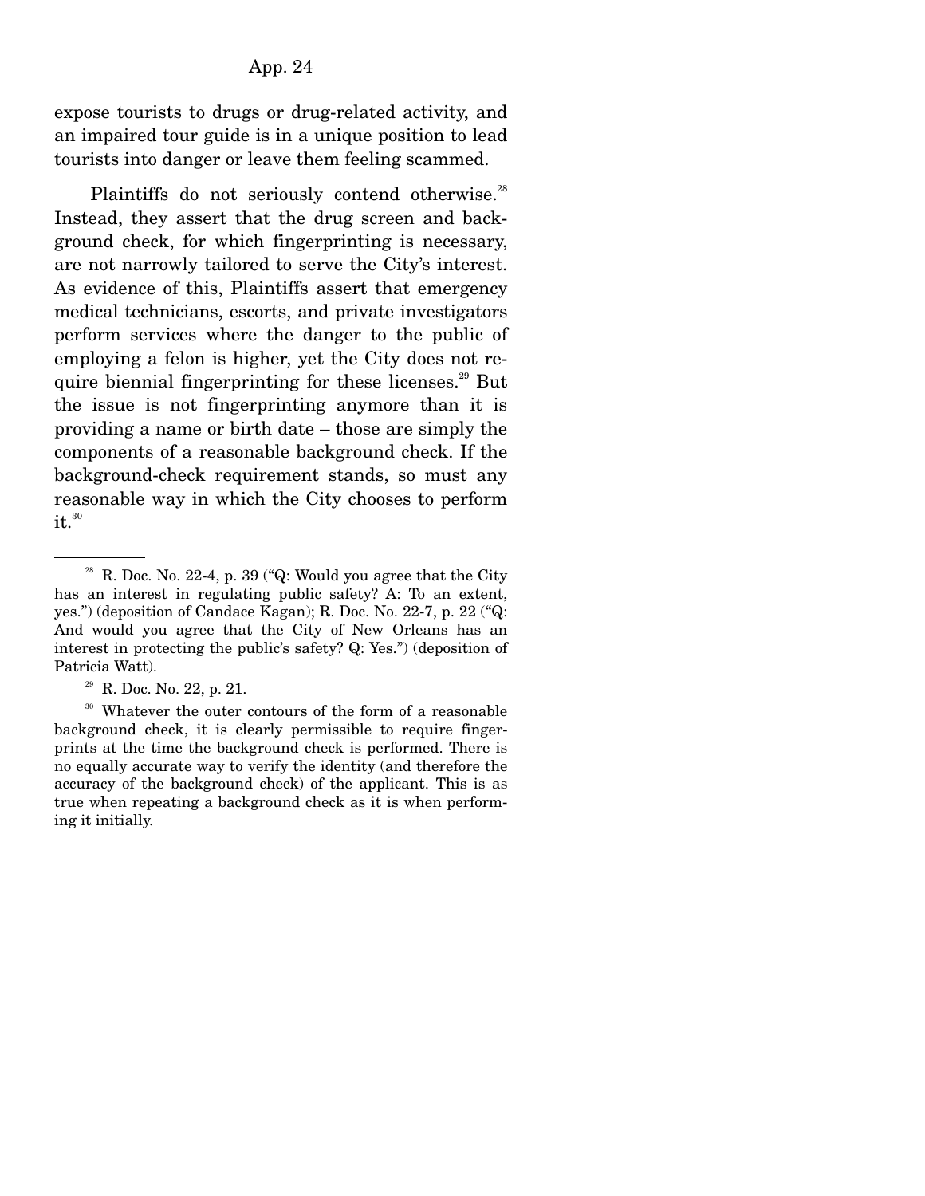expose tourists to drugs or drug-related activity, and an impaired tour guide is in a unique position to lead tourists into danger or leave them feeling scammed.

Plaintiffs do not seriously contend otherwise.[28] Instead, they assert that the drug screen and background check, for which fingerprinting is necessary, are not narrowly tailored to serve the City's interest. As evidence of this, Plaintiffs assert that emergency medical technicians, escorts, and private investigators perform services where the danger to the public of employing a felon is higher, yet the City does not require biennial fingerprinting for these licenses.[29] But the issue is not fingerprinting anymore than it is providing a name or birth date – those are simply the components of a reasonable background check. If the background-check requirement stands, so must any reasonable way in which the City chooses to perform it.[30]

---

[28] R. Doc. No. 22-4, p. 39 ("Q: Would you agree that the City has an interest in regulating public safety? A: To an extent, yes.") (deposition of Candace Kagan); R. Doc. No. 22-7, p. 22 ("Q: And would you agree that the City of New Orleans has an interest in protecting the public's safety? Q: Yes.") (deposition of Patricia Watt).

[29] R. Doc. No. 22, p. 21.

[30] Whatever the outer contours of the form of a reasonable background check, it is clearly permissible to require fingerprints at the time the background check is performed. There is no equally accurate way to verify the identity (and therefore the accuracy of the background check) of the applicant. This is as true when repeating a background check as it is when performing it initially.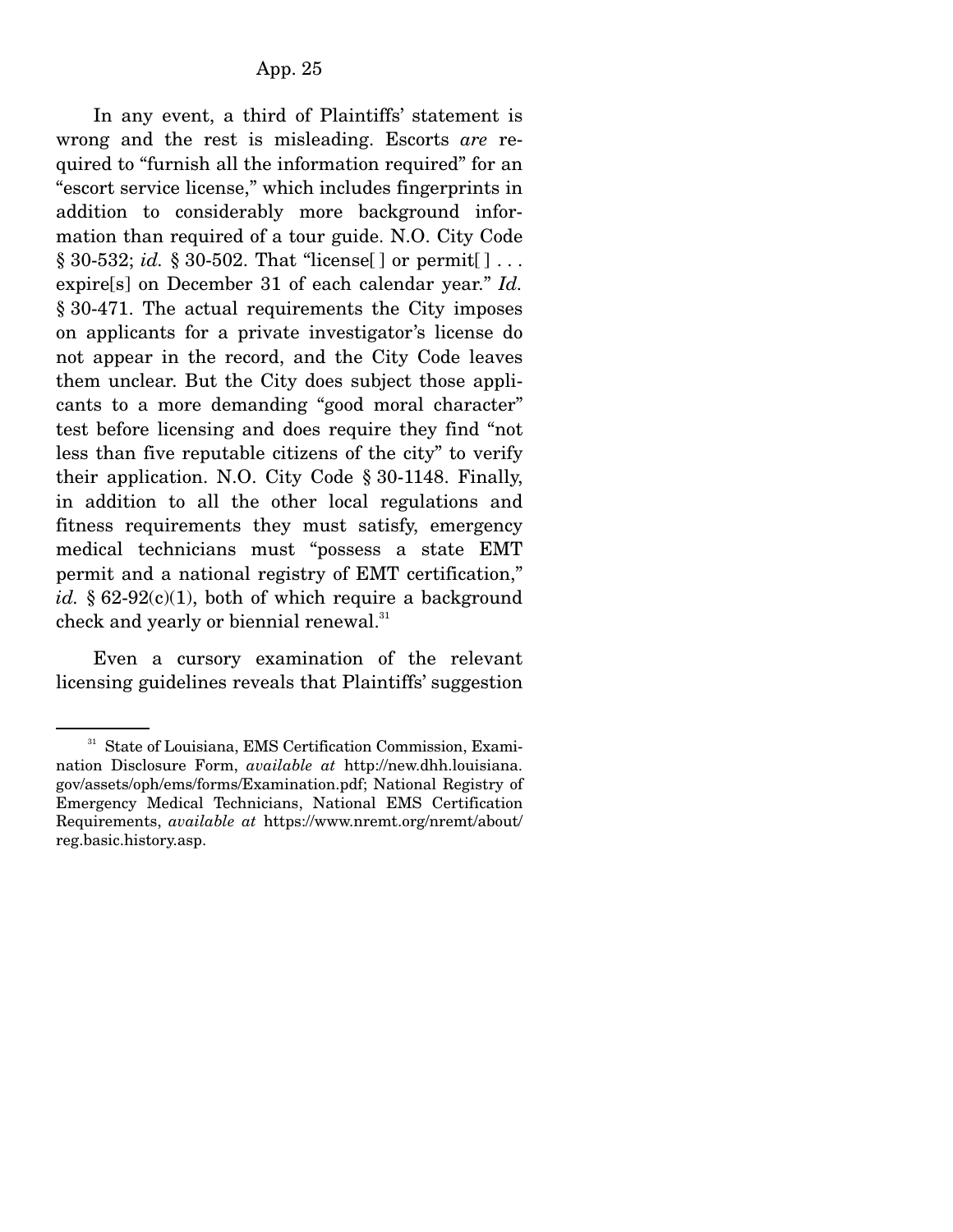In any event, a third of Plaintiffs' statement is wrong and the rest is misleading. Escorts *are* required to "furnish all the information required" for an "escort service license," which includes fingerprints in addition to considerably more background information than required of a tour guide. N.O. City Code § 30-532; *id.* § 30-502. That "license[ ] or permit[ ] . . . expire[s] on December 31 of each calendar year." *Id.* § 30-471. The actual requirements the City imposes on applicants for a private investigator's license do not appear in the record, and the City Code leaves them unclear. But the City does subject those applicants to a more demanding "good moral character" test before licensing and does require they find "not less than five reputable citizens of the city" to verify their application. N.O. City Code § 30-1148. Finally, in addition to all the other local regulations and fitness requirements they must satisfy, emergency medical technicians must "possess a state EMT permit and a national registry of EMT certification," *id.* § 62-92(c)(1), both of which require a background check and yearly or biennial renewal.[31]

Even a cursory examination of the relevant licensing guidelines reveals that Plaintiffs' suggestion

---

[31] State of Louisiana, EMS Certification Commission, Examination Disclosure Form, *available at* http://new.dhh.louisiana.gov/assets/oph/ems/forms/Examination.pdf; National Registry of Emergency Medical Technicians, National EMS Certification Requirements, *available at* https://www.nremt.org/nremt/about/reg.basic.history.asp.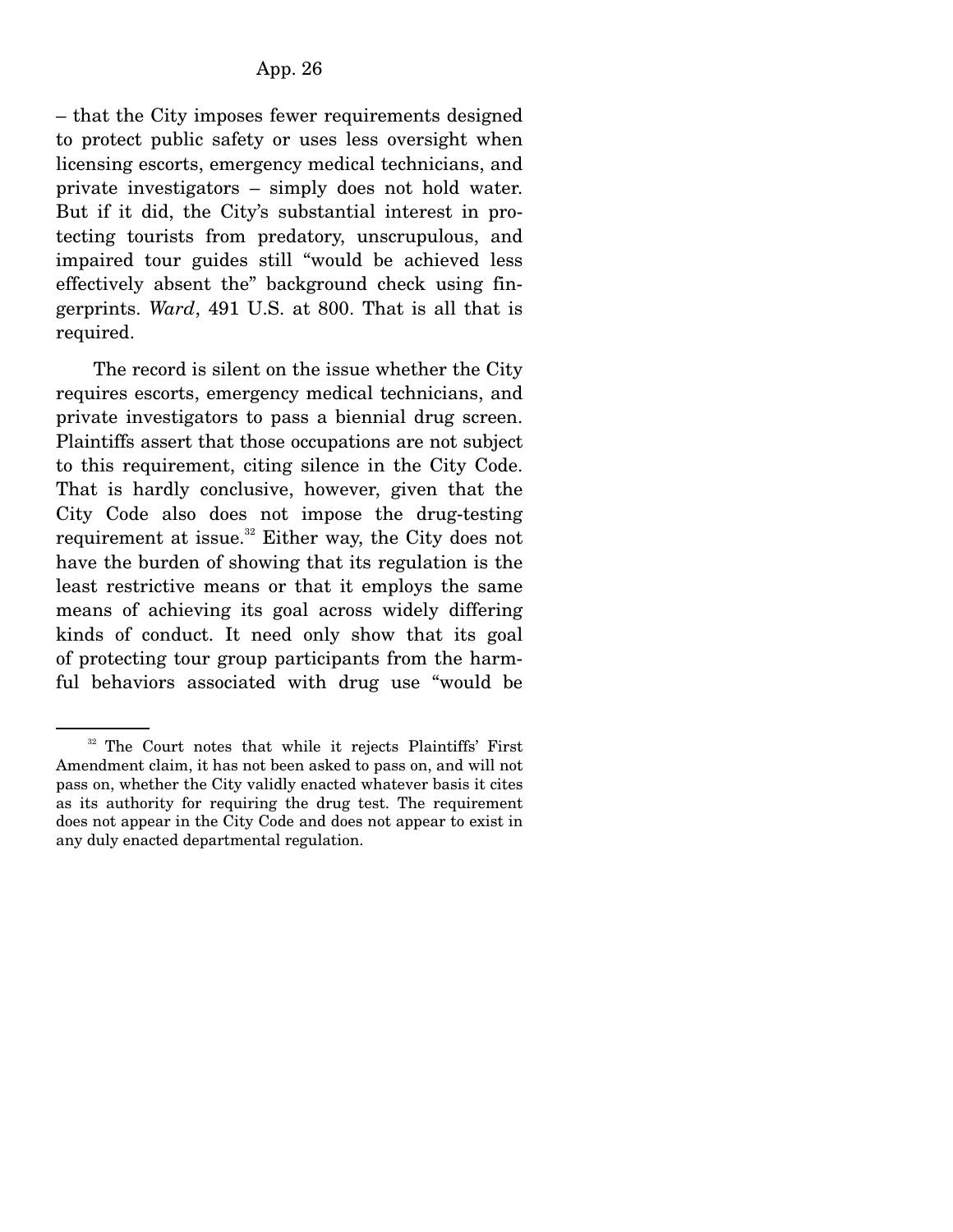– that the City imposes fewer requirements designed to protect public safety or uses less oversight when licensing escorts, emergency medical technicians, and private investigators – simply does not hold water. But if it did, the City's substantial interest in protecting tourists from predatory, unscrupulous, and impaired tour guides still "would be achieved less effectively absent the" background check using fingerprints. *Ward*, 491 U.S. at 800. That is all that is required.

The record is silent on the issue whether the City requires escorts, emergency medical technicians, and private investigators to pass a biennial drug screen. Plaintiffs assert that those occupations are not subject to this requirement, citing silence in the City Code. That is hardly conclusive, however, given that the City Code also does not impose the drug-testing requirement at issue.[32] Either way, the City does not have the burden of showing that its regulation is the least restrictive means or that it employs the same means of achieving its goal across widely differing kinds of conduct. It need only show that its goal of protecting tour group participants from the harmful behaviors associated with drug use "would be

---

[32] The Court notes that while it rejects Plaintiffs' First Amendment claim, it has not been asked to pass on, and will not pass on, whether the City validly enacted whatever basis it cites as its authority for requiring the drug test. The requirement does not appear in the City Code and does not appear to exist in any duly enacted departmental regulation.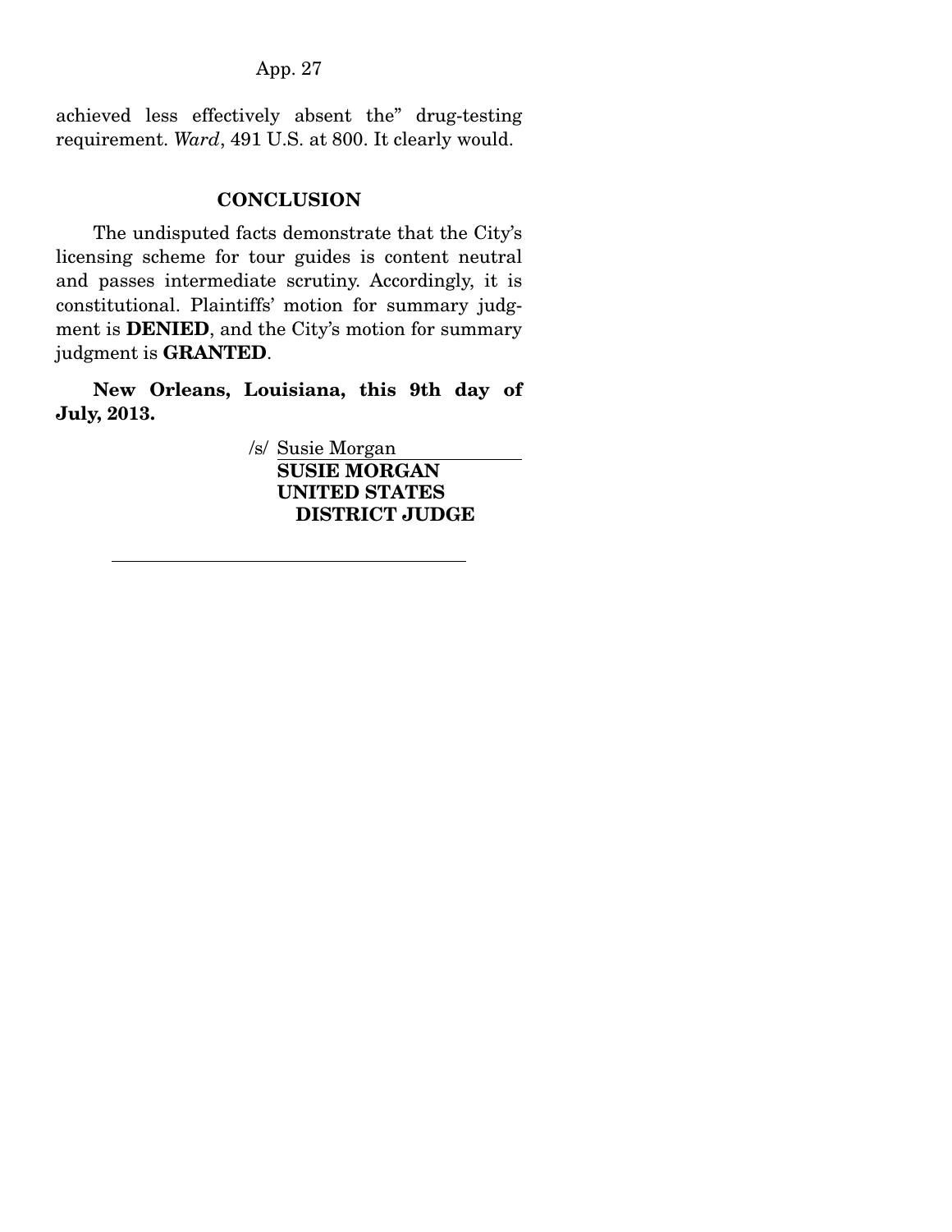achieved less effectively absent the" drug-testing requirement. *Ward*, 491 U.S. at 800. It clearly would.

## CONCLUSION

The undisputed facts demonstrate that the City's licensing scheme for tour guides is content neutral and passes intermediate scrutiny. Accordingly, it is constitutional. Plaintiffs' motion for summary judgment is **DENIED**, and the City's motion for summary judgment is **GRANTED**.

**New Orleans, Louisiana, this 9th day of July, 2013.**

/s/ Susie Morgan
**SUSIE MORGAN**
**UNITED STATES DISTRICT JUDGE**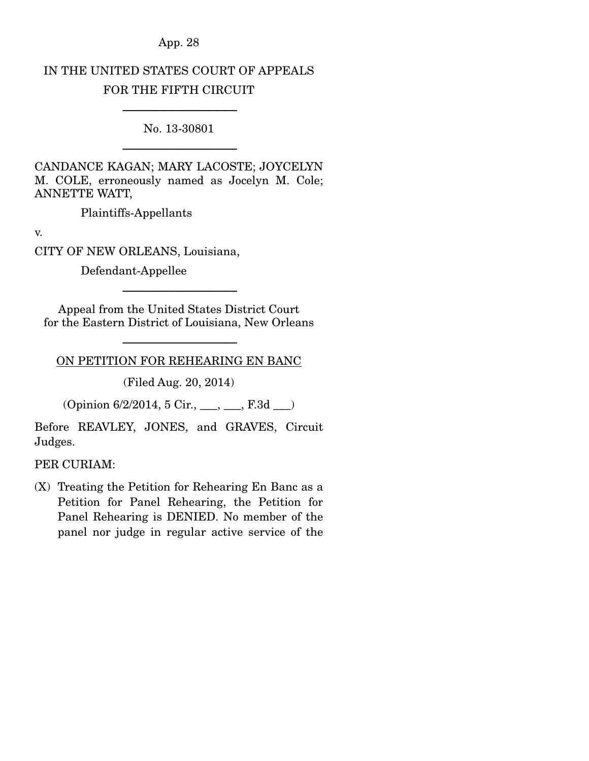IN THE UNITED STATES COURT OF APPEALS
FOR THE FIFTH CIRCUIT

---

No. 13-30801

---

CANDANCE KAGAN; MARY LACOSTE; JOYCELYN M. COLE, erroneously named as Jocelyn M. Cole; ANNETTE WATT,

Plaintiffs-Appellants

v.

CITY OF NEW ORLEANS, Louisiana,

Defendant-Appellee

---

Appeal from the United States District Court for the Eastern District of Louisiana, New Orleans

---

ON PETITION FOR REHEARING EN BANC

(Filed Aug. 20, 2014)

(Opinion 6/2/2014, 5 Cir., ___, ___, F.3d ___)

Before REAVLEY, JONES, and GRAVES, Circuit Judges.

PER CURIAM:

(X) Treating the Petition for Rehearing En Banc as a Petition for Panel Rehearing, the Petition for Panel Rehearing is DENIED. No member of the panel nor judge in regular active service of the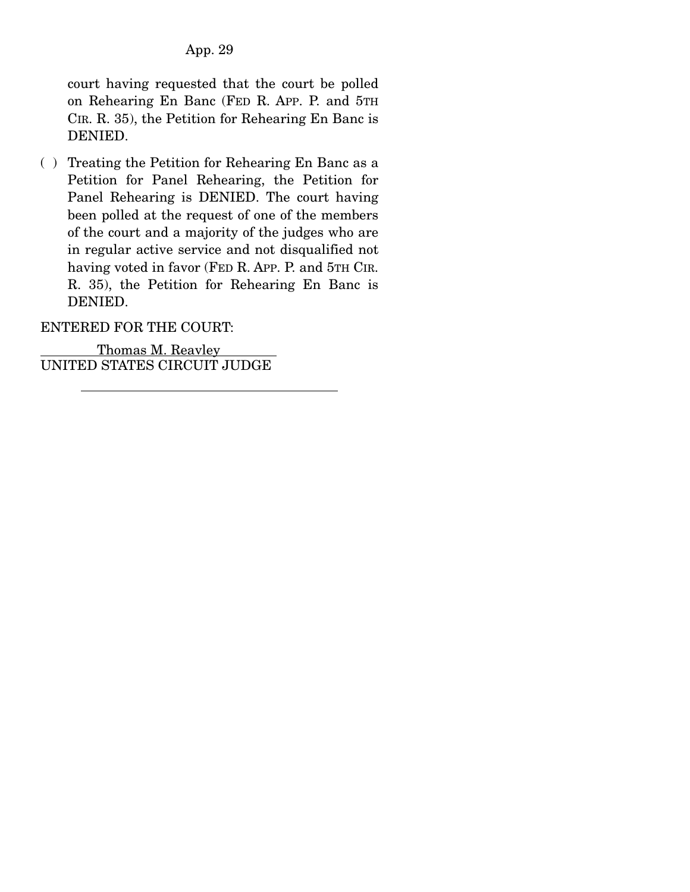court having requested that the court be polled on Rehearing En Banc (FED R. APP. P. and 5TH CIR. R. 35), the Petition for Rehearing En Banc is DENIED.

( ) Treating the Petition for Rehearing En Banc as a Petition for Panel Rehearing, the Petition for Panel Rehearing is DENIED. The court having been polled at the request of one of the members of the court and a majority of the judges who are in regular active service and not disqualified not having voted in favor (FED R. APP. P. and 5TH CIR. R. 35), the Petition for Rehearing En Banc is DENIED.

ENTERED FOR THE COURT:

Thomas M. Reavley
UNITED STATES CIRCUIT JUDGE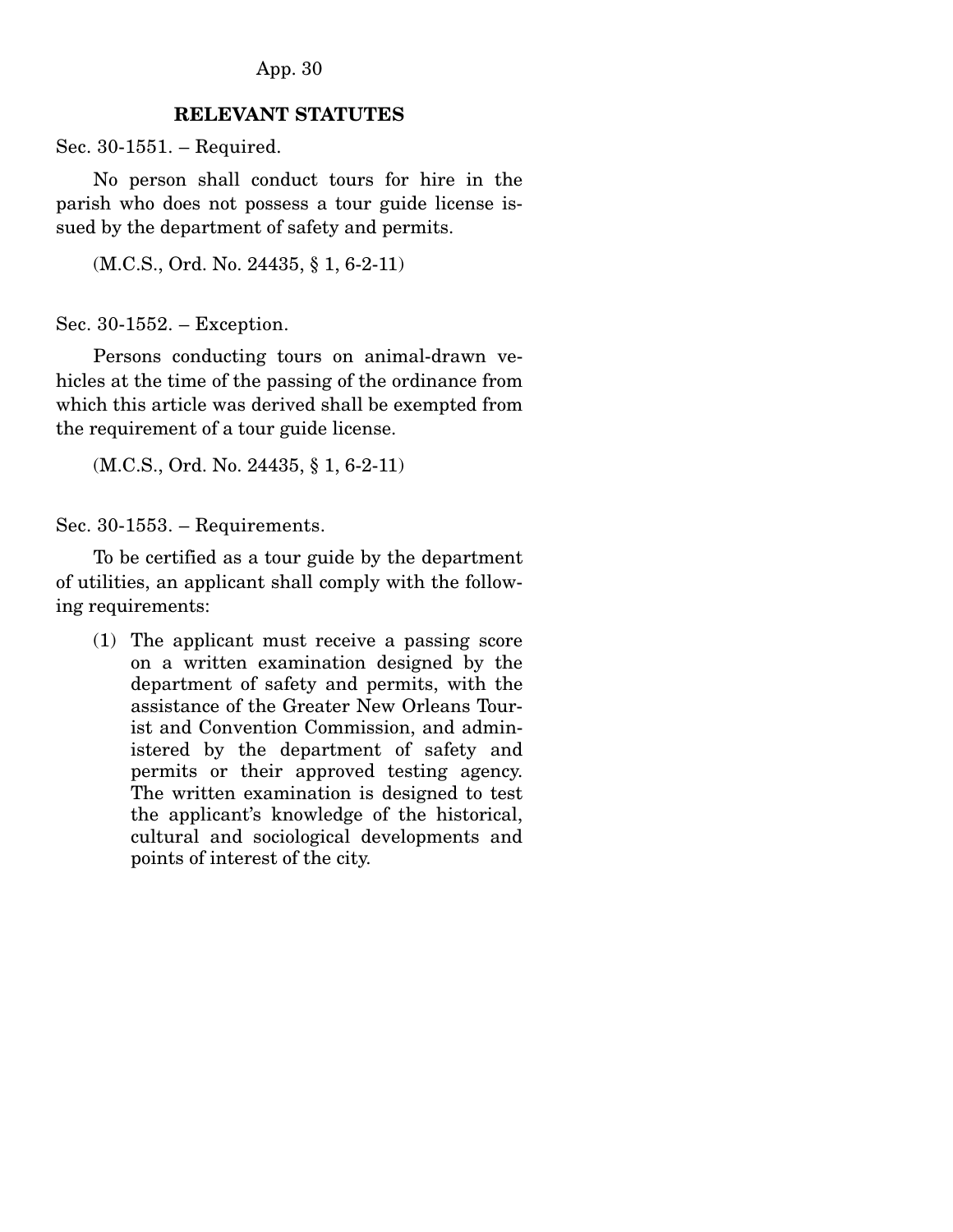## RELEVANT STATUTES

Sec. 30-1551. – Required.

No person shall conduct tours for hire in the parish who does not possess a tour guide license issued by the department of safety and permits.

(M.C.S., Ord. No. 24435, § 1, 6-2-11)

Sec. 30-1552. – Exception.

Persons conducting tours on animal-drawn vehicles at the time of the passing of the ordinance from which this article was derived shall be exempted from the requirement of a tour guide license.

(M.C.S., Ord. No. 24435, § 1, 6-2-11)

Sec. 30-1553. – Requirements.

To be certified as a tour guide by the department of utilities, an applicant shall comply with the following requirements:

(1) The applicant must receive a passing score on a written examination designed by the department of safety and permits, with the assistance of the Greater New Orleans Tourist and Convention Commission, and administered by the department of safety and permits or their approved testing agency. The written examination is designed to test the applicant's knowledge of the historical, cultural and sociological developments and points of interest of the city.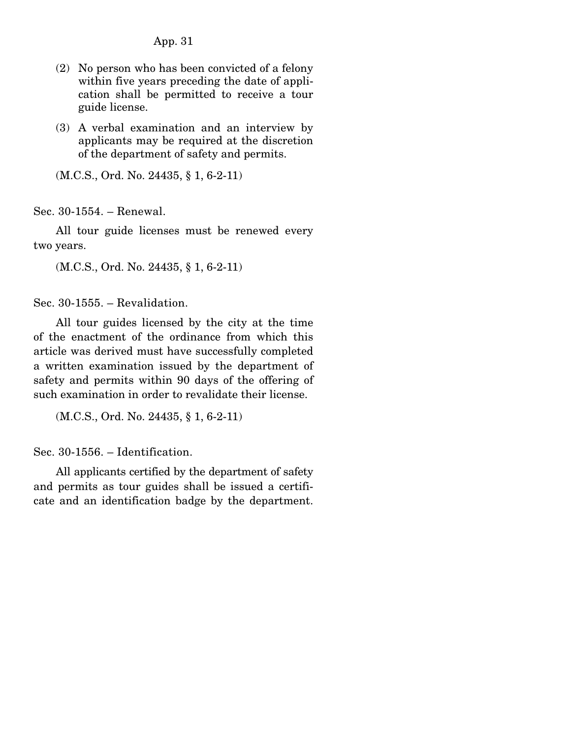(2) No person who has been convicted of a felony within five years preceding the date of application shall be permitted to receive a tour guide license.

(3) A verbal examination and an interview by applicants may be required at the discretion of the department of safety and permits.

(M.C.S., Ord. No. 24435, § 1, 6-2-11)

Sec. 30-1554. – Renewal.

All tour guide licenses must be renewed every two years.

(M.C.S., Ord. No. 24435, § 1, 6-2-11)

Sec. 30-1555. – Revalidation.

All tour guides licensed by the city at the time of the enactment of the ordinance from which this article was derived must have successfully completed a written examination issued by the department of safety and permits within 90 days of the offering of such examination in order to revalidate their license.

(M.C.S., Ord. No. 24435, § 1, 6-2-11)

Sec. 30-1556. – Identification.

All applicants certified by the department of safety and permits as tour guides shall be issued a certificate and an identification badge by the department.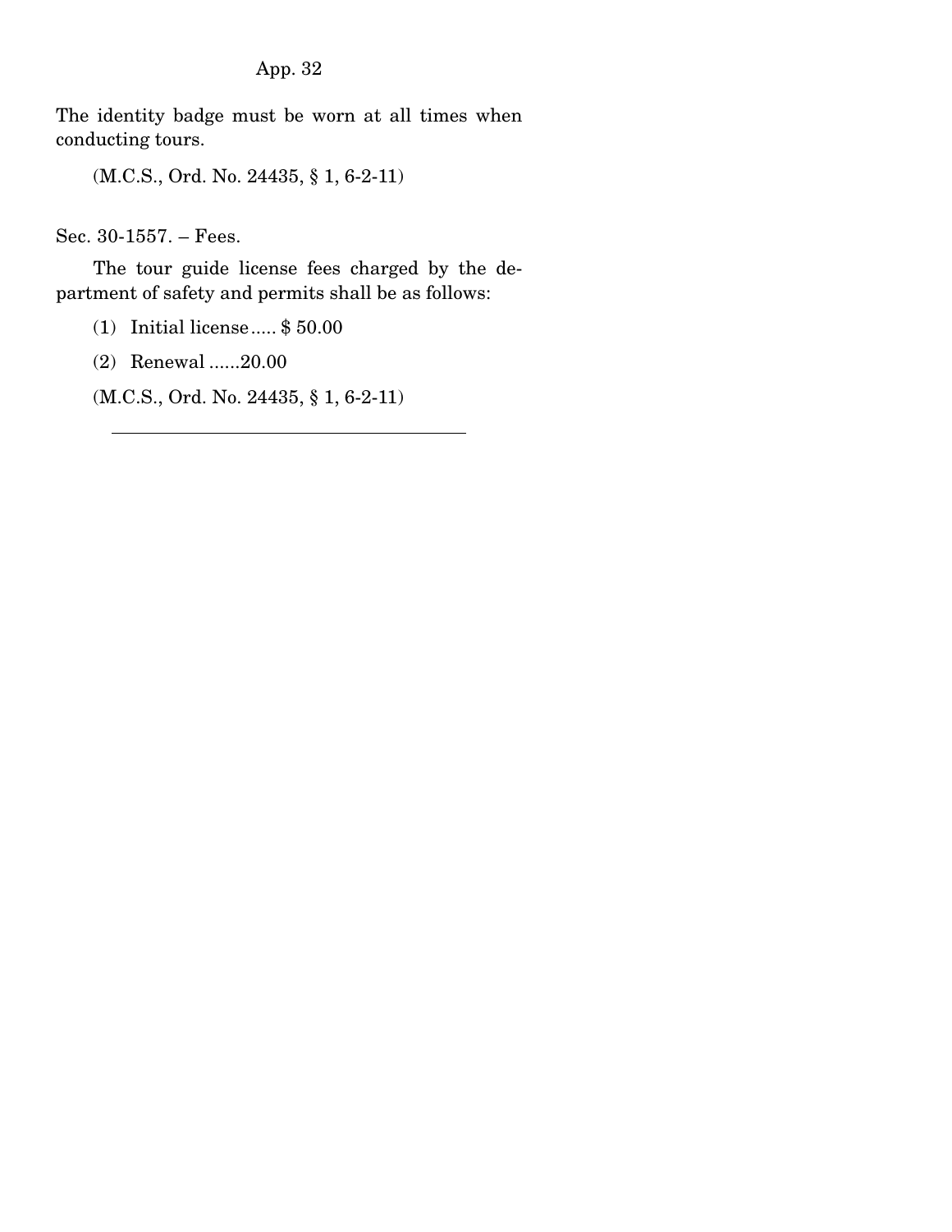The identity badge must be worn at all times when conducting tours.

(M.C.S., Ord. No. 24435, § 1, 6-2-11)

Sec. 30-1557. – Fees.

The tour guide license fees charged by the department of safety and permits shall be as follows:

(1) Initial license ..... $ 50.00

(2) Renewal ......20.00

(M.C.S., Ord. No. 24435, § 1, 6-2-11)